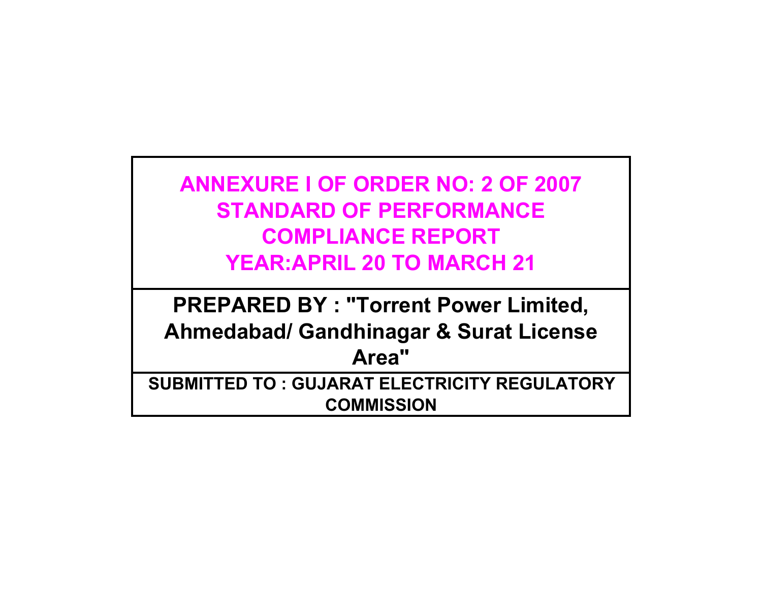# ANNEXURE I OF ORDER NO: 2 OF 2007
# STANDARD OF PERFORMANCE
# COMPLIANCE REPORT
# YEAR:APRIL 20 TO MARCH 21

**PREPARED BY : "Torrent Power Limited, Ahmedabad/ Gandhinagar & Surat License Area"**

**SUBMITTED TO : GUJARAT ELECTRICITY REGULATORY COMMISSION**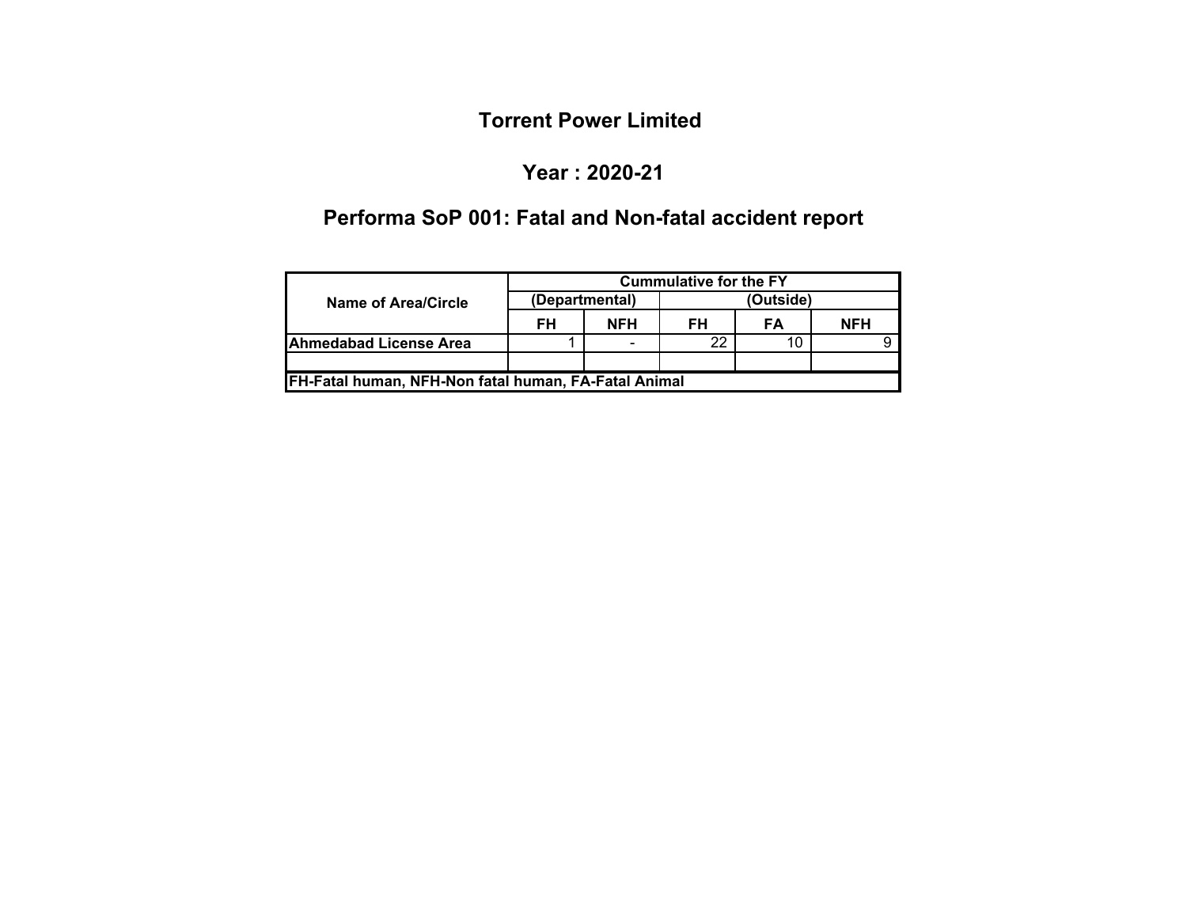# Torrent Power Limited

## Year : 2020-21

## Performa SoP 001: Fatal and Non-fatal accident report

| Name of Area/Circle | Cummulative for the FY | | | | |
|---|---|---|---|---|---|
| | (Departmental) | | (Outside) | | |
| | FH | NFH | FH | FA | NFH |
| Ahmedabad License Area | 1 | - | 22 | 10 | 9 |
| | | | | | |
| FH-Fatal human, NFH-Non fatal human, FA-Fatal Animal | | | | | |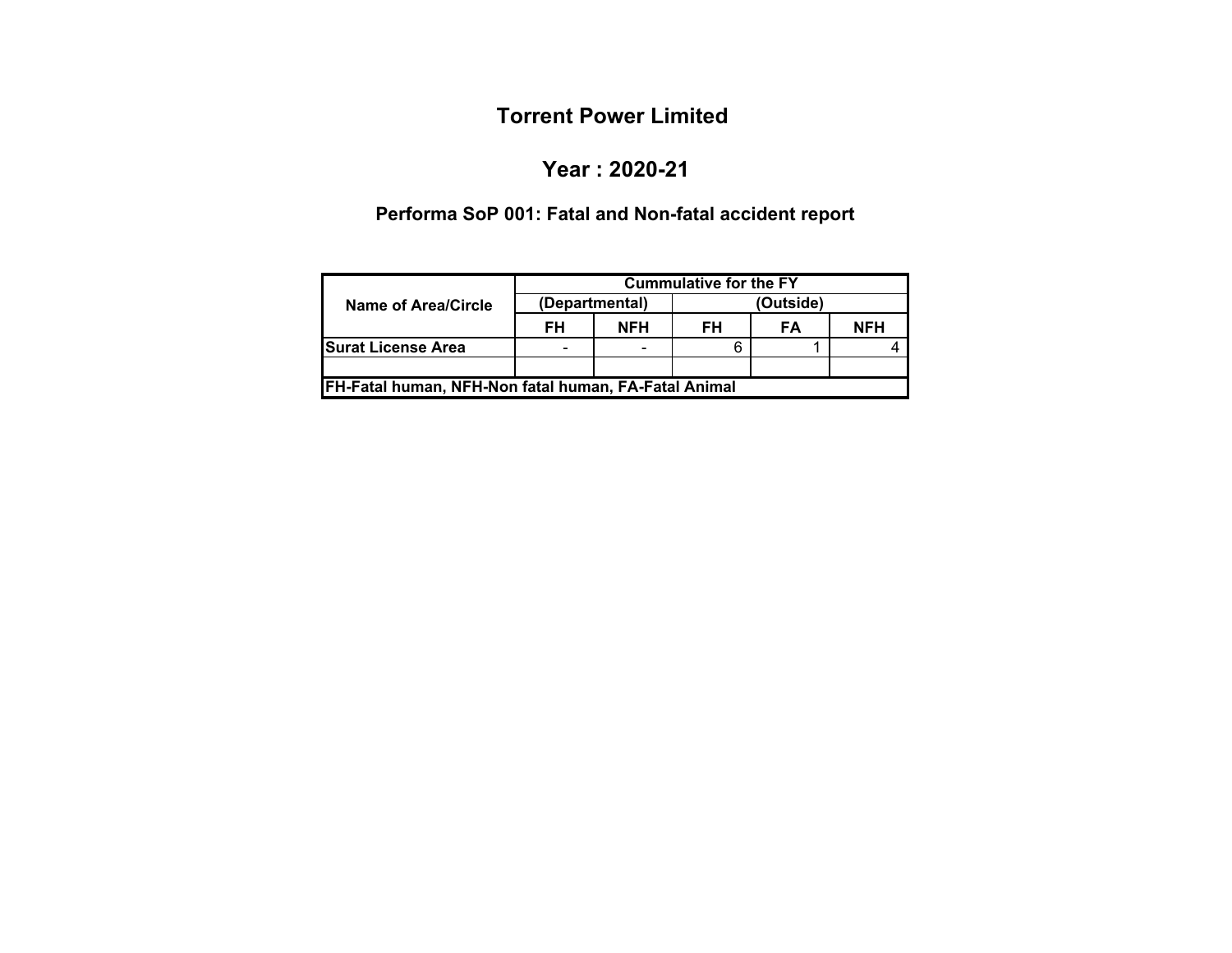# Torrent Power Limited

## Year : 2020-21

### Performa SoP 001: Fatal and Non-fatal accident report

| Name of Area/Circle | Cummulative for the FY | | | | |
|---|---|---|---|---|---|
| | (Departmental) | | (Outside) | | |
| | FH | NFH | FH | FA | NFH |
| **Surat License Area** | - | - | 6 | 1 | 4 |
| | | | | | |
| **FH-Fatal human, NFH-Non fatal human, FA-Fatal Animal** | | | | | |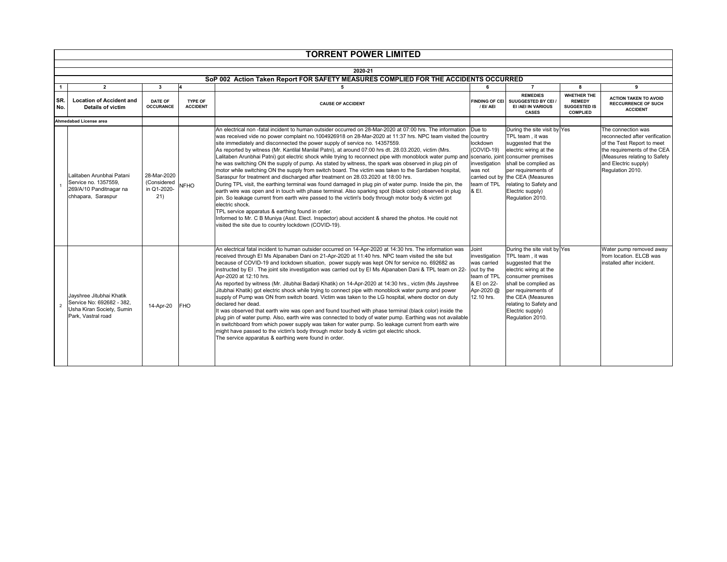# TORRENT POWER LIMITED

**2020-21**

**SoP 002 Action Taken Report FOR SAFETY MEASURES COMPLIED FOR THE ACCIDENTS OCCURRED**

| 1 | 2 | 3 | 4 | 5 | 6 | 7 | 8 | 9 |
|---|---|---|---|---|---|---|---|---|
| **SR. No.** | **Location of Accident and Details of victim** | **DATE OF OCCURANCE** | **TYPE OF ACCIDENT** | **CAUSE OF ACCIDENT** | **FINDING OF CEI / EI/ AEI** | **REMEDIES SUUGGESTED BY CEI / EI /AEI IN VARIOUS CASES** | **WHETHER THE REMEDY SUGGESTED IS COMPLIED** | **ACTION TAKEN TO AVOID RECCURRENCE OF SUCH ACCIDENT** |
| **Ahmedabad License area** | | | | | | | | |
| 1 | Lalitaben Arunbhai Patani Service no. 1357559, 269/A/10 Panditnagar na chhapara, Saraspur | 28-Mar-2020 (Considered in Q1-2020-21) | NFHO | An electrical non -fatal incident to human outsider occurred on 28-Mar-2020 at 07:00 hrs. The information was received vide no power complaint no.1004926918 on 28-Mar-2020 at 11:37 hrs. NPC team visited the site immediately and disconnected the power supply of service no. 14357559.<br>As reported by witness (Mr. Kantilal Manilal Patni), at around 07:00 hrs dt. 28.03.2020, victim (Mrs. Lalitaben Arunbhai Patni) got electric shock while trying to reconnect pipe with monoblock water pump and he was switching ON the supply of pump. As stated by witness, the spark was observed in plug pin of motor while switching ON the supply from switch board. The victim was taken to the Sardaben hospital, Saraspur for treatment and discharged after treatment on 28.03.2020 at 18:00 hrs.<br>During TPL visit, the earthing terminal was found damaged in plug pin of water pump. Inside the pin, the earth wire was open and in touch with phase terminal. Also sparking spot (black color) observed in plug pin. So leakage current from earth wire passed to the victim's body through motor body & victim got electric shock.<br>TPL service apparatus & earthing found in order.<br>Informed to Mr. C B Muniya (Asst. Elect. Inspector) about accident & shared the photos. He could not visited the site due to country lockdown (COVID-19). | Due to country lockdown (COVID-19) scenario, joint investigation was not carried out by team of TPL & EI. | During the site visit by TPL team , it was suggested that the electric wiring at the consumer premises shall be complied as per requirements of the CEA (Measures relating to Safety and Electric supply) Regulation 2010. | Yes | The connection was reconnected after verification of the Test Report to meet the requirements of the CEA (Measures relating to Safety and Electric supply) Regulation 2010. |
| 2 | Jayshree Jitubhai Khatik Service No: 692682 - 382, Usha Kiran Society, Sumin Park, Vastral road | 14-Apr-20 | FHO | An electrical fatal incident to human outsider occurred on 14-Apr-2020 at 14:30 hrs. The information was received through EI Ms Alpanaben Dani on 21-Apr-2020 at 11:40 hrs. NPC team visited the site but because of COVID-19 and lockdown situation, power supply was kept ON for service no. 692682 as instructed by EI . The joint site investigation was carried out by EI Ms Alpanaben Dani & TPL team on 22-Apr-2020 at 12:10 hrs.<br>As reported by witness (Mr. Jitubhai Badarji Khatik) on 14-Apr-2020 at 14:30 hrs., victim (Ms Jayshree Jitubhai Khatik) got electric shock while trying to connect pipe with monoblock water pump and power supply of Pump was ON from switch board. Victim was taken to the LG hospital, where doctor on duty declared her dead.<br>It was observed that earth wire was open and found touched with phase terminal (black color) inside the plug pin of water pump. Also, earth wire was connected to body of water pump. Earthing was not available in switchboard from which power supply was taken for water pump. So leakage current from earth wire might have passed to the victim's body through motor body & victim got electric shock.<br>The service apparatus & earthing were found in order. | Joint investigation was carried out by the team of TPL & EI on 22-Apr-2020 @ 12.10 hrs. | During the site visit by TPL team , it was suggested that the electric wiring at the consumer premises shall be complied as per requirements of the CEA (Measures relating to Safety and Electric supply) Regulation 2010. | Yes | Water pump removed away from location. ELCB was installed after incident. |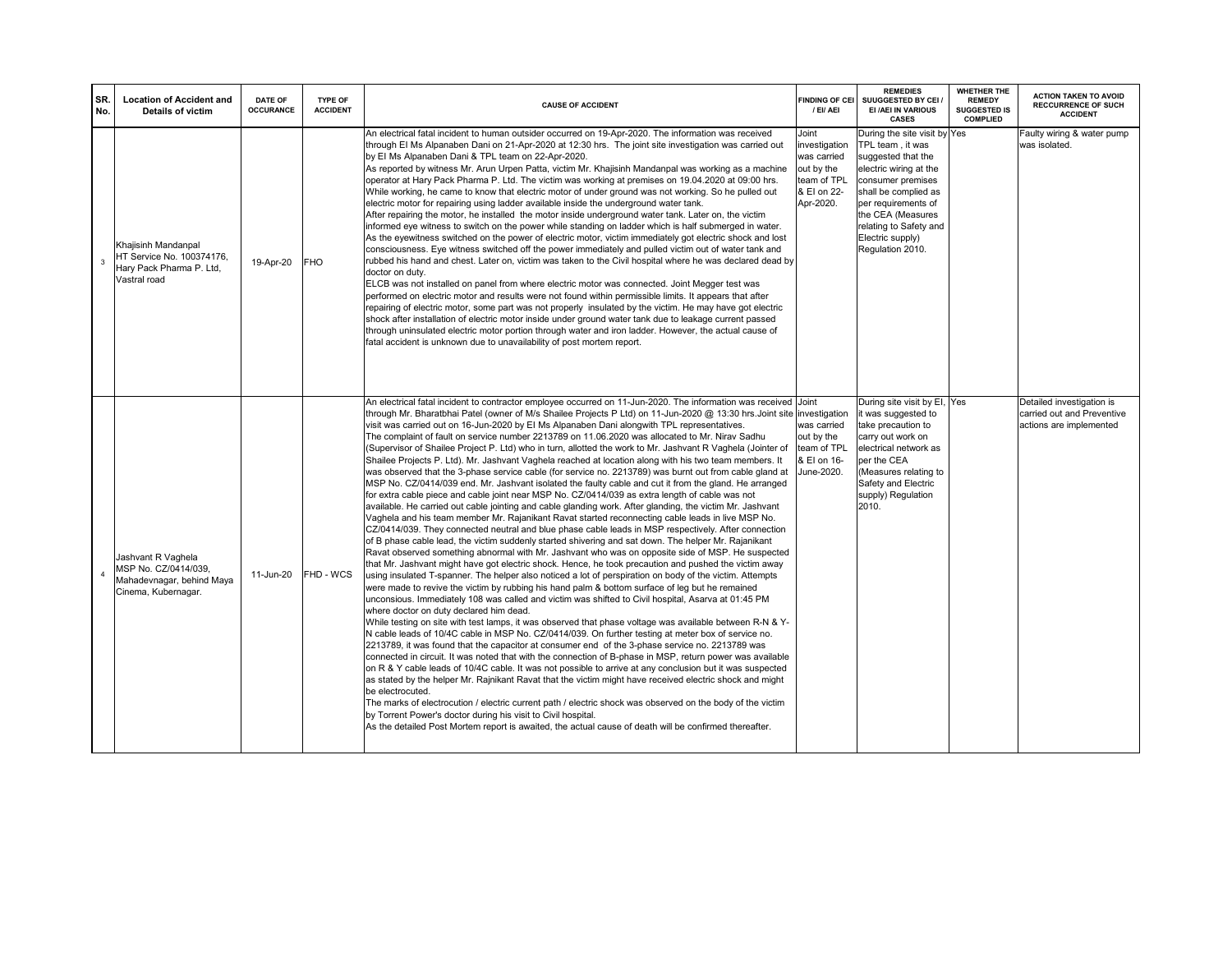| SR. No. | Location of Accident and Details of victim | DATE OF OCCURANCE | TYPE OF ACCIDENT | CAUSE OF ACCIDENT | FINDING OF CEI / EI/ AEI | REMEDIES SUUGGESTED BY CEI / EI /AEI IN VARIOUS CASES | WHETHER THE REMEDY SUGGESTED IS COMPLIED | ACTION TAKEN TO AVOID RECCURRENCE OF SUCH ACCIDENT |
|---|---|---|---|---|---|---|---|---|
| 3 | Khajisinh Mandanpal HT Service No. 100374176, Hary Pack Pharma P. Ltd, Vastral road | 19-Apr-20 | FHO | An electrical fatal incident to human outsider occurred on 19-Apr-2020. The information was received through EI Ms Alpanaben Dani on 21-Apr-2020 at 12:30 hrs. The joint site investigation was carried out by EI Ms Alpanaben Dani & TPL team on 22-Apr-2020.<br>As reported by witness Mr. Arun Urpen Patta, victim Mr. Khajisinh Mandanpal was working as a machine operator at Hary Pack Pharma P. Ltd. The victim was working at premises on 19.04.2020 at 09:00 hrs. While working, he came to know that electric motor of under ground was not working. So he pulled out electric motor for repairing using ladder available inside the underground water tank.<br>After repairing the motor, he installed the motor inside underground water tank. Later on, the victim informed eye witness to switch on the power while standing on ladder which is half submerged in water. As the eyewitness switched on the power of electric motor, victim immediately got electric shock and lost consciousness. Eye witness switched off the power immediately and pulled victim out of water tank and rubbed his hand and chest. Later on, victim was taken to the Civil hospital where he was declared dead by doctor on duty.<br>ELCB was not installed on panel from where electric motor was connected. Joint Megger test was performed on electric motor and results were not found within permissible limits. It appears that after repairing of electric motor, some part was not properly insulated by the victim. He may have got electric shock after installation of electric motor inside under ground water tank due to leakage current passed through uninsulated electric motor portion through water and iron ladder. However, the actual cause of fatal accident is unknown due to unavailability of post mortem report. | Joint investigation was carried out by the team of TPL & EI on 22-Apr-2020. | During the site visit by TPL team , it was suggested that the electric wiring at the consumer premises shall be complied as per requirements of the CEA (Measures relating to Safety and Electric supply) Regulation 2010. | Yes | Faulty wiring & water pump was isolated. |
| 4 | Jashvant R Vaghela MSP No. CZ/0414/039, Mahadevnagar, behind Maya Cinema, Kubernagar. | 11-Jun-20 | FHD - WCS | An electrical fatal incident to contractor employee occurred on 11-Jun-2020. The information was received through Mr. Bharatbhai Patel (owner of M/s Shailee Projects P Ltd) on 11-Jun-2020 @ 13:30 hrs.Joint site visit was carried out on 16-Jun-2020 by EI Ms Alpanaben Dani alongwith TPL representatives.<br>The complaint of fault on service number 2213789 on 11.06.2020 was allocated to Mr. Nirav Sadhu (Supervisor of Shailee Project P. Ltd) who in turn, allotted the work to Mr. Jashvant R Vaghela (Jointer of Shailee Projects P. Ltd). Mr. Jashvant Vaghela reached at location along with his two team members. It was observed that the 3-phase service cable (for service no. 2213789) was burnt out from cable gland at MSP No. CZ/0414/039 end. Mr. Jashvant isolated the faulty cable and cut it from the gland. He arranged for extra cable piece and cable joint near MSP No. CZ/0414/039 as extra length of cable was not available. He carried out cable jointing and cable glanding work. After glanding, the victim Mr. Jashvant Vaghela and his team member Mr. Rajanikant Ravat started reconnecting cable leads in live MSP No. CZ/0414/039. They connected neutral and blue phase cable leads in MSP respectively. After connection of B phase cable lead, the victim suddenly started shivering and sat down. The helper Mr. Rajanikant Ravat observed something abnormal with Mr. Jashvant who was on opposite side of MSP. He suspected that Mr. Jashvant might have got electric shock. Hence, he took precaution and pushed the victim away using insulated T-spanner. The helper also noticed a lot of perspiration on body of the victim. Attempts were made to revive the victim by rubbing his hand palm & bottom surface of leg but he remained unconsious. Immediately 108 was called and victim was shifted to Civil hospital, Asarva at 01:45 PM where doctor on duty declared him dead.<br>While testing on site with test lamps, it was observed that phase voltage was available between R-N & Y-N cable leads of 10/4C cable in MSP No. CZ/0414/039. On further testing at meter box of service no. 2213789, it was found that the capacitor at consumer end of the 3-phase service no. 2213789 was connected in circuit. It was noted that with the connection of B-phase in MSP, return power was available on R & Y cable leads of 10/4C cable. It was not possible to arrive at any conclusion but it was suspected as stated by the helper Mr. Rajnikant Ravat that the victim might have received electric shock and might be electrocuted.<br>The marks of electrocution / electric current path / electric shock was observed on the body of the victim by Torrent Power's doctor during his visit to Civil hospital.<br>As the detailed Post Mortem report is awaited, the actual cause of death will be confirmed thereafter. | Joint investigation was carried out by the team of TPL & EI on 16-June-2020. | During site visit by EI, it was suggested to take precaution to carry out work on electrical network as per the CEA (Measures relating to Safety and Electric supply) Regulation 2010. | Yes | Detailed investigation is carried out and Preventive actions are implemented |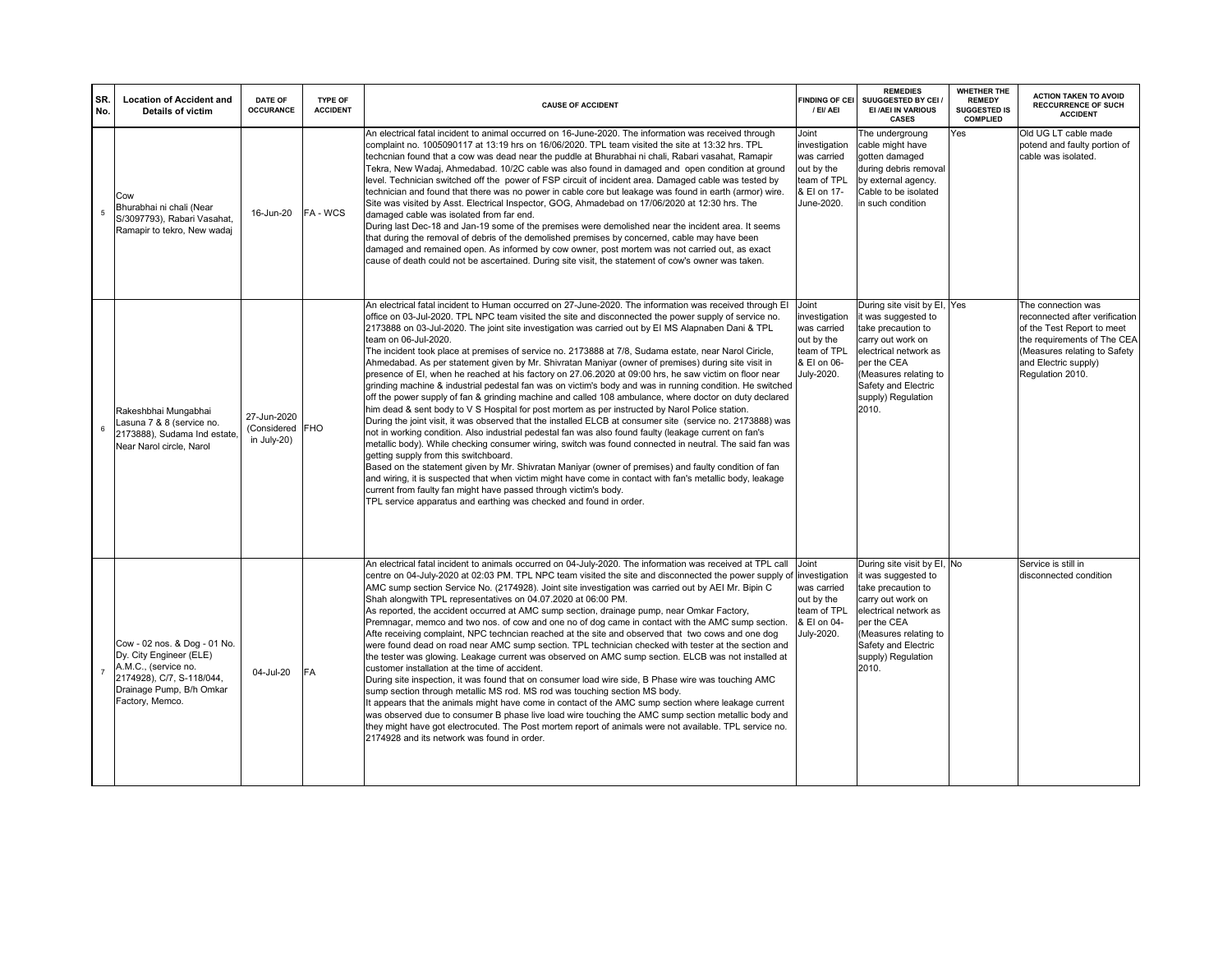| SR. No. | Location of Accident and Details of victim | DATE OF OCCURANCE | TYPE OF ACCIDENT | CAUSE OF ACCIDENT | FINDING OF CEI / EI/ AEI | REMEDIES SUUGGESTED BY CEI / EI /AEI IN VARIOUS CASES | WHETHER THE REMEDY SUGGESTED IS COMPLIED | ACTION TAKEN TO AVOID RECCURRENCE OF SUCH ACCIDENT |
|---|---|---|---|---|---|---|---|---|
| 5 | Cow Bhurabhai ni chali (Near S/3097793), Rabari Vasahat, Ramapir to tekro, New wadaj | 16-Jun-20 | FA - WCS | An electrical fatal incident to animal occurred on 16-June-2020. The information was received through complaint no. 1005090117 at 13:19 hrs on 16/06/2020. TPL team visited the site at 13:32 hrs. TPL techcnian found that a cow was dead near the puddle at Bhurabhai ni chali, Rabari vasahat, Ramapir Tekra, New Wadaj, Ahmedabad. 10/2C cable was also found in damaged and open condition at ground level. Technician switched off the power of FSP circuit of incident area. Damaged cable was tested by technician and found that there was no power in cable core but leakage was found in earth (armor) wire. Site was visited by Asst. Electrical Inspector, GOG, Ahmedabad on 17/06/2020 at 12:30 hrs. The damaged cable was isolated from far end.<br>During last Dec-18 and Jan-19 some of the premises were demolished near the incident area. It seems that during the removal of debris of the demolished premises by concerned, cable may have been damaged and remained open. As informed by cow owner, post mortem was not carried out, as exact cause of death could not be ascertained. During site visit, the statement of cow's owner was taken. | Joint investigation was carried out by the team of TPL & EI on 17-June-2020. | The undergroung cable might have gotten damaged during debris removal by external agency. Cable to be isolated in such condition | Yes | Old UG LT cable made potend and faulty portion of cable was isolated. |
| 6 | Rakeshbhai Mungabhai Lasuna 7 & 8 (service no. 2173888), Sudama Ind estate, Near Narol circle, Narol | 27-Jun-2020 (Considered in July-20) | FHO | An electrical fatal incident to Human occurred on 27-June-2020. The information was received through EI office on 03-Jul-2020. TPL NPC team visited the site and disconnected the power supply of service no. 2173888 on 03-Jul-2020. The joint site investigation was carried out by EI MS Alapnaben Dani & TPL team on 06-Jul-2020.<br>The incident took place at premises of service no. 2173888 at 7/8, Sudama estate, near Narol Ciricle, Ahmedabad. As per statement given by Mr. Shivratan Maniyar (owner of premises) during site visit in presence of EI, when he reached at his factory on 27.06.2020 at 09:00 hrs, he saw victim on floor near grinding machine & industrial pedestal fan was on victim's body and was in running condition. He switched off the power supply of fan & grinding machine and called 108 ambulance, where doctor on duty declared him dead & sent body to V S Hospital for post mortem as per instructed by Narol Police station.<br>During the joint visit, it was observed that the installed ELCB at consumer site (service no. 2173888) was not in working condition. Also industrial pedestal fan was also found faulty (leakage current on fan's metallic body). While checking consumer wiring, switch was found connected in neutral. The said fan was getting supply from this switchboard.<br>Based on the statement given by Mr. Shivratan Maniyar (owner of premises) and faulty condition of fan and wiring, it is suspected that when victim might have come in contact with fan's metallic body, leakage current from faulty fan might have passed through victim's body.<br>TPL service apparatus and earthing was checked and found in order. | Joint investigation was carried out by the team of TPL & EI on 06-July-2020. | During site visit by EI, it was suggested to take precaution to carry out work on electrical network as per the CEA (Measures relating to Safety and Electric supply) Regulation 2010. | Yes | The connection was reconnected after verification of the Test Report to meet the requirements of The CEA (Measures relating to Safety and Electric supply) Regulation 2010. |
| 7 | Cow - 02 nos. & Dog - 01 No. Dy. City Engineer (ELE) A.M.C., (service no. 2174928), C/7, S-118/044, Drainage Pump, B/h Omkar Factory, Memco. | 04-Jul-20 | FA | An electrical fatal incident to animals occurred on 04-July-2020. The information was received at TPL call centre on 04-July-2020 at 02:03 PM. TPL NPC team visited the site and disconnected the power supply of AMC sump section Service No. (2174928). Joint site investigation was carried out by AEI Mr. Bipin C Shah alongwith TPL representatives on 04.07.2020 at 06:00 PM.<br>As reported, the accident occurred at AMC sump section, drainage pump, near Omkar Factory, Premnagar, memco and two nos. of cow and one no of dog came in contact with the AMC sump section. Afte receiving complaint, NPC techncian reached at the site and observed that two cows and one dog were found dead on road near AMC sump section. TPL technician checked with tester at the section and the tester was glowing. Leakage current was observed on AMC sump section. ELCB was not installed at customer installation at the time of accident.<br>During site inspection, it was found that on consumer load wire side, B Phase wire was touching AMC sump section through metallic MS rod. MS rod was touching section MS body.<br>It appears that the animals might have come in contact of the AMC sump section where leakage current was observed due to consumer B phase live load wire touching the AMC sump section metallic body and they might have got electrocuted. The Post mortem report of animals were not available. TPL service no. 2174928 and its network was found in order. | Joint investigation was carried out by the team of TPL & EI on 04-July-2020. | During site visit by EI, it was suggested to take precaution to carry out work on electrical network as per the CEA (Measures relating to Safety and Electric supply) Regulation 2010. | No | Service is still in disconnected condition |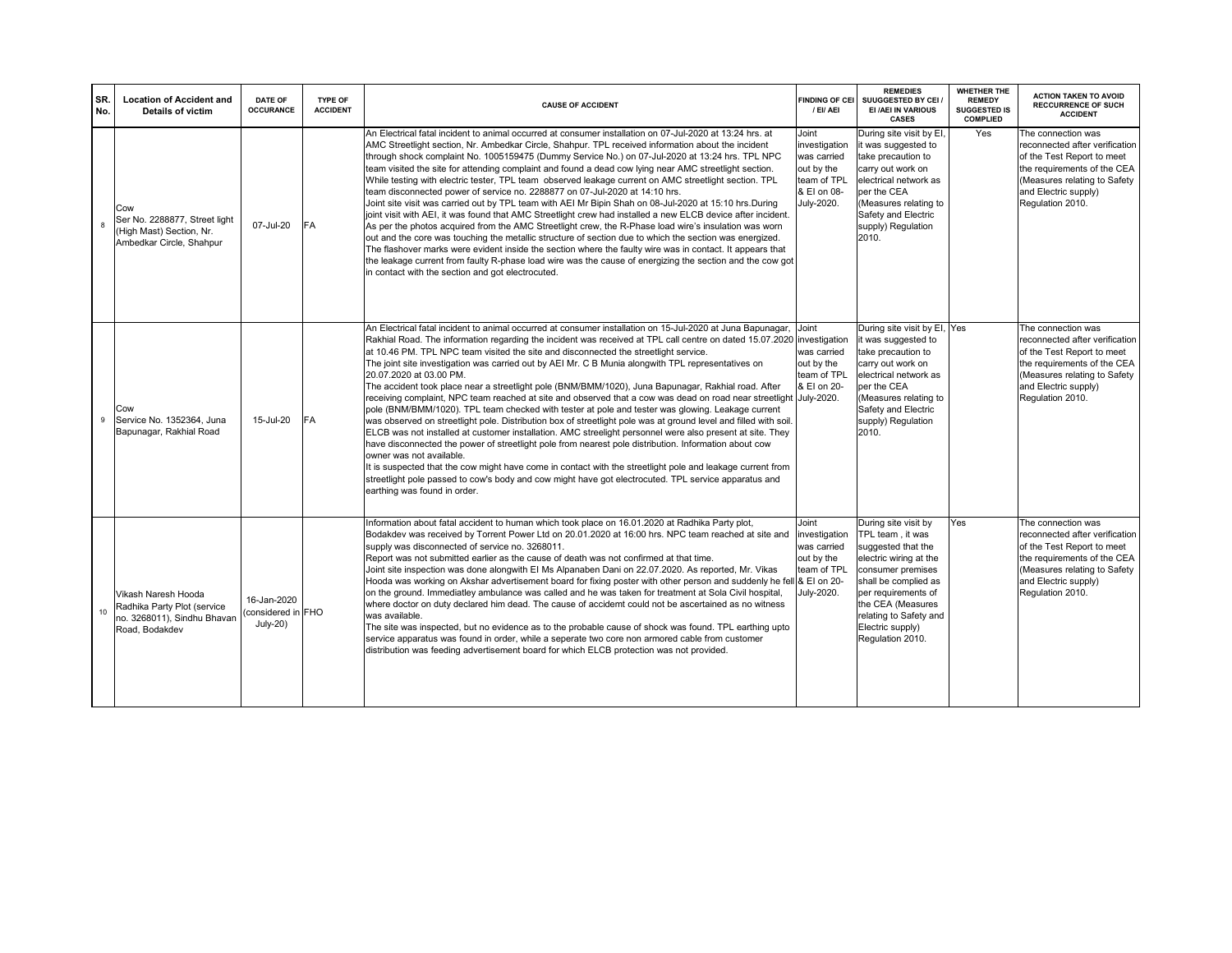| SR. No. | Location of Accident and Details of victim | DATE OF OCCURANCE | TYPE OF ACCIDENT | CAUSE OF ACCIDENT | FINDING OF CEI / EI/ AEI | REMEDIES SUUGGESTED BY CEI / EI /AEI IN VARIOUS CASES | WHETHER THE REMEDY SUGGESTED IS COMPLIED | ACTION TAKEN TO AVOID RECCURRENCE OF SUCH ACCIDENT |
|---|---|---|---|---|---|---|---|---|
| 8 | Cow<br>Ser No. 2288877, Street light (High Mast) Section, Nr. Ambedkar Circle, Shahpur | 07-Jul-20 | FA | An Electrical fatal incident to animal occurred at consumer installation on 07-Jul-2020 at 13:24 hrs. at AMC Streetlight section, Nr. Ambedkar Circle, Shahpur. TPL received information about the incident through shock complaint No. 1005159475 (Dummy Service No.) on 07-Jul-2020 at 13:24 hrs. TPL NPC team visited the site for attending complaint and found a dead cow lying near AMC streetlight section. While testing with electric tester, TPL team observed leakage current on AMC streetlight section. TPL team disconnected power of service no. 2288877 on 07-Jul-2020 at 14:10 hrs.<br>Joint site visit was carried out by TPL team with AEI Mr Bipin Shah on 08-Jul-2020 at 15:10 hrs.During joint visit with AEI, it was found that AMC Streetlight crew had installed a new ELCB device after incident. As per the photos acquired from the AMC Streetlight crew, the R-Phase load wire's insulation was worn out and the core was touching the metallic structure of section due to which the section was energized. The flashover marks were evident inside the section where the faulty wire was in contact. It appears that the leakage current from faulty R-phase load wire was the cause of energizing the section and the cow got in contact with the section and got electrocuted. | Joint investigation was carried out by the team of TPL & EI on 08-July-2020. | During site visit by EI, it was suggested to take precaution to carry out work on electrical network as per the CEA (Measures relating to Safety and Electric supply) Regulation 2010. | Yes | The connection was reconnected after verification of the Test Report to meet the requirements of the CEA (Measures relating to Safety and Electric supply) Regulation 2010. |
| 9 | Cow<br>Service No. 1352364, Juna Bapunagar, Rakhial Road | 15-Jul-20 | FA | An Electrical fatal incident to animal occurred at consumer installation on 15-Jul-2020 at Juna Bapunagar, Rakhial Road. The information regarding the incident was received at TPL call centre on dated 15.07.2020 at 10.46 PM. TPL NPC team visited the site and disconnected the streetlight service.<br>The joint site investigation was carried out by AEI Mr. C B Munia alongwith TPL representatives on 20.07.2020 at 03.00 PM.<br>The accident took place near a streetlight pole (BNM/BMM/1020), Juna Bapunagar, Rakhial road. After receiving complaint, NPC team reached at site and observed that a cow was dead on road near streetlight pole (BNM/BMM/1020). TPL team checked with tester at pole and tester was glowing. Leakage current was observed on streetlight pole. Distribution box of streetlight pole was at ground level and filled with soil. ELCB was not installed at customer installation. AMC streelight personnel were also present at site. They have disconnected the power of streetlight pole from nearest pole distribution. Information about cow owner was not available.<br>It is suspected that the cow might have come in contact with the streetlight pole and leakage current from streetlight pole passed to cow's body and cow might have got electrocuted. TPL service apparatus and earthing was found in order. | Joint investigation was carried out by the team of TPL & EI on 20-July-2020. | During site visit by EI, it was suggested to take precaution to carry out work on electrical network as per the CEA (Measures relating to Safety and Electric supply) Regulation 2010. | Yes | The connection was reconnected after verification of the Test Report to meet the requirements of the CEA (Measures relating to Safety and Electric supply) Regulation 2010. |
| 10 | Vikash Naresh Hooda Radhika Party Plot (service no. 3268011), Sindhu Bhavan Road, Bodakdev | 16-Jan-2020 (considered in July-20) | FHO | Information about fatal accident to human which took place on 16.01.2020 at Radhika Party plot, Bodakdev was received by Torrent Power Ltd on 20.01.2020 at 16:00 hrs. NPC team reached at site and supply was disconnected of service no. 3268011.<br>Report was not submitted earlier as the cause of death was not confirmed at that time.<br>Joint site inspection was done alongwith EI Ms Alpanaben Dani on 22.07.2020. As reported, Mr. Vikas Hooda was working on Akshar advertisement board for fixing poster with other person and suddenly he fell on the ground. Immediatley ambulance was called and he was taken for treatment at Sola Civil hospital, where doctor on duty declared him dead. The cause of accidemt could not be ascertained as no witness was available.<br>The site was inspected, but no evidence as to the probable cause of shock was found. TPL earthing upto service apparatus was found in order, while a seperate two core non armored cable from customer distribution was feeding advertisement board for which ELCB protection was not provided. | Joint investigation was carried out by the team of TPL & EI on 20-July-2020. | During site visit by TPL team , it was suggested that the electric wiring at the consumer premises shall be complied as per requirements of the CEA (Measures relating to Safety and Electric supply) Regulation 2010. | Yes | The connection was reconnected after verification of the Test Report to meet the requirements of the CEA (Measures relating to Safety and Electric supply) Regulation 2010. |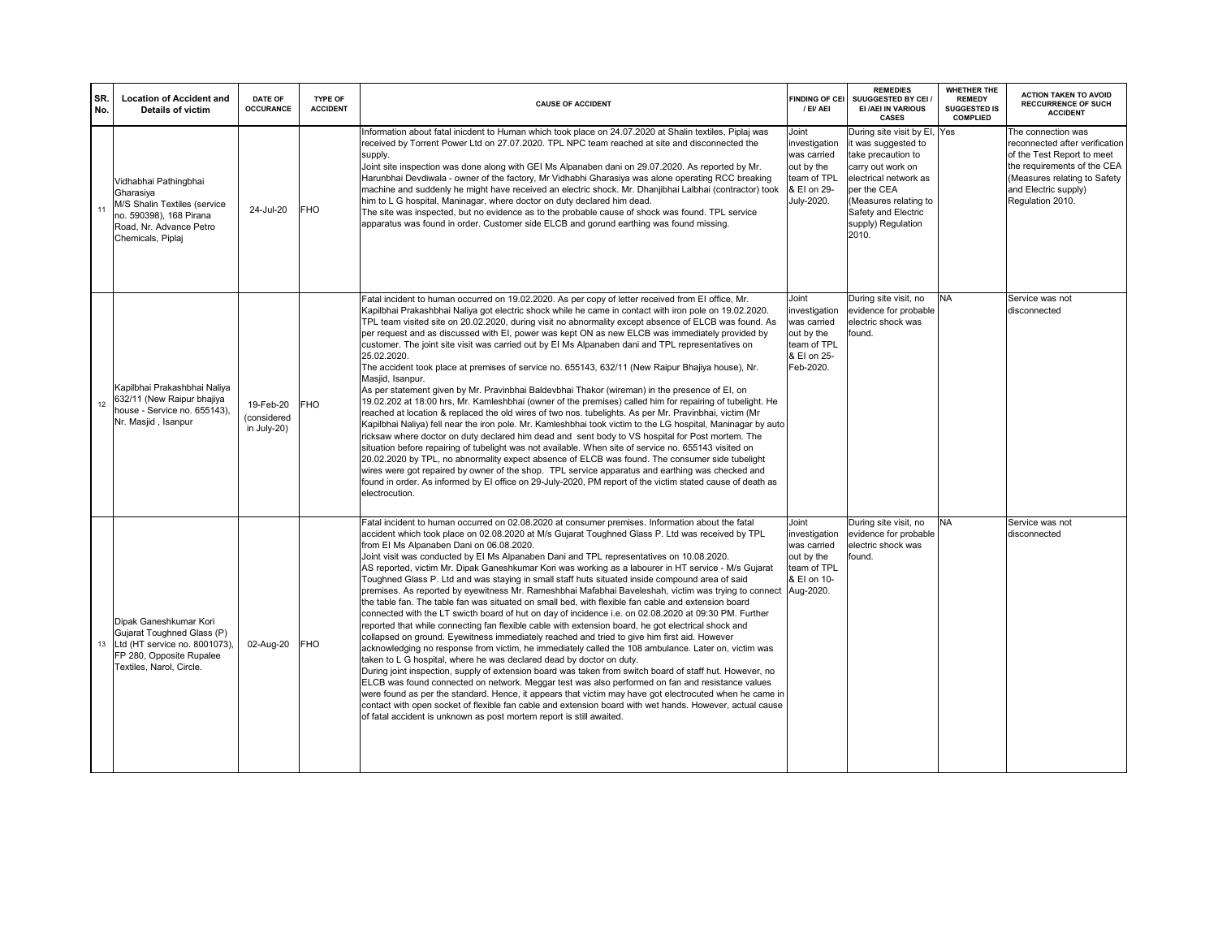| SR. No. | Location of Accident and Details of victim | DATE OF OCCURANCE | TYPE OF ACCIDENT | CAUSE OF ACCIDENT | FINDING OF CEI / EI/ AEI | REMEDIES SUUGGESTED BY CEI / EI /AEI IN VARIOUS CASES | WHEHTER THE REMEDY SUGGESTED IS COMPLIED | ACTION TAKEN TO AVOID RECCURRENCE OF SUCH ACCIDENT |
|---|---|---|---|---|---|---|---|---|
| 11 | Vidhabhai Pathingbhai Gharasiya M/S Shalin Textiles (service no. 590398), 168 Pirana Road, Nr. Advance Petro Chemicals, Piplaj | 24-Jul-20 | FHO | Information about fatal inicdent to Human which took place on 24.07.2020 at Shalin textiles, Piplaj was received by Torrent Power Ltd on 27.07.2020. TPL NPC team reached at site and disconnected the supply. Joint site inspection was done along with GEI Ms Alpanaben dani on 29.07.2020. As reported by Mr. Harunbhai Devdiwala - owner of the factory, Mr Vidhabhi Gharasiya was alone operating RCC breaking machine and suddenly he might have received an electric shock. Mr. Dhanjibhai Lalbhai (contractor) took him to L G hospital, Maninagar, where doctor on duty declared him dead. The site was inspected, but no evidence as to the probable cause of shock was found. TPL service apparatus was found in order. Customer side ELCB and gorund earthing was found missing. | Joint investigation was carried out by the team of TPL & EI on 29-July-2020. | During site visit by EI, it was suggested to take precaution to carry out work on electrical network as per the CEA (Measures relating to Safety and Electric supply) Regulation 2010. | Yes | The connection was reconnected after verification of the Test Report to meet the requirements of the CEA (Measures relating to Safety and Electric supply) Regulation 2010. |
| 12 | Kapilbhai Prakashbhai Naliya 632/11 (New Raipur bhajiya house - Service no. 655143), Nr. Masjid , Isanpur | 19-Feb-20 (considered in July-20) | FHO | Fatal incident to human occurred on 19.02.2020. As per copy of letter received from EI office, Mr. Kapilbhai Prakashbhai Naliya got electric shock while he came in contact with iron pole on 19.02.2020. TPL team visited site on 20.02.2020, during visit no abnormality except absence of ELCB was found. As per request and as discussed with EI, power was kept ON as new ELCB was immediately provided by customer. The joint site visit was carried out by EI Ms Alpanaben dani and TPL representatives on 25.02.2020. The accident took place at premises of service no. 655143, 632/11 (New Raipur Bhajiya house), Nr. Masjid, Isanpur. As per statement given by Mr. Pravinbhai Baldevbhai Thakor (wireman) in the presence of EI, on 19.02.202 at 18:00 hrs, Mr. Kamleshbhai (owner of the premises) called him for repairing of tubelight. He reached at location & replaced the old wires of two nos. tubelights. As per Mr. Pravinbhai, victim (Mr Kapilbhai Naliya) fell near the iron pole. Mr. Kamleshbhai took victim to the LG hospital, Maninagar by auto ricksaw where doctor on duty declared him dead and sent body to VS hospital for Post mortem. The situation before repairing of tubelight was not available. When site of service no. 655143 visited on 20.02.2020 by TPL, no abnormality expect absence of ELCB was found. The consumer side tubelight wires were got repaired by owner of the shop. TPL service apparatus and earthing was checked and found in order. As informed by EI office on 29-July-2020, PM report of the victim stated cause of death as electrocution. | Joint investigation was carried out by the team of TPL & EI on 25-Feb-2020. | During site visit, no evidence for probable electric shock was found. | NA | Service was not disconnected |
| 13 | Dipak Ganeshkumar Kori Gujarat Toughned Glass (P) Ltd (HT service no. 8001073), FP 280, Opposite Rupalee Textiles, Narol, Circle. | 02-Aug-20 | FHO | Fatal incident to human occurred on 02.08.2020 at consumer premises. Information about the fatal accident which took place on 02.08.2020 at M/s Gujarat Toughned Glass P. Ltd was received by TPL from EI Ms Alpanaben Dani on 06.08.2020. Joint visit was conducted by EI Ms Alpanaben Dani and TPL representatives on 10.08.2020. AS reported, victim Mr. Dipak Ganeshkumar Kori was working as a labourer in HT service - M/s Gujarat Toughned Glass P. Ltd and was staying in small staff huts situated inside compound area of said premises. As reported by eyewitness Mr. Rameshbhai Mafabhai Baveleshah, victim was trying to connect the table fan. The table fan was situated on small bed, with flexible fan cable and extension board connected with the LT swicth board of hut on day of incidence i.e. on 02.08.2020 at 09:30 PM. Further reported that while connecting fan flexible cable with extension board, he got electrical shock and collapsed on ground. Eyewitness immediately reached and tried to give him first aid. However acknowledging no response from victim, he immediately called the 108 ambulance. Later on, victim was taken to L G hospital, where he was declared dead by doctor on duty. During joint inspection, supply of extension board was taken from switch board of staff hut. However, no ELCB was found connected on network. Meggar test was also performed on fan and resistance values were found as per the standard. Hence, it appears that victim may have got electrocuted when he came in contact with open socket of flexible fan cable and extension board with wet hands. However, actual cause of fatal accident is unknown as post mortem report is still awaited. | Joint investigation was carried out by the team of TPL & EI on 10-Aug-2020. | During site visit, no evidence for probable electric shock was found. | NA | Service was not disconnected |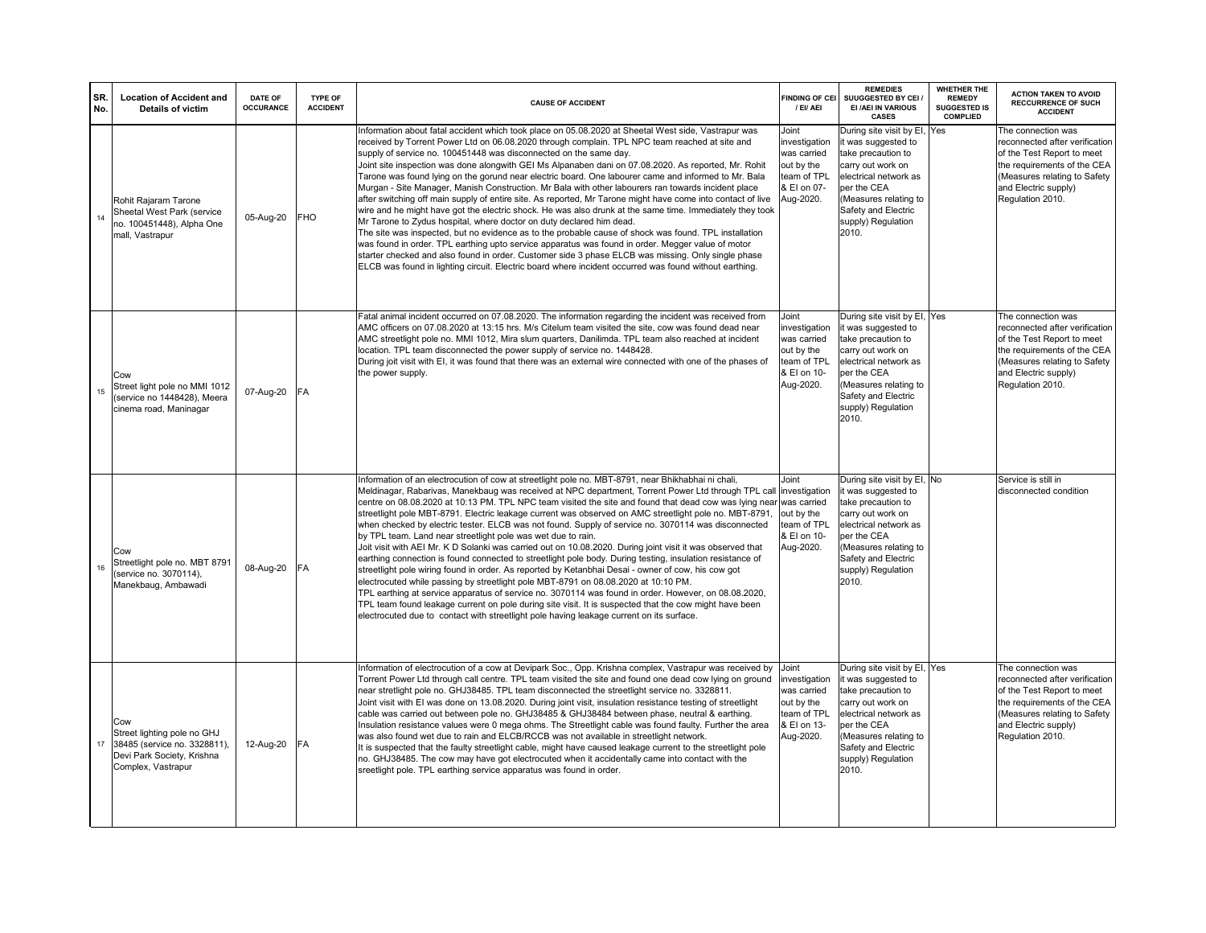| SR. No. | Location of Accident and Details of victim | DATE OF OCCURANCE | TYPE OF ACCIDENT | CAUSE OF ACCIDENT | FINDING OF CEI / EI/ AEI | REMEDIES SUUGGESTED BY CEI / EI /AEI IN VARIOUS CASES | WHETHER THE REMEDY SUGGESTED IS COMPLIED | ACTION TAKEN TO AVOID RECCURRENCE OF SUCH ACCIDENT |
|---|---|---|---|---|---|---|---|---|
| 14 | Rohit Rajaram Tarone Sheetal West Park (service no. 100451448), Alpha One mall, Vastrapur | 05-Aug-20 | FHO | Information about fatal accident which took place on 05.08.2020 at Sheetal West side, Vastrapur was received by Torrent Power Ltd on 06.08.2020 through complain. TPL NPC team reached at site and supply of service no. 100451448 was disconnected on the same day. Joint site inspection was done alongwith GEI Ms Alpanaben dani on 07.08.2020. As reported, Mr. Rohit Tarone was found lying on the gorund near electric board. One labourer came and informed to Mr. Bala Murgan - Site Manager, Manish Construction. Mr Bala with other labourers ran towards incident place after switching off main supply of entire site. As reported, Mr Tarone might have come into contact of live wire and he might have got the electric shock. He was also drunk at the same time. Immediately they took Mr Tarone to Zydus hospital, where doctor on duty declared him dead. The site was inspected, but no evidance as to the probable cause of shock was found. TPL installation was found in order. TPL earthing upto service apparatus was found in order. Megger value of motor starter checked and also found in order. Customer side 3 phase ELCB was missing. Only single phase ELCB was found in lighting circuit. Electric board where incident occurred was found without earthing. | Joint investigation was carried out by the team of TPL & EI on 07-Aug-2020. | During site visit by EI, it was suggested to take precaution to carry out work on electrical network as per the CEA (Measures relating to Safety and Electric supply) Regulation 2010. | Yes | The connection was reconnected after verification of the Test Report to meet the requirements of the CEA (Measures relating to Safety and Electric supply) Regulation 2010. |
| 15 | Cow Street light pole no MMI 1012 (service no 1448428), Meera cinema road, Maninagar | 07-Aug-20 | FA | Fatal animal incident occurred on 07.08.2020. The information regarding the incident was received from AMC officers on 07.08.2020 at 13:15 hrs. M/s Citelum team visited the site, cow was found dead near AMC streetlight pole no. MMI 1012, Mira slum quarters, Danilimda. TPL team also reached at incident location. TPL team disconnected the power supply of service no. 1448428. During joit visit with EI, it was found that there was an external wire connected with one of the phases of the power supply. | Joint investigation was carried out by the team of TPL & EI on 10-Aug-2020. | During site visit by EI, it was suggested to take precaution to carry out work on electrical network as per the CEA (Measures relating to Safety and Electric supply) Regulation 2010. | Yes | The connection was reconnected after verification of the Test Report to meet the requirements of the CEA (Measures relating to Safety and Electric supply) Regulation 2010. |
| 16 | Cow Streetlight pole no. MBT 8791 (service no. 3070114), Manekbaug, Ambawadi | 08-Aug-20 | FA | Information of an electrocution of cow at streetlight pole no. MBT-8791, near Bhikhabhai ni chali, Meldinagar, Rabarivas, Manekbaug was received at NPC department, Torrent Power Ltd through TPL call centre on 08.08.2020 at 10:13 PM. TPL NPC team visited the site and found that dead cow was lying near streetlight pole MBT-8791. Electric leakage current was observed on AMC streetlight pole no. MBT-8791, when checked by electric tester. ELCB was not found. Supply of service no. 3070114 was disconnected by TPL team. Land near streetlight pole was wet due to rain. Joit visit with AEI Mr. K D Solanki was carried out on 10.08.2020. During joint visit it was observed that earthing connection is found connected to streetlight pole body. During testing, insulation resistance of streetlight pole wiring found in order. As reported by Ketanbhai Desai - owner of cow, his cow got electrocuted while passing by streetlight pole MBT-8791 on 08.08.2020 at 10:10 PM. TPL earthing at service apparatus of service no. 3070114 was found in order. However, on 08.08.2020, TPL team found leakage current on pole during site visit. It is suspected that the cow might have been electrocuted due to contact with streetlight pole having leakage current on its surface. | Joint investigation was carried out by the team of TPL & EI on 10-Aug-2020. | During site visit by EI, it was suggested to take precaution to carry out work on electrical network as per the CEA (Measures relating to Safety and Electric supply) Regulation 2010. | No | Service is still in disconnected condition |
| 17 | Cow Street lighting pole no GHJ 38485 (service no. 3328811), Devi Park Society, Krishna Complex, Vastrapur | 12-Aug-20 | FA | Information of electrocution of a cow at Devipark Soc., Opp. Krishna complex, Vastrapur was received by Torrent Power Ltd through call centre. TPL team visited the site and found one dead cow lying on ground near stretlight pole no. GHJ38485. TPL team disconnected the streetlight service no. 3328811. Joint visit with EI was done on 13.08.2020. During joint visit, insulation resistance testing of streetlight cable was carried out between pole no. GHJ38485 & GHJ38484 between phase, neutral & earthing. Insulation resistance values were 0 mega ohms. The Streetlight cable was found faulty. Further the area was also found wet due to rain and ELCB/RCCB was not available in streetlight network. It is suspected that the faulty streetlight cable, might have caused leakage current to the streetlight pole no. GHJ38485. The cow may have got electrocuted when it accidentally came into contact with the sreetlight pole. TPL earthing service apparatus was found in order. | Joint investigation was carried out by the team of TPL & EI on 13-Aug-2020. | During site visit by EI, it was suggested to take precaution to carry out work on electrical network as per the CEA (Measures relating to Safety and Electric supply) Regulation 2010. | Yes | The connection was reconnected after verification of the Test Report to meet the requirements of the CEA (Measures relating to Safety and Electric supply) Regulation 2010. |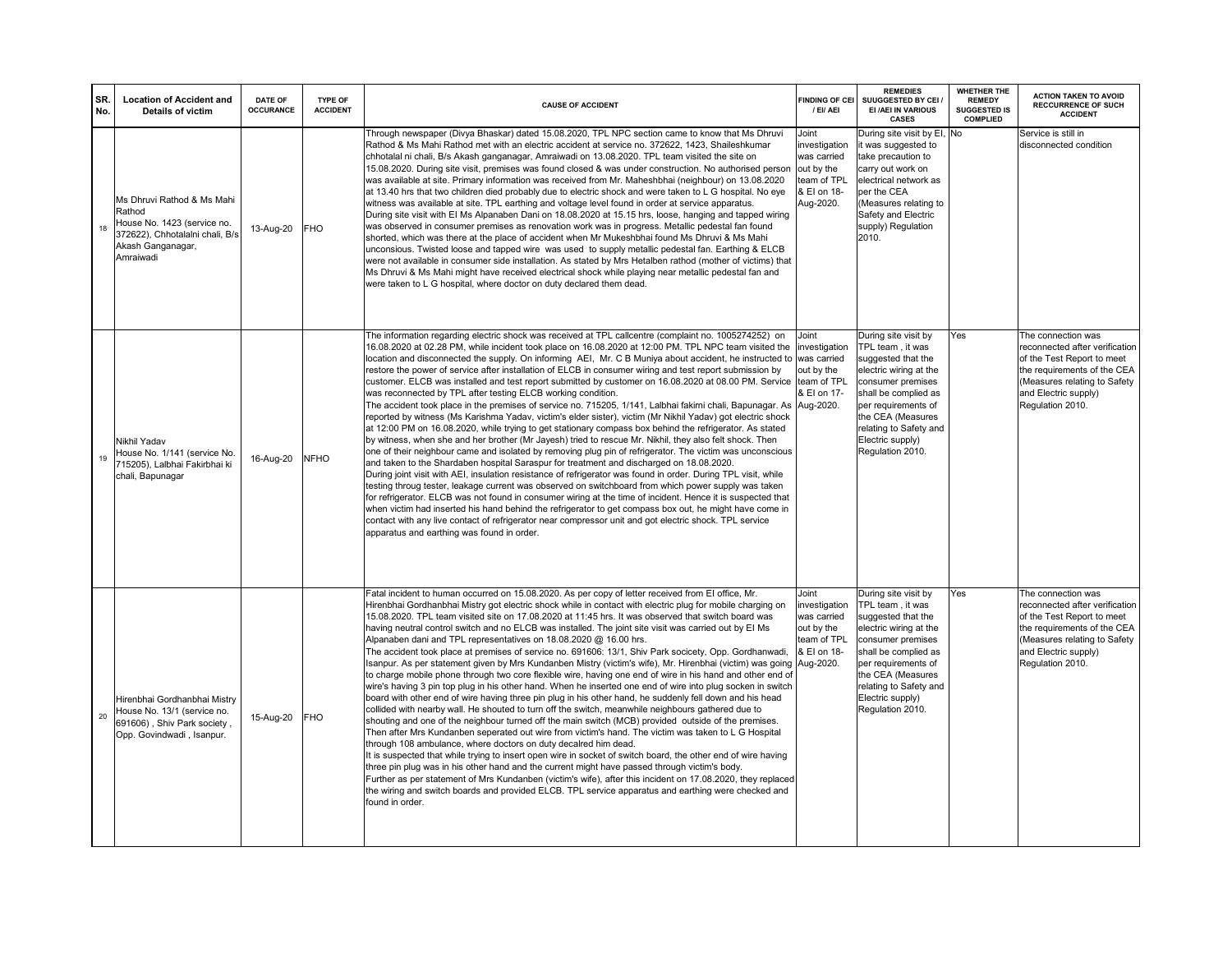| SR. No. | Location of Accident and Details of victim | DATE OF OCCURANCE | TYPE OF ACCIDENT | CAUSE OF ACCIDENT | FINDING OF CEI / EI/ AEI | REMEDIES SUGGESTED BY CEI / EI /AEI IN VARIOUS CASES | WHETHER THE REMEDY SUGGESTED IS COMPLIED | ACTION TAKEN TO AVOID RECCURRENCE OF SUCH ACCIDENT |
|---|---|---|---|---|---|---|---|---|
| 18 | Ms Dhruvi Rathod & Ms Mahi Rathod House No. 1423 (service no. 372622), Chhotalalni chali, B/s Akash Ganganagar, Amraiwadi | 13-Aug-20 | FHO | Through newspaper (Divya Bhaskar) dated 15.08.2020, TPL NPC section came to know that Ms Dhruvi Rathod & Ms Mahi Rathod met with an electric accident at service no. 372622, 1423, Shaileshkumar chhotalal ni chali, B/s Akash ganganagar, Amraiwadi on 13.08.2020. TPL team visited the site on 15.08.2020. During site visit, premises was found closed & was under construction. No authorised person was available at site. Primary information was received from Mr. Maheshbhai (neighbour) on 13.08.2020 at 13.40 hrs that two children died probably due to electric shock and were taken to L G hospital. No eye witness was available at site. TPL earthing and voltage level found in order at service apparatus. During site visit with EI Ms Alpanaben Dani on 18.08.2020 at 15.15 hrs, loose, hanging and tapped wiring was observed in consumer premises as renovation work was in progress. Metallic pedestal fan found shorted, which was there at the place of accident when Mr Mukeshbhai found Ms Dhruvi & Ms Mahi unconsious. Twisted loose and tapped wire was used to supply metallic pedestal fan. Earthing & ELCB were not available in consumer side installation. As stated by Mrs Hetalben rathod (mother of victims) that Ms Dhruvi & Ms Mahi might have received electrical shock while playing near metallic pedestal fan and were taken to L G hospital, where doctor on duty declared them dead. | Joint investigation was carried out by the team of TPL & EI on 18-Aug-2020. | During site visit by EI, it was suggested to take precaution to carry out work on electrical network as per the CEA (Measures relating to Safety and Electric supply) Regulation 2010. | No | Service is still in disconnected condition |
| 19 | Nikhil Yadav House No. 1/141 (service No. 715205), Lalbhai Fakirbhai ki chali, Bapunagar | 16-Aug-20 | NFHO | The information regarding electric shock was received at TPL callcentre (complaint no. 1005274252) on 16.08.2020 at 02.28 PM, while incident took place on 16.08.2020 at 12:00 PM. TPL NPC team visited the location and disconnected the supply. On informing AEI, Mr. C B Muniya about accident, he instructed to restore the power of service after installation of ELCB in consumer wiring and test report submission by customer. ELCB was installed and test report submitted by customer on 16.08.2020 at 08.00 PM. Service was reconnected by TPL after testing ELCB working condition. The accident took place in the premises of service no. 715205, 1/141, Lalbhai fakimi chali, Bapunagar. As reported by witness (Ms Karishma Yadav, victim's elder sister), victim (Mr Nikhil Yadav) got electric shock at 12:00 PM on 16.08.2020, while trying to get stationary compass box behind the refrigerator. As stated by witness, when she and her brother (Mr Jayesh) tried to rescue Mr. Nikhil, they also felt shock. Then one of their neighbour came and isolated by removing plug pin of refrigerator. The victim was unconscious and taken to the Shardaben hospital Saraspur for treatment and discharged on 18.08.2020. During joint visit with AEI, insulation resistance of refrigerator was found in order. During TPL visit, while testing throug tester, leakage current was observed on switchboard from which power supply was taken for refrigerator. ELCB was not found in consumer wiring at the time of incident. Hence it is suspected that when victim had inserted his hand behind the refrigerator to get compass box out, he might have come in contact with any live contact of refrigerator near compressor unit and got electric shock. TPL service apparatus and earthing was found in order. | Joint investigation was carried out by the team of TPL & EI on 17-Aug-2020. | During site visit by TPL team , it was suggested that the electric wiring at the consumer premises shall be complied as per requirements of the CEA (Measures relating to Safety and Electric supply) Regulation 2010. | Yes | The connection was reconnected after verification of the Test Report to meet the requirements of the CEA (Measures relating to Safety and Electric supply) Regulation 2010. |
| 20 | Hirenbhai Gordhanbhai Mistry House No. 13/1 (service no. 691606) , Shiv Park society , Opp. Govindwadi , Isanpur. | 15-Aug-20 | FHO | Fatal incident to human occurred on 15.08.2020. As per copy of letter received from EI office, Mr. Hirenbhai Gordhanbhai Mistry got electric shock while in contact with electric plug for mobile charging on 15.08.2020. TPL team visited site on 17.08.2020 at 11:45 hrs. It was observed that switch board was having neutral control switch and no ELCB was installed. The joint site visit was carried out by EI Ms Alpanaben dani and TPL representatives on 18.08.2020 @ 16.00 hrs. The accident took place at premises of service no. 691606: 13/1, Shiv Park socicety, Opp. Gordhanwadi, Isanpur. As per statement given by Mrs Kundanben Mistry (victim's wife), Mr. Hirenbhai (victim) was going to charge mobile phone through two core flexible wire, having one end of wire in his hand and other end of wire's having 3 pin top plug in his other hand. When he inserted one end of wire into plug socken in switch board with other end of wire having three pin plug in his other hand, he suddenly fell down and his head collided with nearby wall. He shouted to turn off the switch, meanwhile neighbours gathered due to shouting and one of the neighbour turned off the main switch (MCB) provided outside of the premises. Then after Mrs Kundanben seperated out wire from victim's hand. The victim was taken to L G Hospital through 108 ambulance, where doctors on duty decalred him dead. It is suspected that while trying to insert open wire in socket of switch board, the other end of wire having three pin plug was in his other hand and the current might have passed through victim's body. Further as per statement of Mrs Kundanben (victim's wife), after this incident on 17.08.2020, they replaced the wiring and switch boards and provided ELCB. TPL service apparatus and earthing were checked and found in order. | Joint investigation was carried out by the team of TPL & EI on 18-Aug-2020. | During site visit by TPL team , it was suggested that the electric wiring at the consumer premises shall be complied as per requirements of the CEA (Measures relating to Safety and Electric supply) Regulation 2010. | Yes | The connection was reconnected after verification of the Test Report to meet the requirements of the CEA (Measures relating to Safety and Electric supply) Regulation 2010. |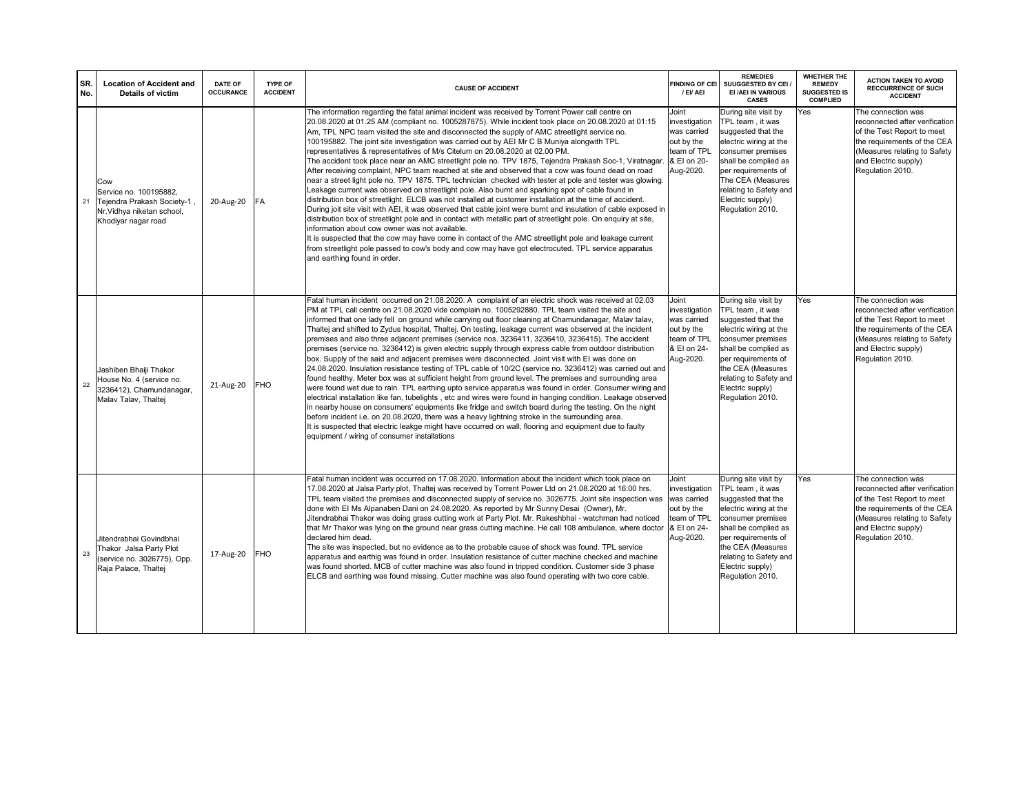| SR. No. | Location of Accident and Details of victim | DATE OF OCCURANCE | TYPE OF ACCIDENT | CAUSE OF ACCIDENT | FINDING OF CEI / EI/ AEI | REMEDIES SUUGGESTED BY CEI / EI /AEI IN VARIOUS CASES | WHETHER THE REMEDY SUGGESTED IS COMPLIED | ACTION TAKEN TO AVOID RECCURRENCE OF SUCH ACCIDENT |
|---|---|---|---|---|---|---|---|---|
| 21 | Cow<br>Service no. 100195882, Tejendra Prakash Society-1 , Nr.Vidhya niketan school, Khodiyar nagar road | 20-Aug-20 | FA | The information regarding the fatal animal incident was received by Torrent Power call centre on 20.08.2020 at 01.25 AM (compliant no. 1005287875). While incident took place on 20.08.2020 at 01:15 Am, TPL NPC team visited the site and disconnected the supply of AMC streetlight service no. 100195882. The joint site investigation was carried out by AEI Mr C B Muniya alongwith TPL representatives & representatives of M/s Citelum on 20.08.2020 at 02.00 PM.<br>The accident took place near an AMC streetlight pole no. TPV 1875, Tejendra Prakash Soc-1, Viratnagar. After receiving complaint, NPC team reached at site and observed that a cow was found dead on road near a street light pole no. TPV 1875. TPL technician checked with tester at pole and tester was glowing. Leakage current was observed on streetlight pole. Also burnt and sparking spot of cable found in distribution box of streetlight. ELCB was not installed at customer installation at the time of accident. During joit site visit with AEI, it was observed that cable joint were burnt and insulation of cable exposed in distribution box of streetlight pole and in contact with metallic part of streetlight pole. On enquiry at site, information about cow owner was not available.<br>It is suspected that the cow may have come in contact of the AMC streetlight pole and leakage current from streetlight pole passed to cow's body and cow may have got electrocuted. TPL service apparatus and earthing found in order. | Joint investigation was carried out by the team of TPL & EI on 20-Aug-2020. | During site visit by TPL team , it was suggested that the electric wiring at the consumer premises shall be complied as per requirements of The CEA (Measures relating to Safety and Electric supply) Regulation 2010. | Yes | The connection was reconnected after verification of the Test Report to meet the requirements of the CEA (Measures relating to Safety and Electric supply) Regulation 2010. |
| 22 | Jashiben Bhaiji Thakor House No. 4 (service no. 3236412), Chamundanagar, Malav Talav, Thaltej | 21-Aug-20 | FHO | Fatal human incident occurred on 21.08.2020. A complaint of an electric shock was received at 02.03 PM at TPL call centre on 21.08.2020 vide complain no. 1005292880. TPL team visited the site and informed that one lady fell on ground while carrying out floor cleaning at Chamundanagar, Malav talav, Thaltej and shifted to Zydus hospital, Thaltej. On testing, leakage current was observed at the incident premises and also three adjacent premises (service nos. 3236411, 3236410, 3236415). The accident premises (service no. 3236412) is given electric supply through express cable from outdoor distribution box. Supply of the said and adjacent premises were disconnected. Joint visit with EI was done on 24.08.2020. Insulation resistance testing of TPL cable of 10/2C (service no. 3236412) was carried out and found healthy. Meter box was at sufficient height from ground level. The premises and surrounding area were found wet due to rain. TPL earthing upto service apparatus was found in order. Consumer wiring and electrical installation like fan, tubelights , etc and wires were found in hanging condition. Leakage observed in nearby house on consumers' equipments like fridge and switch board during the testing. On the night before incident i.e. on 20.08.2020, there was a heavy lightning stroke in the surrounding area.<br>It is suspected that electric leakge might have occurred on wall, flooring and equipment due to faulty equipment / wiring of consumer installations | Joint investigation was carried out by the team of TPL & EI on 24-Aug-2020. | During site visit by TPL team , it was suggested that the electric wiring at the consumer premises shall be complied as per requirements of the CEA (Measures relating to Safety and Electric supply) Regulation 2010. | Yes | The connection was reconnected after verification of the Test Report to meet the requirements of the CEA (Measures relating to Safety and Electric supply) Regulation 2010. |
| 23 | Jitendrabhai Govindbhai Thakor Jalsa Party Plot (service no. 3026775), Opp. Raja Palace, Thaltej | 17-Aug-20 | FHO | Fatal human incident was occurred on 17.08.2020. Information about the incident which took place on 17.08.2020 at Jalsa Party plot, Thaltej was received by Torrent Power Ltd on 21.08.2020 at 16:00 hrs. TPL team visited the premises and disconnected supply of service no. 3026775. Joint site inspection was done with EI Ms Alpanaben Dani on 24.08.2020. As reported by Mr Sunny Desai (Owner), Mr. Jitendrabhai Thakor was doing grass cutting work at Party Plot. Mr. Rakeshbhai - watchman had noticed that Mr Thakor was lying on the ground near grass cutting machine. He call 108 ambulance, where doctor declared him dead.<br>The site was inspected, but no evidence as to the probable cause of shock was found. TPL service apparatus and earthig was found in order. Insulation resistance of cutter machine checked and machine was found shorted. MCB of cutter machine was also found in tripped condition. Customer side 3 phase ELCB and earthing was found missing. Cutter machine was also found operating with two core cable. | Joint investigation was carried out by the team of TPL & EI on 24-Aug-2020. | During site visit by TPL team , it was suggested that the electric wiring at the consumer premises shall be complied as per requirements of the CEA (Measures relating to Safety and Electric supply) Regulation 2010. | Yes | The connection was reconnected after verification of the Test Report to meet the requirements of the CEA (Measures relating to Safety and Electric supply) Regulation 2010. |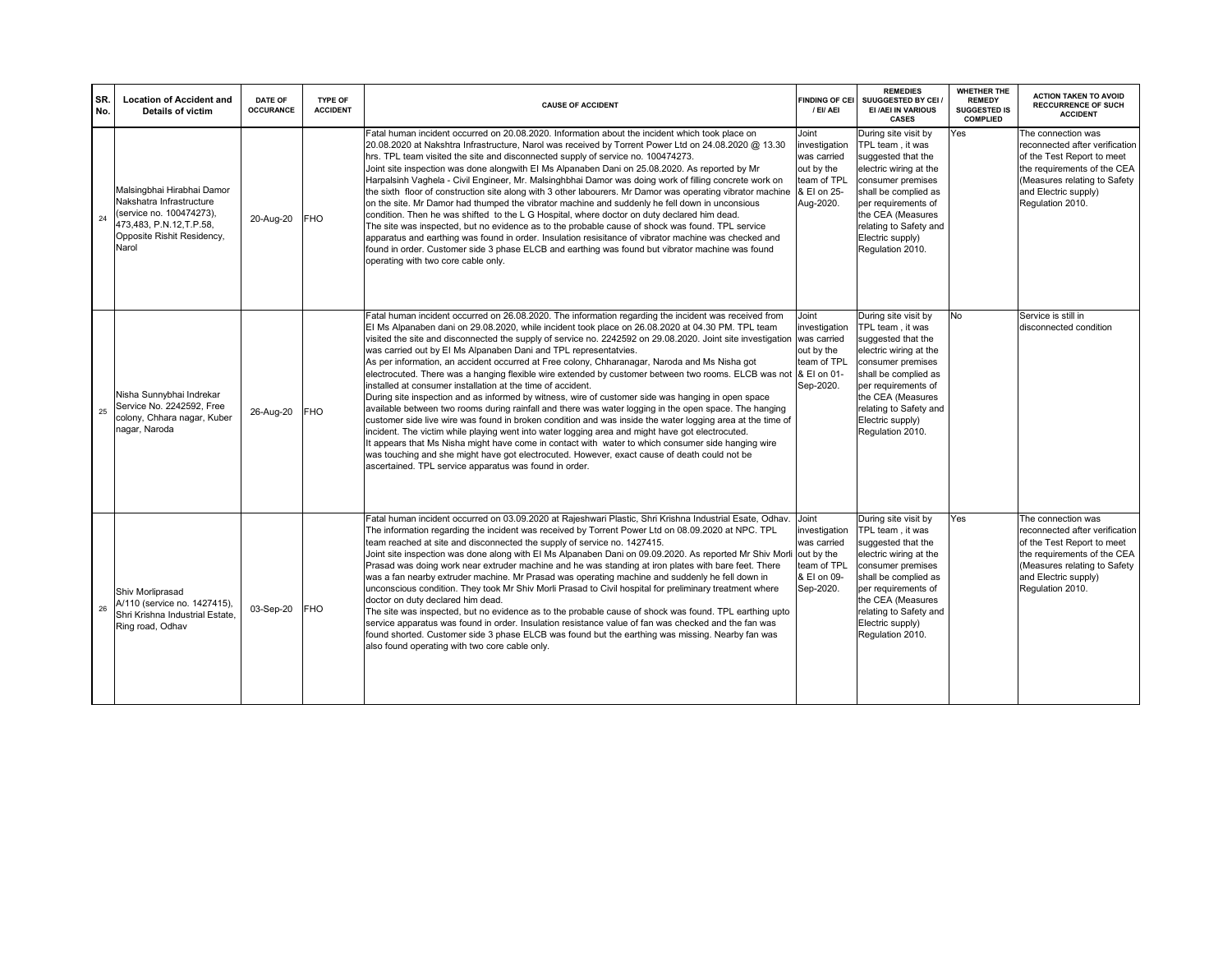| SR. No. | Location of Accident and Details of victim | DATE OF OCCURANCE | TYPE OF ACCIDENT | CAUSE OF ACCIDENT | FINDING OF CEI / EI/ AEI | REMEDIES SUUGGESTED BY CEI / EI /AEI IN VARIOUS CASES | WHETHER THE REMEDY SUGGESTED IS COMPLIED | ACTION TAKEN TO AVOID RECCURRENCE OF SUCH ACCIDENT |
|---|---|---|---|---|---|---|---|---|
| 24 | Malsingbhai Hirabhai Damor Nakshatra Infrastructure (service no. 100474273), 473,483, P.N.12,T.P.58, Opposite Rishit Residency, Narol | 20-Aug-20 | FHO | Fatal human incident occurred on 20.08.2020. Information about the incident which took place on 20.08.2020 at Nakshtra Infrastructure, Narol was received by Torrent Power Ltd on 24.08.2020 @ 13.30 hrs. TPL team visited the site and disconnected supply of service no. 100474273. Joint site inspection was done alongwith EI Ms Alpanaben Dani on 25.08.2020. As reported by Mr Harpalsinh Vaghela - Civil Engineer, Mr. Malsinghbhai Damor was doing work of filling concrete work on the sixth floor of construction site along with 3 other labourers. Mr Damor was operating vibrator machine on the site. Mr Damor had thumped the vibrator machine and suddenly he fell down in unconsious condition. Then he was shifted to the L G Hospital, where doctor on duty declared him dead. The site was inspected, but no evidence as to the probable cause of shock was found. TPL service apparatus and earthing was found in order. Insulation resisitance of vibrator machine was checked and found in order. Customer side 3 phase ELCB and earthing was found but vibrator machine was found operating with two core cable only. | Joint investigation was carried out by the team of TPL & EI on 25-Aug-2020. | During site visit by TPL team , it was suggested that the electric wiring at the consumer premises shall be complied as per requirements of the CEA (Measures relating to Safety and Electric supply) Regulation 2010. | Yes | The connection was reconnected after verification of the Test Report to meet the requirements of the CEA (Measures relating to Safety and Electric supply) Regulation 2010. |
| 25 | Nisha Sunnybhai Indrekar Service No. 2242592, Free colony, Chhara nagar, Kuber nagar, Naroda | 26-Aug-20 | FHO | Fatal human incident occurred on 26.08.2020. The information regarding the incident was received from EI Ms Alpanaben dani on 29.08.2020, while incident took place on 26.08.2020 at 04.30 PM. TPL team visited the site and disconnected the supply of service no. 2242592 on 29.08.2020. Joint site investigation was carried out by EI Ms Alpanaben Dani and TPL representatvies. As per information, an accident occurred at Free colony, Chharanagar, Naroda and Ms Nisha got electrocuted. There was a hanging flexible wire extended by customer between two rooms. ELCB was not installed at consumer installation at the time of accident. During site inspection and as informed by witness, wire of customer side was hanging in open space available between two rooms during rainfall and there was water logging in the open space. The hanging customer side live wire was found in broken condition and was inside the water logging area at the time of incident. The victim while playing went into water logging area and might have got electrocuted. It appears that Ms Nisha might have come in contact with water to which consumer side hanging wire was touching and she might have got electrocuted. However, exact cause of death could not be ascertained. TPL service apparatus was found in order. | Joint investigation was carried out by the team of TPL & EI on 01-Sep-2020. | During site visit by TPL team , it was suggested that the electric wiring at the consumer premises shall be complied as per requirements of the CEA (Measures relating to Safety and Electric supply) Regulation 2010. | No | Service is still in disconnected condition |
| 26 | Shiv Morliprasad A/110 (service no. 1427415), Shri Krishna Industrial Estate, Ring road, Odhav | 03-Sep-20 | FHO | Fatal human incident occurred on 03.09.2020 at Rajeshwari Plastic, Shri Krishna Industrial Esate, Odhav. The information regarding the incident was received by Torrent Power Ltd on 08.09.2020 at NPC. TPL team reached at site and disconnected the supply of service no. 1427415. Joint site inspection was done along with EI Ms Alpanaben Dani on 09.09.2020. As reported Mr Shiv Morli Prasad was doing work near extruder machine and he was standing at iron plates with bare feet. There was a fan nearby extruder machine. Mr Prasad was operating machine and suddenly he fell down in unconscious condition. They took Mr Shiv Morli Prasad to Civil hospital for preliminary treatment where doctor on duty declared him dead. The site was inspected, but no evidence as to the probable cause of shock was found. TPL earthing upto service apparatus was found in order. Insulation resistance value of fan was checked and the fan was found shorted. Customer side 3 phase ELCB was found but the earthing was missing. Nearby fan was also found operating with two core cable only. | Joint investigation was carried out by the team of TPL & EI on 09-Sep-2020. | During site visit by TPL team , it was suggested that the electric wiring at the consumer premises shall be complied as per requirements of the CEA (Measures relating to Safety and Electric supply) Regulation 2010. | Yes | The connection was reconnected after verification of the Test Report to meet the requirements of the CEA (Measures relating to Safety and Electric supply) Regulation 2010. |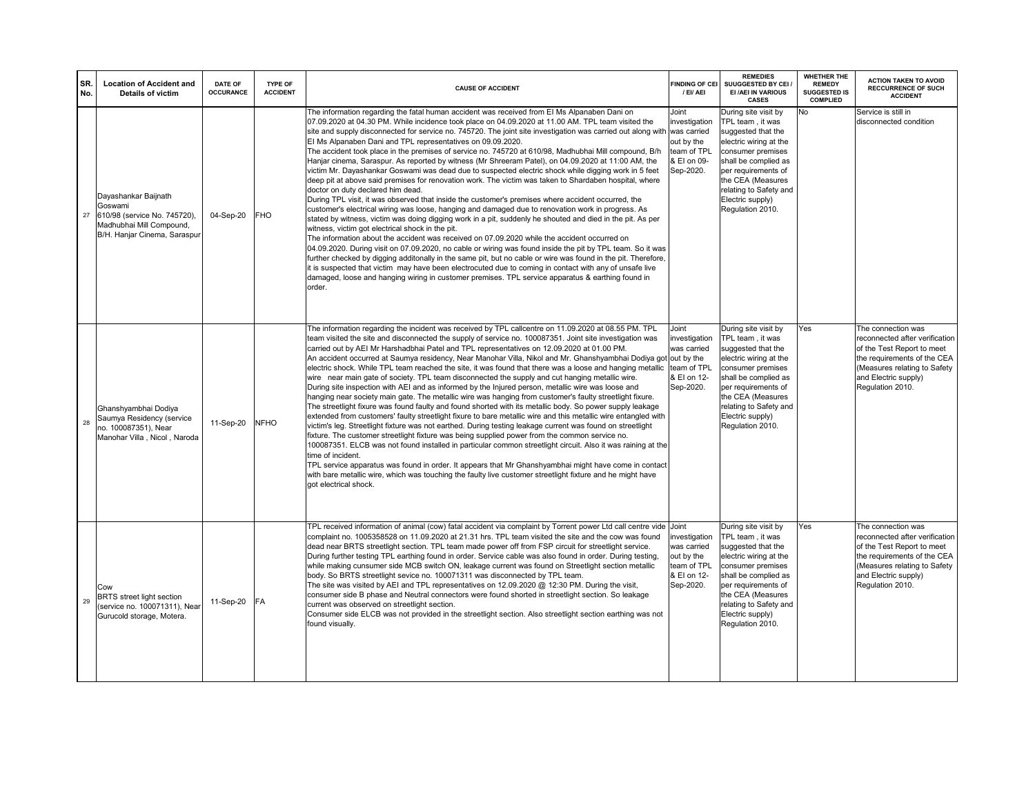| SR. No. | Location of Accident and Details of victim | DATE OF OCCURANCE | TYPE OF ACCIDENT | CAUSE OF ACCIDENT | FINDING OF CEI / EI/ AEI | REMEDIES SUUGGESTED BY CEI / EI /AEI IN VARIOUS CASES | WHETHER THE REMEDY SUGGESTED IS COMPLIED | ACTION TAKEN TO AVOID RECCURRENCE OF SUCH ACCIDENT |
|---|---|---|---|---|---|---|---|---|
| 27 | Dayashankar Baijnath Goswami 610/98 (service No. 745720), Madhubhai Mill Compound, B/H. Hanjar Cinema, Saraspur | 04-Sep-20 | FHO | The information regarding the fatal human accident was received from EI Ms Alpanaben Dani on 07.09.2020 at 04.30 PM. While incidence took place on 04.09.2020 at 11.00 AM. TPL team visited the site and supply disconnected for service no. 745720. The joint site investigation was carried out along with EI Ms Alpanaben Dani and TPL representatives on 09.09.2020.<br>The accident took place in the premises of service no. 745720 at 610/98, Madhubhai Mill compound, B/h Hanjar cinema, Saraspur. As reported by witness (Mr Shreeram Patel), on 04.09.2020 at 11:00 AM, the victim Mr. Dayashankar Goswami was dead due to suspected electric shock while digging work in 5 feet deep pit at above said premises for renovation work. The victim was taken to Shardaben hospital, where doctor on duty declared him dead.<br>During TPL visit, it was observed that inside the customer's premises where accident occurred, the customer's electrical wiring was loose, hanging and damaged due to renovation work in progress. As stated by witness, victim was doing digging work in a pit, suddenly he shouted and died in the pit. As per witness, victim got electrical shock in the pit.<br>The information about the accident was received on 07.09.2020 while the accident occurred on 04.09.2020. During visit on 07.09.2020, no cable or wiring was found inside the pit by TPL team. So it was further checked by digging additonally in the same pit, but no cable or wire was found in the pit. Therefore, it is suspected that victim may have been electrocuted due to coming in contact with any of unsafe live damaged, loose and hanging wiring in customer premises. TPL service apparatus & earthing found in order. | Joint investigation was carried out by the team of TPL & EI on 09-Sep-2020. | During site visit by TPL team , it was suggested that the electric wiring at the consumer premises shall be complied as per requirements of the CEA (Measures relating to Safety and Electric supply) Regulation 2010. | No | Service is still in disconnected condition |
| 28 | Ghanshyambhai Dodiya Saumya Residency (service no. 100087351), Near Manohar Villa , Nicol , Naroda | 11-Sep-20 | NFHO | The information regarding the incident was received by TPL callcentre on 11.09.2020 at 08.55 PM. TPL team visited the site and disconnected the supply of service no. 100087351. Joint site investigation was carried out by AEI Mr Harshadbhai Patel and TPL representatives on 12.09.2020 at 01.00 PM.<br>An accident occurred at Saumya residency, Near Manohar Villa, Nikol and Mr. Ghanshyambhai Dodiya got electric shock. While TPL team reached the site, it was found that there was a loose and hanging metallic wire near main gate of society. TPL team disconnected the supply and cut hanging metallic wire.<br>During site inspection with AEI and as informed by the Injured person, metallic wire was loose and hanging near society main gate. The metallic wire was hanging from customer's faulty streetlight fixure.<br>The streetlight fixure was found faulty and found shorted with its metallic body. So power supply leakage extended from customers' faulty streetlight fixure to bare metallic wire and this metallic wire entangled with victim's leg. Streetlight fixture was not earthed. During testing leakage current was found on streetlight fixture. The customer streetlight fixture was being supplied power from the common service no. 100087351. ELCB was not found installed in particular common streetlight circuit. Also it was raining at the time of incident.<br>TPL service apparatus was found in order. It appears that Mr Ghanshyambhai might have come in contact with bare metallic wire, which was touching the faulty live customer streetlight fixture and he might have got electrical shock. | Joint investigation was carried out by the team of TPL & EI on 12-Sep-2020. | During site visit by TPL team , it was suggested that the electric wiring at the consumer premises shall be complied as per requirements of the CEA (Measures relating to Safety and Electric supply) Regulation 2010. | Yes | The connection was reconnected after verification of the Test Report to meet the requirements of the CEA (Measures relating to Safety and Electric supply) Regulation 2010. |
| 29 | Cow BRTS street light section (service no. 100071311), Near Gurucold storage, Motera. | 11-Sep-20 | FA | TPL received information of animal (cow) fatal accident via complaint by Torrent power Ltd call centre vide complaint no. 1005358528 on 11.09.2020 at 21.31 hrs. TPL team visited the site and the cow was found dead near BRTS streetlight section. TPL team made power off from FSP circuit for streetlight service. During further testing TPL earthing found in order. Service cable was also found in order. During testing, while making cunsumer side MCB switch ON, leakage current was found on Streetlight section metallic body. So BRTS streetlight sevice no. 100071311 was disconnected by TPL team.<br>The site was visited by AEI and TPL representatives on 12.09.2020 @ 12:30 PM. During the visit, consumer side B phase and Neutral connectors were found shorted in streetlight section. So leakage current was observed on streetlight section.<br>Consumer side ELCB was not provided in the streetlight section. Also streetlight section earthing was not found visually. | Joint investigation was carried out by the team of TPL & EI on 12-Sep-2020. | During site visit by TPL team , it was suggested that the electric wiring at the consumer premises shall be complied as per requirements of the CEA (Measures relating to Safety and Electric supply) Regulation 2010. | Yes | The connection was reconnected after verification of the Test Report to meet the requirements of the CEA (Measures relating to Safety and Electric supply) Regulation 2010. |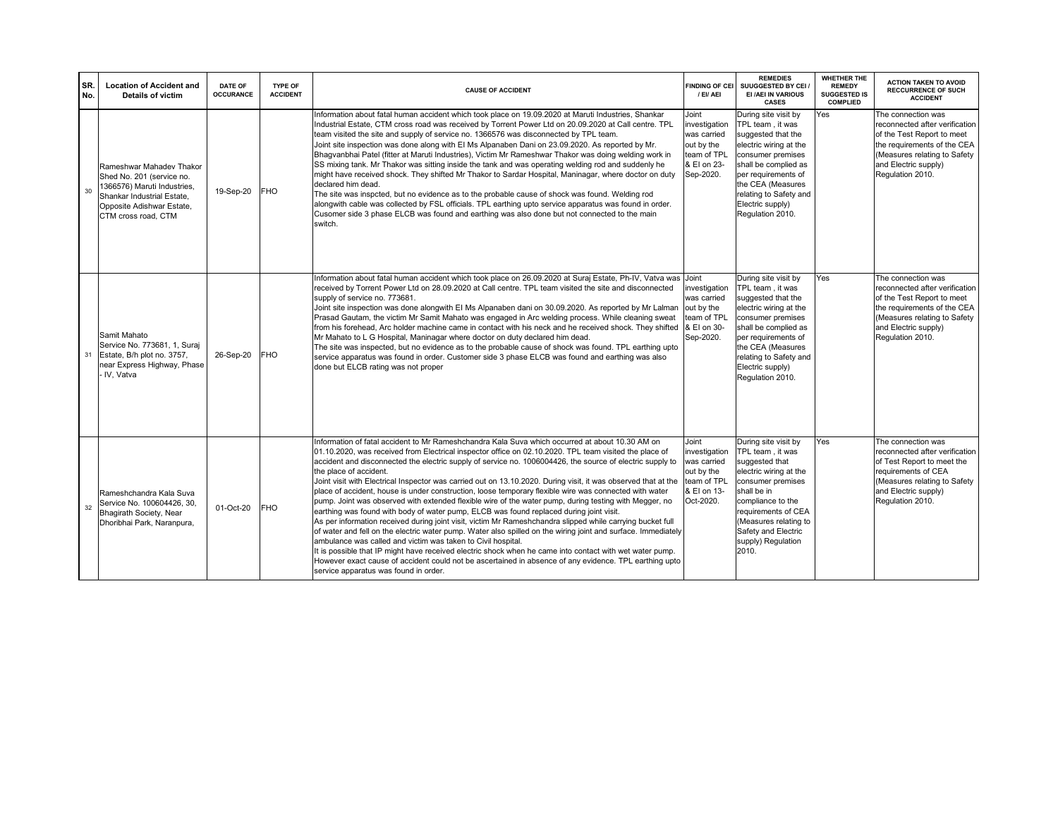| SR. No. | Location of Accident and Details of victim | DATE OF OCCURANCE | TYPE OF ACCIDENT | CAUSE OF ACCIDENT | FINDING OF CEI / EI/ AEI | REMEDIES SUUGGESTED BY CEI / EI /AEI IN VARIOUS CASES | WHETHER THE REMEDY SUGGESTED IS COMPLIED | ACTION TAKEN TO AVOID RECCURRENCE OF SUCH ACCIDENT |
|---|---|---|---|---|---|---|---|---|
| 30 | Rameshwar Mahadev Thakor Shed No. 201 (service no. 1366576) Maruti Industries, Shankar Industrial Estate, Opposite Adishwar Estate, CTM cross road, CTM | 19-Sep-20 | FHO | Information about fatal human accident which took place on 19.09.2020 at Maruti Industries, Shankar Industrial Estate, CTM cross road was received by Torrent Power Ltd on 20.09.2020 at Call centre. TPL team visited the site and supply of service no. 1366576 was disconnected by TPL team.<br>Joint site inspection was done along with EI Ms Alpanaben Dani on 23.09.2020. As reported by Mr. Bhagvanbhai Patel (fitter at Maruti Industries), Victim Mr Rameshwar Thakor was doing welding work in SS mixing tank. Mr Thakor was sitting inside the tank and was operating welding rod and suddenly he might have received shock. They shifted Mr Thakor to Sardar Hospital, Maninagar, where doctor on duty declared him dead.<br>The site was inspcted, but no evidence as to the probable cause of shock was found. Welding rod alongwith cable was collected by FSL officials. TPL earthing upto service apparatus was found in order. Cusomer side 3 phase ELCB was found and earthing was also done but not connected to the main switch. | Joint investigation was carried out by the team of TPL & EI on 23-Sep-2020. | During site visit by TPL team , it was suggested that the electric wiring at the consumer premises shall be complied as per requirements of the CEA (Measures relating to Safety and Electric supply) Regulation 2010. | Yes | The connection was reconnected after verification of the Test Report to meet the requirements of the CEA (Measures relating to Safety and Electric supply) Regulation 2010. |
| 31 | Samit Mahato Service No. 773681, 1, Suraj Estate, B/h plot no. 3757, near Express Highway, Phase - IV, Vatva | 26-Sep-20 | FHO | Information about fatal human accident which took place on 26.09.2020 at Suraj Estate, Ph-IV, Vatva was received by Torrent Power Ltd on 28.09.2020 at Call centre. TPL team visited the site and disconnected supply of service no. 773681.<br>Joint site inspection was done alongwith EI Ms Alpanaben dani on 30.09.2020. As reported by Mr Lalman Prasad Gautam, the victim Mr Samit Mahato was engaged in Arc welding process. While cleaning sweat from his forehead, Arc holder machine came in contact with his neck and he received shock. They shifted Mr Mahato to L G Hospital, Maninagar where doctor on duty declared him dead.<br>The site was inspected, but no evidence as to the probable cause of shock was found. TPL earthing upto service apparatus was found in order. Customer side 3 phase ELCB was found and earthing was also done but ELCB rating was not proper | Joint investigation was carried out by the team of TPL & EI on 30-Sep-2020. | During site visit by TPL team , it was suggested that the electric wiring at the consumer premises shall be complied as per requirements of the CEA (Measures relating to Safety and Electric supply) Regulation 2010. | Yes | The connection was reconnected after verification of the Test Report to meet the requirements of the CEA (Measures relating to Safety and Electric supply) Regulation 2010. |
| 32 | Rameshchandra Kala Suva Service No. 100604426, 30, Bhagirath Society, Near Dhoribhai Park, Naranpura, | 01-Oct-20 | FHO | Information of fatal accident to Mr Rameshchandra Kala Suva which occurred at about 10.30 AM on 01.10.2020, was received from Electrical inspector office on 02.10.2020. TPL team visited the place of accident and disconnected the electric supply of service no. 1006004426, the source of electric supply to the place of accident.<br>Joint visit with Electrical Inspector was carried out on 13.10.2020. During visit, it was observed that at the place of accident, house is under construction, loose temporary flexible wire was connected with water pump. Joint was observed with extended flexible wire of the water pump, during testing with Megger, no earthing was found with body of water pump, ELCB was found replaced during joint visit.<br>As per information received during joint visit, victim Mr Rameshchandra slipped while carrying bucket full of water and fell on the electric water pump. Water also spilled on the wiring joint and surface. Immediately ambulance was called and victim was taken to Civil hospital.<br>It is possible that IP might have received electric shock when he came into contact with wet water pump. However exact cause of accident could not be ascertained in absence of any evidence. TPL earthing upto service apparatus was found in order. | Joint investigation was carried out by the team of TPL & EI on 13-Oct-2020. | During site visit by TPL team , it was suggested that electric wiring at the consumer premises shall be in compliance to the requirements of CEA (Measures relating to Safety and Electric supply) Regulation 2010. | Yes | The connection was reconnected after verification of Test Report to meet the requirements of CEA (Measures relating to Safety and Electric supply) Regulation 2010. |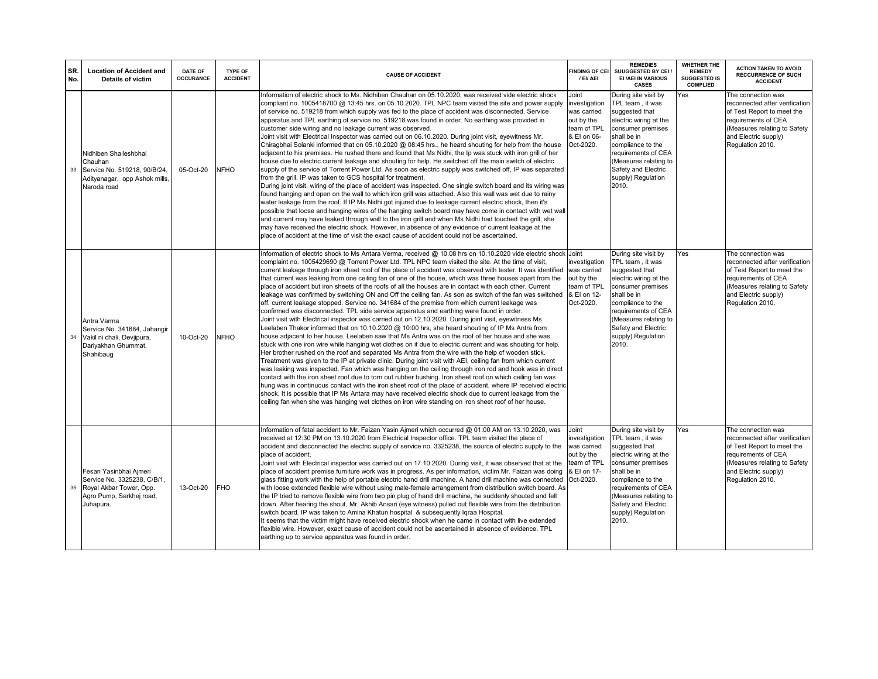| SR. No. | Location of Accident and Details of victim | DATE OF OCCURANCE | TYPE OF ACCIDENT | CAUSE OF ACCIDENT | FINDING OF CEI / EI/ AEI | REMEDIES SUUGGESTED BY CEI / EI /AEI IN VARIOUS CASES | WHETHER THE REMEDY SUGGESTED IS COMPLIED | ACTION TAKEN TO AVOID RECCURRENCE OF SUCH ACCIDENT |
|---|---|---|---|---|---|---|---|---|
| 33 | Nidhiben Shaileshbhai Chauhan Service No. 519218, 90/B/24, Adityanagar, opp Ashok mills, Naroda road | 05-Oct-20 | NFHO | Information of electric shock to Ms. Nidhiben Chauhan on 05.10.2020, was received vide electric shock compliant no. 1005418700 @ 13:45 hrs. on 05.10.2020. TPL NPC team visited the site and power supply of service no. 519218 from which supply was fed to the place of accident was disconnected. Service apparatus and TPL earthing of service no. 519218 was found in order. No earthing was provided in customer side wiring and no leakage current was observed. Joint visit with Electrical Inspector was carried out on 06.10.2020. During joint visit, eyewitness Mr. Chiragbhai Solanki informed that on 05.10.2020 @ 08:45 hrs., he heard shouting for help from the house adjacent to his premises. He rushed there and found that Ms Nidhi, the Ip was stuck with iron grill of her house due to electric current leakage and shouting for help. He switched off the main switch of electric supply of the service of Torrent Power Ltd. As soon as electric supply was switched off, IP was separated from the grill. IP was taken to GCS hospital for treatment. During joint visit, wiring of the place of accident was inspected. One single switch board and its wiring was found hanging and open on the wall to which iron grill was attached. Also this wall was wet due to rainy water leakage from the roof. If IP Ms Nidhi got injured due to leakage current electric shock, then it's possible that loose and hanging wires of the hanging switch board may have come in contact with wet wall and current may have leaked through wall to the iron grill and when Ms Nidhi had touched the grill, she may have received the electric shock. However, in absence of any evidence of current leakage at the place of accident at the time of visit the exact cause of accident could not be ascertained. | Joint investigation was carried out by the team of TPL & EI on 06-Oct-2020. | During site visit by TPL team , it was suggested that electric wiring at the consumer premises shall be in compliance to the requirements of CEA (Measures relating to Safety and Electric supply) Regulation 2010. | Yes | The connection was reconnected after verification of Test Report to meet the requirements of CEA (Measures relating to Safety and Electric supply) Regulation 2010. |
| 34 | Antra Varma Service No. 341684, Jahangir Vakil ni chali, Devjipura, Dariyakhan Ghummat, Shahibaug | 10-Oct-20 | NFHO | Information of electric shock to Ms Antara Verma, received @ 10.08 hrs on 10.10.2020 vide electric shock complaint no. 1005429690 @ Torrent Power Ltd. TPL NPC team visited the site. At the time of visit, current leakage through iron sheet roof of the place of accident was observed with tester. It was identified that current was leaking from one ceiling fan of one of the house, which was three houses apart from the place of accident but iron sheets of the roofs of all the houses are in contact with each other. Current leakage was confirmed by switching ON and Off the ceiling fan. As son as switch of the fan was switched off, current leakage stopped. Service no. 341684 of the premise from which current leakage was confirmed was disconnected. TPL side service apparatus and earthing were found in order. Joint visit with Electrical inspector was carried out on 12.10.2020. During joint visit, eyewitness Ms Leelaben Thakor informed that on 10.10.2020 @ 10:00 hrs, she heard shouting of IP Ms Antra from house adjacent to her house. Leelaben saw that Ms Antra was on the roof of her house and she was stuck with one iron wire while hanging wet clothes on it due to electric current and was shouting for help. Her brother rushed on the roof and separated Ms Antra from the wire with the help of wooden stick. Treatment was given to the IP at private clinic. During joint visit with AEI, ceiling fan from which current was leaking was inspected. Fan which was hanging on the ceiling through iron rod and hook was in direct contact with the iron sheet roof due to torn out rubber bushing. Iron sheet roof on which ceiling fan was hung was in continuous contact with the iron sheet roof of the place of accident, where IP received electric shock. It is possible that IP Ms Antara may have received electric shock due to current leakage from the ceiling fan when she was hanging wet clothes on iron wire standing on iron sheet roof of her house. | Joint investigation was carried out by the team of TPL & EI on 12-Oct-2020. | During site visit by TPL team , it was suggested that electric wiring at the consumer premises shall be in compliance to the requirements of CEA (Measures relating to Safety and Electric supply) Regulation 2010. | Yes | The connection was reconnected after verification of Test Report to meet the requirements of CEA (Measures relating to Safety and Electric supply) Regulation 2010. |
| 35 | Fesan Yasinbhai Ajmeri Service No. 3325238, C/B/1, Royal Akbar Tower, Opp. Agro Pump, Sarkhej road, Juhapura. | 13-Oct-20 | FHO | Information of fatal accident to Mr. Faizan Yasin Ajmeri which occurred @ 01:00 AM on 13.10.2020, was received at 12:30 PM on 13.10.2020 from Electrical Inspector office. TPL team visited the place of accident and disconnected the electric supply of service no. 3325238, the source of electric supply to the place of accident. Joint visit with Electrical inspector was carried out on 17.10.2020. During visit, it was observed that at the place of accident premise furniture work was in progress. As per information, victim Mr. Faizan was doing glass fitting work with the help of portable electric hand drill machine. A hand drill machine was connected with loose extended flexible wire without using male-female arrangement from distribution switch board. As the IP tried to remove flexible wire from two pin plug of hand drill machine, he suddenly shouted and fell down. After hearing the shout, Mr. Akhib Ansari (eye witness) pulled out flexible wire from the distribution switch board. IP was taken to Amina Khatun hospital & subsequently Iqraa Hospital. It seems that the victim might have received electric shock when he came in contact with live extended flexible wire. However, exact cause of accident could not be ascertained in absence of evidence. TPL earthing up to service apparatus was found in order. | Joint investigation was carried out by the team of TPL & EI on 17-Oct-2020. | During site visit by TPL team , it was suggested that electric wiring at the consumer premises shall be in compliance to the requirements of CEA (Measures relating to Safety and Electric supply) Regulation 2010. | Yes | The connection was reconnected after verification of Test Report to meet the requirements of CEA (Measures relating to Safety and Electric supply) Regulation 2010. |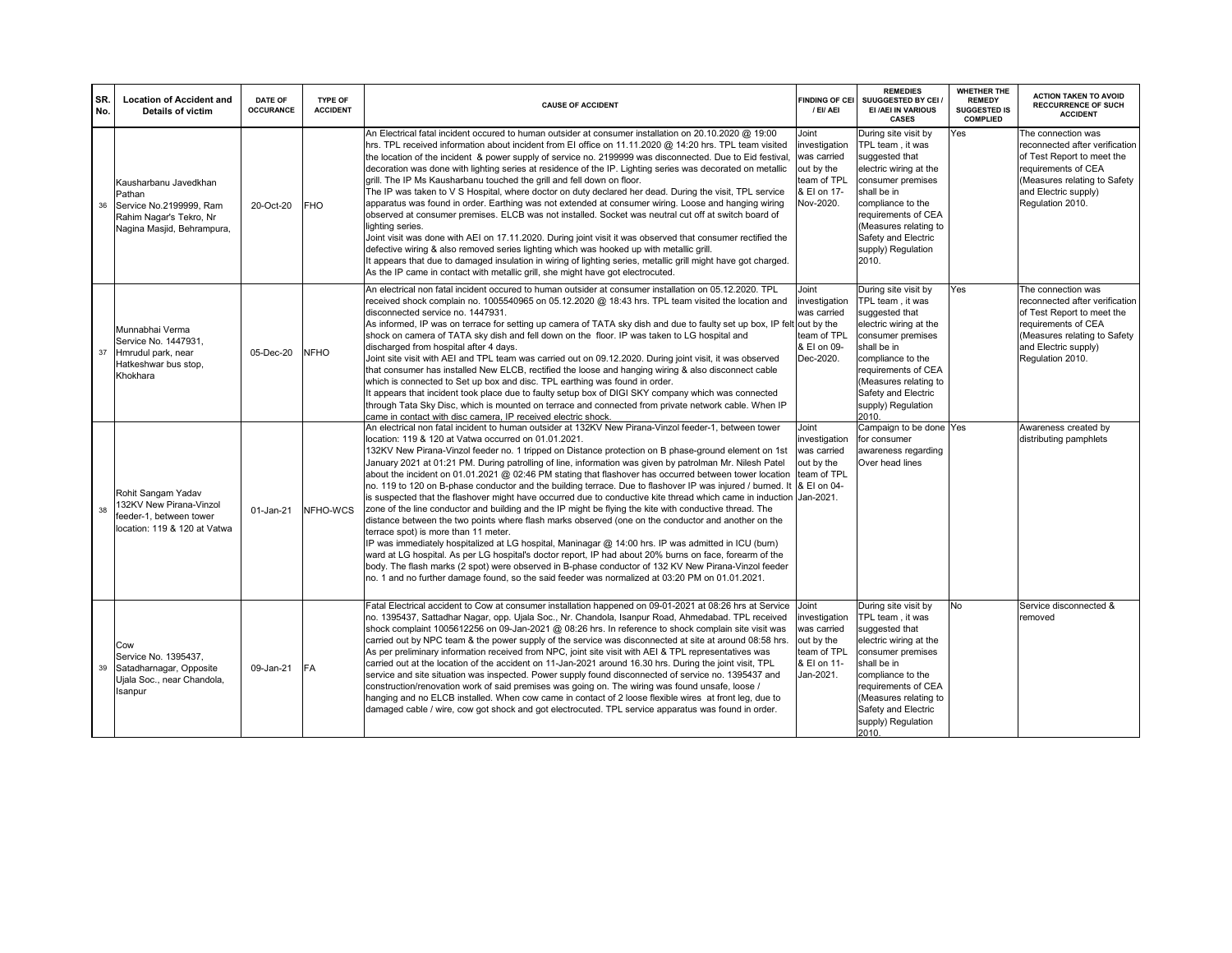| SR. No. | Location of Accident and Details of victim | DATE OF OCCURANCE | TYPE OF ACCIDENT | CAUSE OF ACCIDENT | FINDING OF CEI / EI/ AEI | REMEDIES SUUGGESTED BY CEI / EI /AEI IN VARIOUS CASES | WHETHER THE REMEDY SUGGESTED IS COMPLIED | ACTION TAKEN TO AVOID RECCURRENCE OF SUCH ACCIDENT |
|---|---|---|---|---|---|---|---|---|
| 36 | Kausharbanu Javedkhan Pathan Service No.2199999, Ram Rahim Nagar's Tekro, Nr Nagina Masjid, Behrampura, | 20-Oct-20 | FHO | An Electrical fatal incident occured to human outsider at consumer installation on 20.10.2020 @ 19:00 hrs. TPL received information about incident from EI office on 11.11.2020 @ 14:20 hrs. TPL team visited the location of the incident & power supply of service no. 2199999 was disconnected. Due to Eid festival, decoration was done with lighting series at residence of the IP. Lighting series was decorated on metallic grill. The IP Ms Kausharbanu touched the grill and fell down on floor.<br>The IP was taken to V S Hospital, where doctor on duty declared her dead. During the visit, TPL service apparatus was found in order. Earthing was not extended at consumer wiring. Loose and hanging wiring observed at consumer premises. ELCB was not installed. Socket was neutral cut off at switch board of lighting series.<br>Joint visit was done with AEI on 17.11.2020. During joint visit it was observed that consumer rectified the defective wiring & also removed series lighting which was hooked up with metallic grill.<br>It appears that due to damaged insulation in wiring of lighting series, metallic grill might have got charged. As the IP came in contact with metallic grill, she might have got electrocuted. | Joint investigation was carried out by the team of TPL & EI on 17-Nov-2020. | During site visit by TPL team , it was suggested that electric wiring at the consumer premises shall be in compliance to the requirements of CEA (Measures relating to Safety and Electric supply) Regulation 2010. | Yes | The connection was reconnected after verification of Test Report to meet the requirements of CEA (Measures relating to Safety and Electric supply) Regulation 2010. |
| 37 | Munnabhai Verma Service No. 1447931, Hmrudul park, near Hatkeshwar bus stop, Khokhara | 05-Dec-20 | NFHO | An electrical non fatal incident occured to human outsider at consumer installation on 05.12.2020. TPL received shock complain no. 1005540965 on 05.12.2020 @ 18:43 hrs. TPL team visited the location and disconnected service no. 1447931.<br>As informed, IP was on terrace for setting up camera of TATA sky dish and due to faulty set up box, IP felt shock on camera of TATA sky dish and fell down on the floor. IP was taken to LG hospital and discharged from hospital after 4 days.<br>Joint site visit with AEI and TPL team was carried out on 09.12.2020. During joint visit, it was observed that consumer has installed New ELCB, rectified the loose and hanging wiring & also disconnect cable which is connected to Set up box and disc. TPL earthing was found in order.<br>It appears that incident took place due to faulty setup box of DIGI SKY company which was connected through Tata Sky Disc, which is mounted on terrace and connected from private network cable. When IP came in contact with disc camera, IP received electric shock. | Joint investigation was carried out by the team of TPL & EI on 09-Dec-2020. | During site visit by TPL team , it was suggested that electric wiring at the consumer premises shall be in compliance to the requirements of CEA (Measures relating to Safety and Electric supply) Regulation 2010. | Yes | The connection was reconnected after verification of Test Report to meet the requirements of CEA (Measures relating to Safety and Electric supply) Regulation 2010. |
| 38 | Rohit Sangam Yadav 132KV New Pirana-Vinzol feeder-1, between tower location: 119 & 120 at Vatwa | 01-Jan-21 | NFHO-WCS | An electrical non fatal incident to human outsider at 132KV New Pirana-Vinzol feeder-1, between tower location: 119 & 120 at Vatwa occurred on 01.01.2021.<br>132KV New Pirana-Vinzol feeder no. 1 tripped on Distance protection on B phase-ground element on 1st January 2021 at 01:21 PM. During patrolling of line, information was given by patrolman Mr. Nilesh Patel about the incident on 01.01.2021 @ 02:46 PM stating that flashover has occurred between tower location no. 119 to 120 on B-phase conductor and the building terrace. Due to flashover IP was injured / burned. It is suspected that the flashover might have occurred due to conductive kite thread which came in induction zone of the line conductor and building and the IP might be flying the kite with conductive thread. The distance between the two points where flash marks observed (one on the conductor and another on the terrace spot) is more than 11 meter.<br>IP was immediately hospitalized at LG hospital, Maninagar @ 14:00 hrs. IP was admitted in ICU (burn) ward at LG hospital. As per LG hospital's doctor report, IP had about 20% burns on face, forearm of the body. The flash marks (2 spot) were observed in B-phase conductor of 132 KV New Pirana-Vinzol feeder no. 1 and no further damage found, so the said feeder was normalized at 03:20 PM on 01.01.2021. | Joint investigation was carried out by the team of TPL & EI on 04-Jan-2021. | Campaign to be done for consumer awareness regarding Over head lines | Yes | Awareness created by distributing pamphlets |
| 39 | Cow Service No. 1395437, Satadharnagar, Opposite Ujala Soc., near Chandola, Isanpur | 09-Jan-21 | FA | Fatal Electrical accident to Cow at consumer installation happened on 09-01-2021 at 08:26 hrs at Service no. 1395437, Sattadhar Nagar, opp. Ujala Soc., Nr. Chandola, Isanpur Road, Ahmedabad. TPL received shock complaint 1005612256 on 09-Jan-2021 @ 08:26 hrs. In reference to shock complain site visit was carried out by NPC team & the power supply of the service was disconnected at site at around 08:58 hrs. As per preliminary information received from NPC, joint site visit with AEI & TPL representatives was carried out at the location of the accident on 11-Jan-2021 around 16.30 hrs. During the joint visit, TPL service and site situation was inspected. Power supply found disconnected of service no. 1395437 and construction/renovation work of said premises was going on. The wiring was found unsafe, loose / hanging and no ELCB installed. When cow came in contact of 2 loose flexible wires at front leg, due to damaged cable / wire, cow got shock and got electrocuted. TPL service apparatus was found in order. | Joint investigation was carried out by the team of TPL & EI on 11-Jan-2021. | During site visit by TPL team , it was suggested that electric wiring at the consumer premises shall be in compliance to the requirements of CEA (Measures relating to Safety and Electric supply) Regulation 2010. | No | Service disconnected & removed |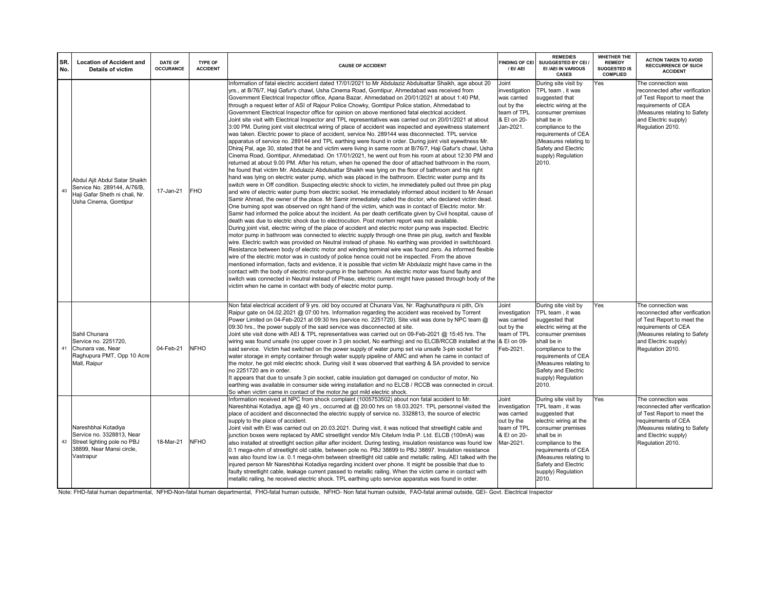| SR. No. | Location of Accident and Details of victim | DATE OF OCCURANCE | TYPE OF ACCIDENT | CAUSE OF ACCIDENT | FINDING OF CEI / EI/ AEI | REMEDIES SUUGGESTED BY CEI / EI /AEI IN VARIOUS CASES | WHETHER THE REMEDY SUGGESTED IS COMPLIED | ACTION TAKEN TO AVOID RECCURRENCE OF SUCH ACCIDENT |
|---|---|---|---|---|---|---|---|---|
| 40 | Abdul Ajit Abdul Satar Shaikh Service No. 289144, A/76/B, Haji Gafar Sheth ni chali, Nr. Usha Cinema, Gomtipur | 17-Jan-21 | FHO | Information of fatal electric accident dated 17/01/2021 to Mr Abdulaziz Abdulsattar Shaikh, age about 20 yrs., at B/76/7, Haji Gafur's chawl, Usha Cinema Road, Gomtipur, Ahmedabad was received from Government Electrical Inspector office, Apana Bazar, Ahmedabad on 20/01/2021 at about 1:40 PM, through a request letter of ASI of Rajour Police Chowky, Gomtipur Police station, Ahmedabad to Government Electrical Inspector office for opinion on above mentioned fatal electrical accident. Joint site visit with Electrical Inspector and TPL representatives was carried out on 20/01/2021 at about 3:00 PM. During joint visit electrical wiring of place of accident was inspected and eyewitness statement was taken. Electric power to place of accident, service No. 289144 was disconnected. TPL service apparatus of service no. 289144 and TPL earthing were found in order. During joint visit eyewitness Mr. Dhiraj Pal, age 30, stated that he and victim were living in same room at B/76/7, Haji Gafur's chawl, Usha Cinema Road, Gomtipur, Ahmedabad. On 17/01/2021, he went out from his room at about 12:30 PM and returned at about 9.00 PM. After his return, when he opened the door of attached bathroom in the room, he found that victim Mr. Abdulaziz Abdulsattar Shaikh was lying on the floor of bathroom and his right hand was lying on electric water pump, which was placed in the bathroom. Electric water pump and its switch were in Off condition. Suspecting electric shock to victim, he immediately pulled out three pin plug and wire of electric water pump from electric socket. He immediately informed about incident to Mr Ansari Samir Ahmad, the owner of the place. Mr Samir immediately called the doctor, who declared victim dead. One burning spot was observed on right hand of the victim, which was in contact of Electric motor. Mr. Samir had informed the police about the incident. As per death certificate given by Civil hospital, cause of death was due to electric shock due to electrocution. Post mortem report was not available. During joint visit, electric wiring of the place of accident and electric motor pump was inspected. Electric motor pump in bathroom was connected to electric supply through one three pin plug, switch and flexible wire. Electric switch was provided on Neutral instead of phase. No earthing was provided in switchboard. Resistance between body of electric motor and winding terminal wire was found zero. As informed flexible wire of the electric motor was in custody of police hence could not be inspected. From the above mentioned information, facts and evidence, it is possible that victim Mr Abdulaziz might have came in the contact with the body of electric motor-pump in the bathroom. As electric motor was found faulty and switch was connected in Neutral instead of Phase, electric current might have passed through body of the victim when he came in contact with body of electric motor pump. | Joint investigation was carried out by the team of TPL & EI on 20-Jan-2021. | During site visit by TPL team , it was suggested that electric wiring at the consumer premises shall be in compliance to the requirements of CEA (Measures relating to Safety and Electric supply) Regulation 2010. | Yes | The connection was reconnected after verification of Test Report to meet the requirements of CEA (Measures relating to Safety and Electric supply) Regulation 2010. |
| 41 | Sahil Chunara Service no. 2251720, Chunara vas, Near Raghupura PMT, Opp 10 Acre Mall, Raipur | 04-Feb-21 | NFHO | Non fatal electrical accident of 9 yrs. old boy occured at Chunara Vas, Nr. Raghunathpura ni pith, O/s Raipur gate on 04.02.2021 @ 07:00 hrs. Information regarding the accident was received by Torrent Power Limited on 04-Feb-2021 at 09:30 hrs (service no. 2251720). Site visit was done by NPC team @ 09:30 hrs., the power supply of the said service was disconnected at site. Joint site visit done with AEI & TPL representatives was carried out on 09-Feb-2021 @ 15:45 hrs. The wiring was found unsafe (no upper cover in 3 pin socket, No earthing) and no ELCB/RCCB installed at the said service. Victim had switched on the power supply of water pump set via unsafe 3-pin socket for water storage in empty container through water supply pipeline of AMC and when he came in contact of the motor, he got mild electric shock. During visit it was observed that earthing & SA provided to service no 2251720 are in order. It appears that due to unsafe 3 pin socket, cable insulation got damaged on conductor of motor, No earthing was available in consumer side wiring installation and no ELCB / RCCB was connected in circuit. So when victim came in contact of the motor,he got mild electric shock. | Joint investigation was carried out by the team of TPL & EI on 09-Feb-2021. | During site visit by TPL team , it was suggested that electric wiring at the consumer premises shall be in compliance to the requirements of CEA (Measures relating to Safety and Electric supply) Regulation 2010. | Yes | The connection was reconnected after verification of Test Report to meet the requirements of CEA (Measures relating to Safety and Electric supply) Regulation 2010. |
| 42 | Nareshbhai Kotadiya Service no. 3328813, Near Street lighting pole no PBJ 38899, Near Mansi circle, Vastrapur | 18-Mar-21 | NFHO | Information received at NPC from shock complaint (1005753502) about non fatal accident to Mr. Nareshbhai Kotadiya, age @ 40 yrs., occurred at @ 20:00 hrs on 18.03.2021. TPL personnel visited the place of accident and disconnected the electric supply of service no. 3328813, the source of electric supply to the place of accident. Joint visit with EI was carried out on 20.03.2021. During visit, it was noticed that streetlight cable and junction boxes were replaced by AMC streetlight vendor M/s Citelum India P. Ltd. ELCB (100mA) was also installed at streetlight section pillar after incident. During testing, insulation resistance was found low 0.1 mega-ohm of streetlight old cable, between pole no. PBJ 38899 to PBJ 38897. Insulation resistance was also found low i.e. 0.1 mega-ohm between streetlight old cable and metallic railing. AEI talked with the injured person Mr Nareshbhai Kotadiya regarding incident over phone. It might be possible that due to faulty streetlight cable, leakage current passed to metallic railing. When the victim came in contact with metallic railing, he received electric shock. TPL earthing upto service apparatus was found in order. | Joint investigation was carried out by the team of TPL & EI on 20-Mar-2021. | During site visit by TPL team , it was suggested that electric wiring at the consumer premises shall be in compliance to the requirements of CEA (Measures relating to Safety and Electric supply) Regulation 2010. | Yes | The connection was reconnected after verification of Test Report to meet the requirements of CEA (Measures relating to Safety and Electric supply) Regulation 2010. |

Note: FHD-fatal human departmental, NFHD-Non-fatal human departmental, FHO-fatal human outside, NFHO- Non fatal human outside, FAO-fatal animal outside, GEI- Govt. Electrical Inspector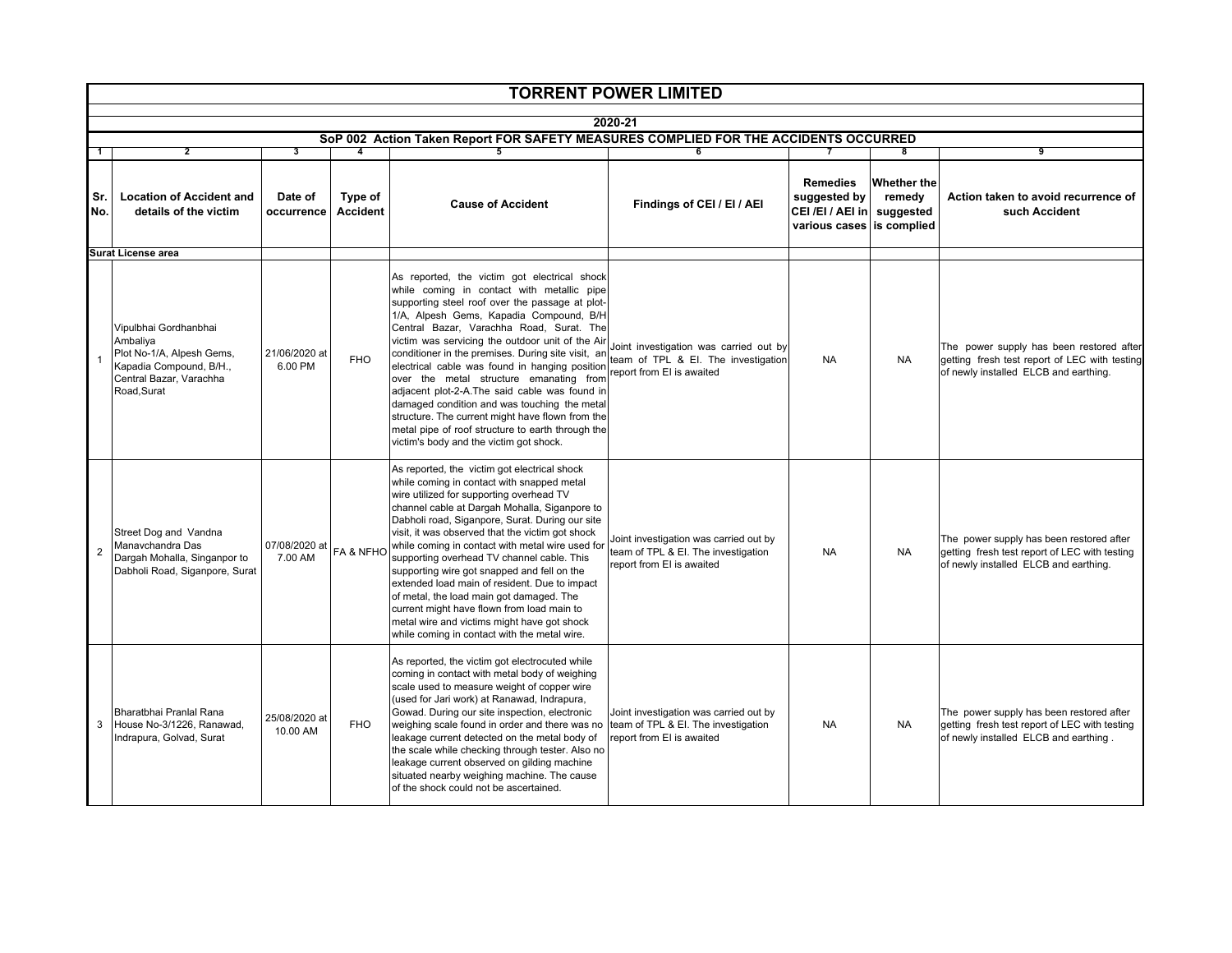# TORRENT POWER LIMITED

## 2020-21

### SoP 002 Action Taken Report FOR SAFETY MEASURES COMPLIED FOR THE ACCIDENTS OCCURRED

| 1 | 2 | 3 | 4 | 5 | 6 | 7 | 8 | 9 |
|---|---|---|---|---|---|---|---|---|
| **Sr. No.** | **Location of Accident and details of the victim** | **Date of occurrence** | **Type of Accident** | **Cause of Accident** | **Findings of CEI / EI / AEI** | **Remedies suggested by CEI /EI / AEI in various cases** | **Whether the remedy suggested is complied** | **Action taken to avoid recurrence of such Accident** |
| **Surat License area** | | | | | | | | |
| 1 | Vipulbhai Gordhanbhai Ambaliya Plot No-1/A, Alpesh Gems, Kapadia Compound, B/H., Central Bazar, Varachha Road,Surat | 21/06/2020 at 6.00 PM | FHO | As reported, the victim got electrical shock while coming in contact with metallic pipe supporting steel roof over the passage at plot-1/A, Alpesh Gems, Kapadia Compound, B/H Central Bazar, Varachha Road, Surat. The victim was servicing the outdoor unit of the Air conditioner in the premises. During site visit, an electrical cable was found in hanging position over the metal structure emanating from adjacent plot-2-A.The said cable was found in damaged condition and was touching the metal structure. The current might have flown from the metal pipe of roof structure to earth through the victim's body and the victim got shock. | Joint investigation was carried out by team of TPL & EI. The investigation report from EI is awaited | NA | NA | The power supply has been restored after getting fresh test report of LEC with testing of newly installed ELCB and earthing. |
| 2 | Street Dog and Vandna Manavchandra Das Dargah Mohalla, Singanpor to Dabholi Road, Siganpore, Surat | 07/08/2020 at 7.00 AM | FA & NFHO | As reported, the victim got electrical shock while coming in contact with snapped metal wire utilized for supporting overhead TV channel cable at Dargah Mohalla, Siganpore to Dabholi road, Siganpore, Surat. During our site visit, it was observed that the victim got shock while coming in contact with metal wire used for supporting overhead TV channel cable. This supporting wire got snapped and fell on the extended load main of resident. Due to impact of metal, the load main got damaged. The current might have flown from load main to metal wire and victims might have got shock while coming in contact with the metal wire. | Joint investigation was carried out by team of TPL & EI. The investigation report from EI is awaited | NA | NA | The power supply has been restored after getting fresh test report of LEC with testing of newly installed ELCB and earthing. |
| 3 | Bharatbhai Pranlal Rana House No-3/1226, Ranawad, Indrapura, Golvad, Surat | 25/08/2020 at 10.00 AM | FHO | As reported, the victim got electrocuted while coming in contact with metal body of weighing scale used to measure weight of copper wire (used for Jari work) at Ranawad, Indrapura, Gowad. During our site inspection, electronic weighing scale found in order and there was no leakage current detected on the metal body of the scale while checking through tester. Also no leakage current observed on gilding machine situated nearby weighing machine. The cause of the shock could not be ascertained. | Joint investigation was carried out by team of TPL & EI. The investigation report from EI is awaited | NA | NA | The power supply has been restored after getting fresh test report of LEC with testing of newly installed ELCB and earthing . |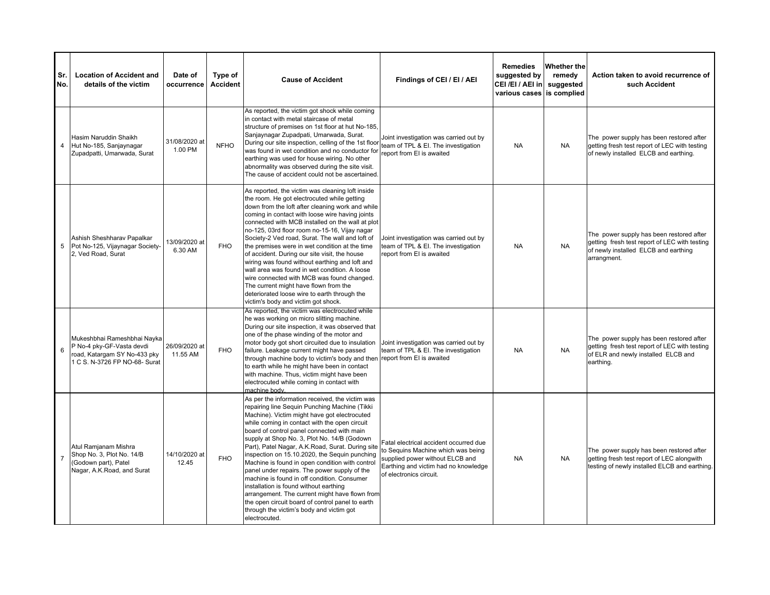| Sr. No. | Location of Accident and details of the victim | Date of occurrence | Type of Accident | Cause of Accident | Findings of CEI / EI / AEI | Remedies suggested by CEI /EI / AEI in various cases | Whether the remedy suggested is complied | Action taken to avoid recurrence of such Accident |
|---|---|---|---|---|---|---|---|---|
| 4 | Hasim Naruddin Shaikh Hut No-185, Sanjaynagar Zupadpatti, Umarwada, Surat | 31/08/2020 at 1.00 PM | NFHO | As reported, the victim got shock while coming in contact with metal staircase of metal structure of premises on 1st floor at hut No-185, Sanjaynagar Zupadpati, Umarwada, Surat. During our site inspection, celling of the 1st floor was found in wet condition and no conductor for earthing was used for house wiring. No other abnormality was observed during the site visit. The cause of accident could not be ascertained. | Joint investigation was carried out by team of TPL & EI. The investigation report from EI is awaited | NA | NA | The power supply has been restored after getting fresh test report of LEC with testing of newly installed ELCB and earthing. |
| 5 | Ashish Sheshharav Papalkar Pot No-125, Vijaynagar Society-2, Ved Road, Surat | 13/09/2020 at 6.30 AM | FHO | As reported, the victim was cleaning loft inside the room. He got electrocuted while getting down from the loft after cleaning work and while coming in contact with loose wire having joints connected with MCB installed on the wall at plot no-125, 03rd floor room no-15-16, Vijay nagar Society-2 Ved road, Surat. The wall and loft of the premises were in wet condition at the time of accident. During our site visit, the house wiring was found without earthing and loft and wall area was found in wet condition. A loose wire connected with MCB was found changed. The current might have flown from the deteriorated loose wire to earth through the victim's body and victim got shock. | Joint investigation was carried out by team of TPL & EI. The investigation report from EI is awaited | NA | NA | The power supply has been restored after getting fresh test report of LEC with testing of newly installed ELCB and earthing arrangment. |
| 6 | Mukeshbhai Rameshbhai Nayka P No-4 pky-GF-Vasta devdi road, Katargam SY No-433 pky 1 C S. N-3726 FP NO-68- Surat | 26/09/2020 at 11.55 AM | FHO | As reported, the victim was electrocuted while he was working on micro slitting machine. During our site inspection, it was observed that one of the phase winding of the motor and motor body got short circuited due to insulation failure. Leakage current might have passed through machine body to victim's body and then to earth while he might have been in contact with machine. Thus, victim might have been electrocuted while coming in contact with machine body. | Joint investigation was carried out by team of TPL & EI. The investigation report from EI is awaited | NA | NA | The power supply has been restored after getting fresh test report of LEC with testing of ELR and newly installed ELCB and earthing. |
| 7 | Atul Ramjanam Mishra Shop No. 3, Plot No. 14/B (Godown part), Patel Nagar, A.K.Road, and Surat | 14/10/2020 at 12.45 | FHO | As per the information received, the victim was repairing line Sequin Punching Machine (Tikki Machine). Victim might have got electrocuted while coming in contact with the open circuit board of control panel connected with main supply at Shop No. 3, Plot No. 14/B (Godown Part), Patel Nagar, A.K.Road, Surat. During site inspection on 15.10.2020, the Sequin punching Machine is found in open condition with control panel under repairs. The power supply of the machine is found in off condition. Consumer installation is found without earthing arrangement. The current might have flown from the open circuit board of control panel to earth through the victim's body and victim got electrocuted. | Fatal electrical accident occurred due to Sequins Machine which was being supplied power without ELCB and Earthing and victim had no knowledge of electronics circuit. | NA | NA | The power supply has been restored after getting fresh test report of LEC alongwith testing of newly installed ELCB and earthing. |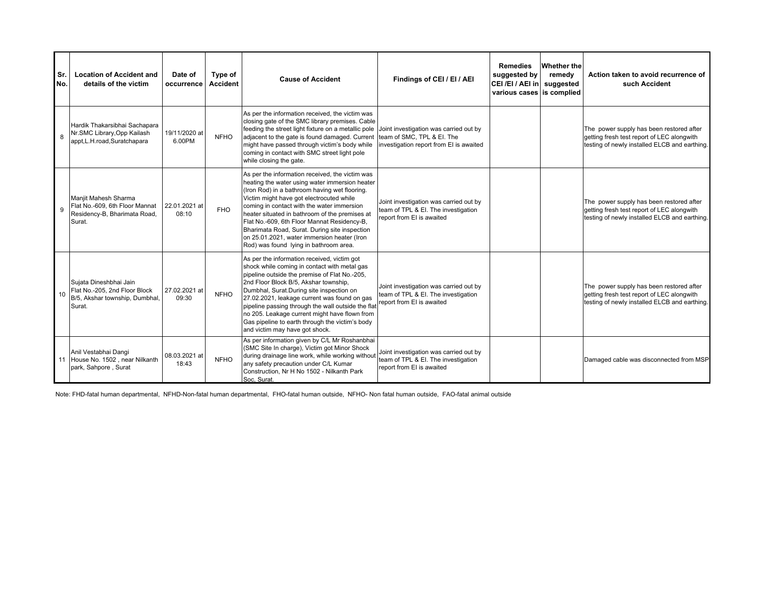| Sr. No. | Location of Accident and details of the victim | Date of occurrence | Type of Accident | Cause of Accident | Findings of CEI / EI / AEI | Remedies suggested by CEI /EI / AEI in various cases | Whether the remedy suggested is complied | Action taken to avoid recurrence of such Accident |
|---|---|---|---|---|---|---|---|---|
| 8 | Hardik Thakarsibhai Sachapara Nr.SMC Library,Opp Kailash appt,L.H.road,Suratchapara | 19/11/2020 at 6.00PM | NFHO | As per the information received, the victim was closing gate of the SMC library premises. Cable feeding the street light fixture on a metallic pole adjacent to the gate is found damaged. Current might have passed through victim's body while coming in contact with SMC street light pole while closing the gate. | Joint investigation was carried out by team of SMC, TPL & EI. The investigation report from EI is awaited | | | The power supply has been restored after getting fresh test report of LEC alongwith testing of newly installed ELCB and earthing. |
| 9 | Manjit Mahesh Sharma Flat No.-609, 6th Floor Mannat Residency-B, Bharimata Road, Surat. | 22.01.2021 at 08:10 | FHO | As per the information received, the victim was heating the water using water immersion heater (Iron Rod) in a bathroom having wet flooring. Victim might have got electrocuted while coming in contact with the water immersion heater situated in bathroom of the premises at Flat No.-609, 6th Floor Mannat Residency-B, Bharimata Road, Surat. During site inspection on 25.01.2021, water immersion heater (Iron Rod) was found lying in bathroom area. | Joint investigation was carried out by team of TPL & EI. The investigation report from EI is awaited | | | The power supply has been restored after getting fresh test report of LEC alongwith testing of newly installed ELCB and earthing. |
| 10 | Sujata Dineshbhai Jain Flat No.-205, 2nd Floor Block B/5, Akshar township, Dumbhal, Surat. | 27.02.2021 at 09:30 | NFHO | As per the information received, victim got shock while coming in contact with metal gas pipeline outside the premise of Flat No.-205, 2nd Floor Block B/5, Akshar township, Dumbhal, Surat.During site inspection on 27.02.2021, leakage current was found on gas pipeline passing through the wall outside the flat no 205. Leakage current might have flown from Gas pipeline to earth through the victim's body and victim may have got shock. | Joint investigation was carried out by team of TPL & EI. The investigation report from EI is awaited | | | The power supply has been restored after getting fresh test report of LEC alongwith testing of newly installed ELCB and earthing. |
| 11 | Anil Vestabhai Dangi House No. 1502 , near Nilkanth park, Sahpore , Surat | 08.03.2021 at 18:43 | NFHO | As per information given by C/L Mr Roshanbhai (SMC Site In charge), Victim got Minor Shock during drainage line work, while working without any safety precaution under C/L Kumar Construction, Nr H No 1502 - Nilkanth Park Soc, Surat. | Joint investigation was carried out by team of TPL & EI. The investigation report from EI is awaited | | | Damaged cable was disconnected from MSP |

Note: FHD-fatal human departmental, NFHD-Non-fatal human departmental, FHO-fatal human outside, NFHO- Non fatal human outside, FAO-fatal animal outside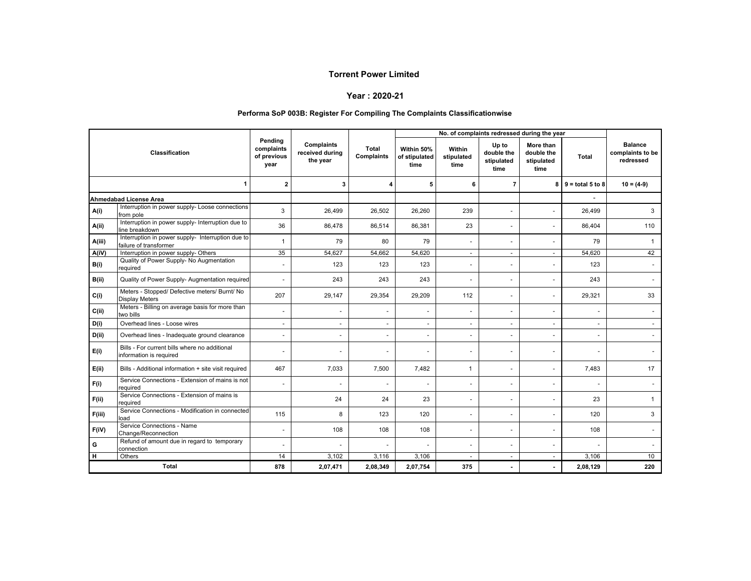# Torrent Power Limited

## Year : 2020-21

### Performa SoP 003B: Register For Compiling The Complaints Classificationwise

| Classification | | Pending complaints of previous year | Complaints received during the year | Total Complaints | No. of complaints redressed during the year | | | | | Balance complaints to be redressed |
|---|---|---|---|---|---|---|---|---|---|---|
| | | | | | Within 50% of stipulated time | Within stipulated time | Up to double the stipulated time | More than double the stipulated time | Total | |
| | 1 | 2 | 3 | 4 | 5 | 6 | 7 | 8 | 9 = total 5 to 8 | 10 = (4-9) |
| **Ahmedabad License Area** | | | | | | | | | - | |
| A(i) | Interruption in power supply- Loose connections from pole | 3 | 26,499 | 26,502 | 26,260 | 239 | - | - | 26,499 | 3 |
| A(ii) | Interruption in power supply- Interruption due to line breakdown | 36 | 86,478 | 86,514 | 86,381 | 23 | - | - | 86,404 | 110 |
| A(iii) | Interruption in power supply- Interruption due to failure of transformer | 1 | 79 | 80 | 79 | - | - | - | 79 | 1 |
| A(iV) | Interruption in power supply- Others | 35 | 54,627 | 54,662 | 54,620 | - | - | - | 54,620 | 42 |
| B(i) | Quality of Power Supply- No Augmentation required | - | 123 | 123 | 123 | - | - | - | 123 | - |
| B(ii) | Quality of Power Supply- Augmentation required | - | 243 | 243 | 243 | - | - | - | 243 | - |
| C(i) | Meters - Stopped/ Defective meters/ Burnt/ No Display Meters | 207 | 29,147 | 29,354 | 29,209 | 112 | - | - | 29,321 | 33 |
| C(ii) | Meters - Billing on average basis for more than two bills | - | - | - | - | - | - | - | - | - |
| D(i) | Overhead lines - Loose wires | - | - | - | - | - | - | - | - | - |
| D(ii) | Overhead lines - Inadequate ground clearance | - | - | - | - | - | - | - | - | - |
| E(i) | Bills - For current bills where no additional information is required | - | - | - | - | - | - | - | - | - |
| E(ii) | Bills - Additional information + site visit required | 467 | 7,033 | 7,500 | 7,482 | 1 | - | - | 7,483 | 17 |
| F(i) | Service Connections - Extension of mains is not required | - | - | - | - | - | - | - | - | - |
| F(ii) | Service Connections - Extension of mains is required | | 24 | 24 | 23 | - | - | - | 23 | 1 |
| F(iii) | Service Connections - Modification in connected load | 115 | 8 | 123 | 120 | - | - | - | 120 | 3 |
| F(iV) | Service Connections - Name Change/Reconnection | - | 108 | 108 | 108 | - | - | - | 108 | - |
| G | Refund of amount due in regard to temporary connection | - | - | - | - | - | - | - | - | - |
| H | Others | 14 | 3,102 | 3,116 | 3,106 | - | - | - | 3,106 | 10 |
| **Total** | | **878** | **2,07,471** | **2,08,349** | **2,07,754** | **375** | **-** | **-** | **2,08,129** | **220** |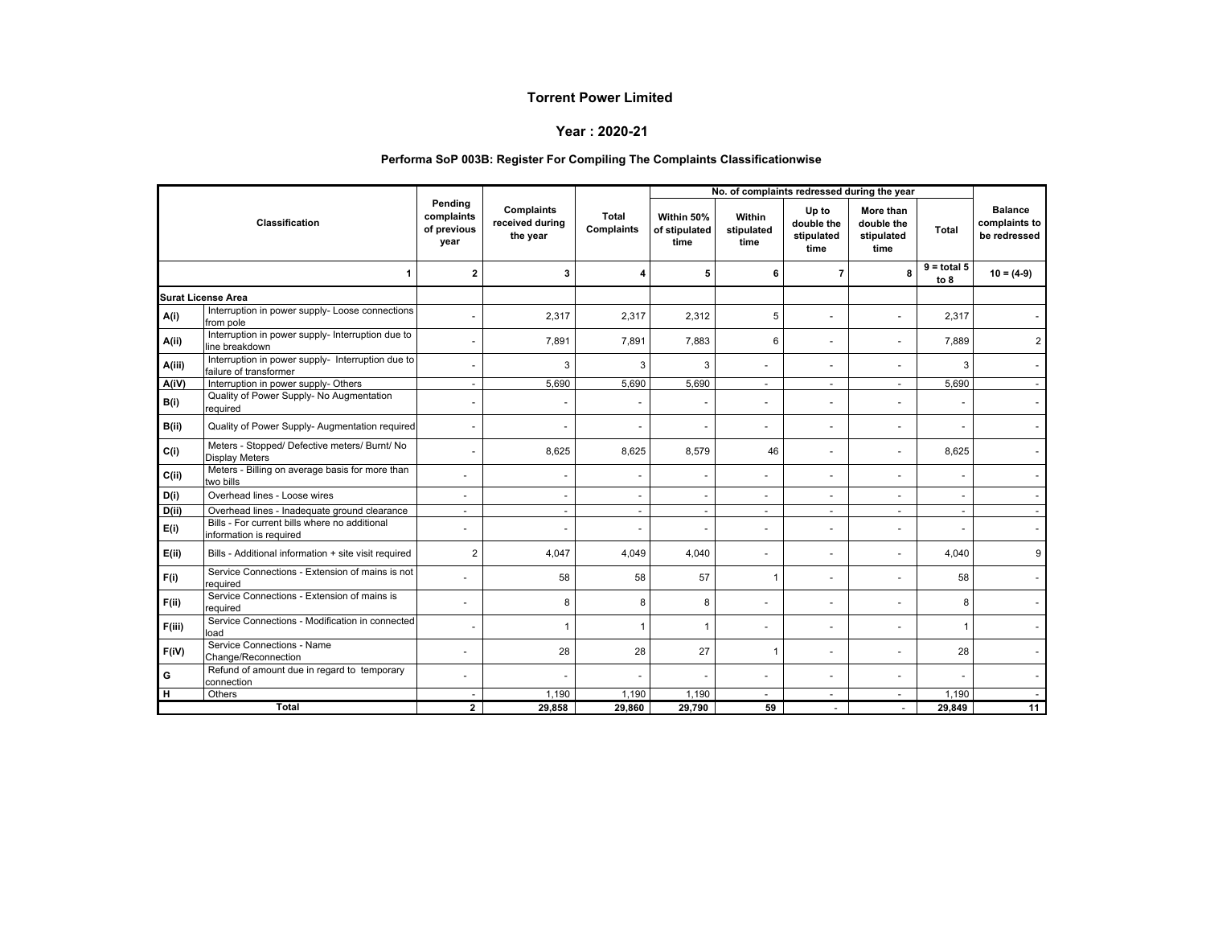## Torrent Power Limited

### Year : 2020-21

#### Performa SoP 003B: Register For Compiling The Complaints Classificationwise

| Classification | | Pending complaints of previous year | Complaints received during the year | Total Complaints | No. of complaints redressed during the year: Within 50% of stipulated time | Within stipulated time | Up to double the stipulated time | More than double the stipulated time | Total | Balance complaints to be redressed |
|---|---|---|---|---|---|---|---|---|---|---|
| | 1 | 2 | 3 | 4 | 5 | 6 | 7 | 8 | 9 = total 5 to 8 | 10 = (4-9) |
| **Surat License Area** | | | | | | | | | | |
| **A(i)** | Interruption in power supply- Loose connections from pole | - | 2,317 | 2,317 | 2,312 | 5 | - | - | 2,317 | - |
| **A(ii)** | Interruption in power supply- Interruption due to line breakdown | - | 7,891 | 7,891 | 7,883 | 6 | - | - | 7,889 | 2 |
| **A(iii)** | Interruption in power supply- Interruption due to failure of transformer | - | 3 | 3 | 3 | - | - | - | 3 | - |
| **A(iV)** | Interruption in power supply- Others | - | 5,690 | 5,690 | 5,690 | - | - | - | 5,690 | - |
| **B(i)** | Quality of Power Supply- No Augmentation required | - | - | - | - | - | - | - | - | - |
| **B(ii)** | Quality of Power Supply- Augmentation required | - | - | - | - | - | - | - | - | - |
| **C(i)** | Meters - Stopped/ Defective meters/ Burnt/ No Display Meters | - | 8,625 | 8,625 | 8,579 | 46 | - | - | 8,625 | - |
| **C(ii)** | Meters - Billing on average basis for more than two bills | - | - | - | - | - | - | - | - | - |
| **D(i)** | Overhead lines - Loose wires | - | - | - | - | - | - | - | - | - |
| **D(ii)** | Overhead lines - Inadequate ground clearance | - | - | - | - | - | - | - | - | - |
| **E(i)** | Bills - For current bills where no additional information is required | - | - | - | - | - | - | - | - | - |
| **E(ii)** | Bills - Additional information + site visit required | 2 | 4,047 | 4,049 | 4,040 | - | - | - | 4,040 | 9 |
| **F(i)** | Service Connections - Extension of mains is not required | - | 58 | 58 | 57 | 1 | - | - | 58 | - |
| **F(ii)** | Service Connections - Extension of mains is required | - | 8 | 8 | 8 | - | - | - | 8 | - |
| **F(iii)** | Service Connections - Modification in connected load | - | 1 | 1 | 1 | - | - | - | 1 | - |
| **F(iV)** | Service Connections - Name Change/Reconnection | - | 28 | 28 | 27 | 1 | - | - | 28 | - |
| **G** | Refund of amount due in regard to temporary connection | - | - | - | - | - | - | - | - | - |
| **H** | Others | - | 1,190 | 1,190 | 1,190 | - | - | - | 1,190 | - |
| **Total** | | **2** | **29,858** | **29,860** | **29,790** | **59** | **-** | **-** | **29,849** | **11** |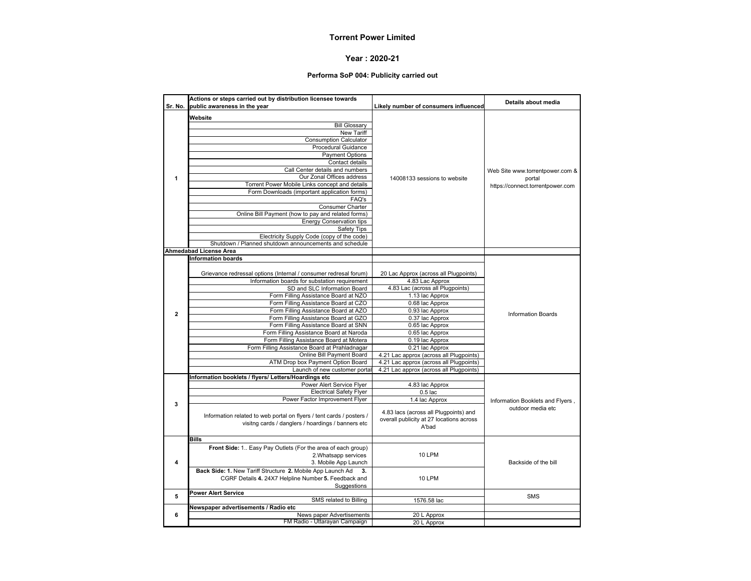# Torrent Power Limited

## Year : 2020-21

### Performa SoP 004: Publicity carried out

| Sr. No. | Actions or steps carried out by distribution licensee towards public awareness in the year | Likely number of consumers influenced | Details about media |
|---|---|---|---|
| 1 | **Website** | 14008133 sessions to website | Web Site www.torrentpower.com & portal https://connect.torrentpower.com |
| | Bill Glossary | | |
| | New Tariff | | |
| | Consumption Calculator | | |
| | Procedural Guidance | | |
| | Payment Options | | |
| | Contact details | | |
| | Call Center details and numbers | | |
| | Our Zonal Offices address | | |
| | Torrent Power Mobile Links concept and details | | |
| | Form Downloads (important application forms) | | |
| | FAQ's | | |
| | Consumer Charter | | |
| | Online Bill Payment (how to pay and related forms) | | |
| | Energy Conservation tips | | |
| | Safety Tips | | |
| | Electricity Supply Code (copy of the code) | | |
| | Shutdown / Planned shutdown announcements and schedule | | |
| **Ahmedabad License Area** | | | |
| 2 | **Information boards** | | Information Boards |
| | Grievance redressal options (Internal / consumer redresal forum) | 20 Lac Approx (across all Plugpoints) | |
| | Information boards for substation requirement | 4.83 Lac Approx | |
| | SD and SLC Information Board | 4.83 Lac (across all Plugpoints) | |
| | Form Filling Assistance Board at NZO | 1.13 lac Approx | |
| | Form Filling Assistance Board at CZO | 0.68 lac Approx | |
| | Form Filling Assistance Board at AZO | 0.93 lac Approx | |
| | Form Filling Assistance Board at GZO | 0.37 lac Approx | |
| | Form Filling Assistance Board at SNN | 0.65 lac Approx | |
| | Form Filling Assistance Board at Naroda | 0.65 lac Approx | |
| | Form Filling Assistance Board at Motera | 0.19 lac Approx | |
| | Form Filling Assistance Board at Prahladnagar | 0.21 lac Approx | |
| | Online Bill Payment Board | 4.21 Lac approx (across all Plugpoints) | |
| | ATM Drop box Payment Option Board | 4.21 Lac approx (across all Plugpoints) | |
| | Launch of new customer portal | 4.21 Lac approx (across all Plugpoints) | |
| 3 | **Information booklets / flyers/ Letters/Hoardings etc** | | Information Booklets and Flyers , outdoor media etc |
| | Power Alert Service Flyer | 4.83 lac Approx | |
| | Electrical Safety Flyer | 0.5 lac | |
| | Power Factor Improvement Flyer | 1.4 lac Approx | |
| | Information related to web portal on flyers / tent cards / posters / visitng cards / danglers / hoardings / banners etc | 4.83 lacs (across all Plugpoints) and overall publicity at 27 locations across A'bad | |
| 4 | **Bills** | | Backside of the bill |
| | **Front Side:** 1.. Easy Pay Outlets (For the area of each group) 2.Whatsapp services 3. Mobile App Launch | 10 LPM | |
| | **Back Side: 1.** New Tariff Structure **2.** Mobile App Launch Ad **3.** CGRF Details **4.** 24X7 Helpline Number **5.** Feedback and Suggestions | 10 LPM | |
| 5 | **Power Alert Service** | | SMS |
| | SMS related to Billing | 1576.58 lac | |
| 6 | **Newspaper advertisements / Radio etc** | | |
| | News paper Advertisements | 20 L Approx | |
| | FM Radio - Uttarayan Campaign | 20 L Approx | |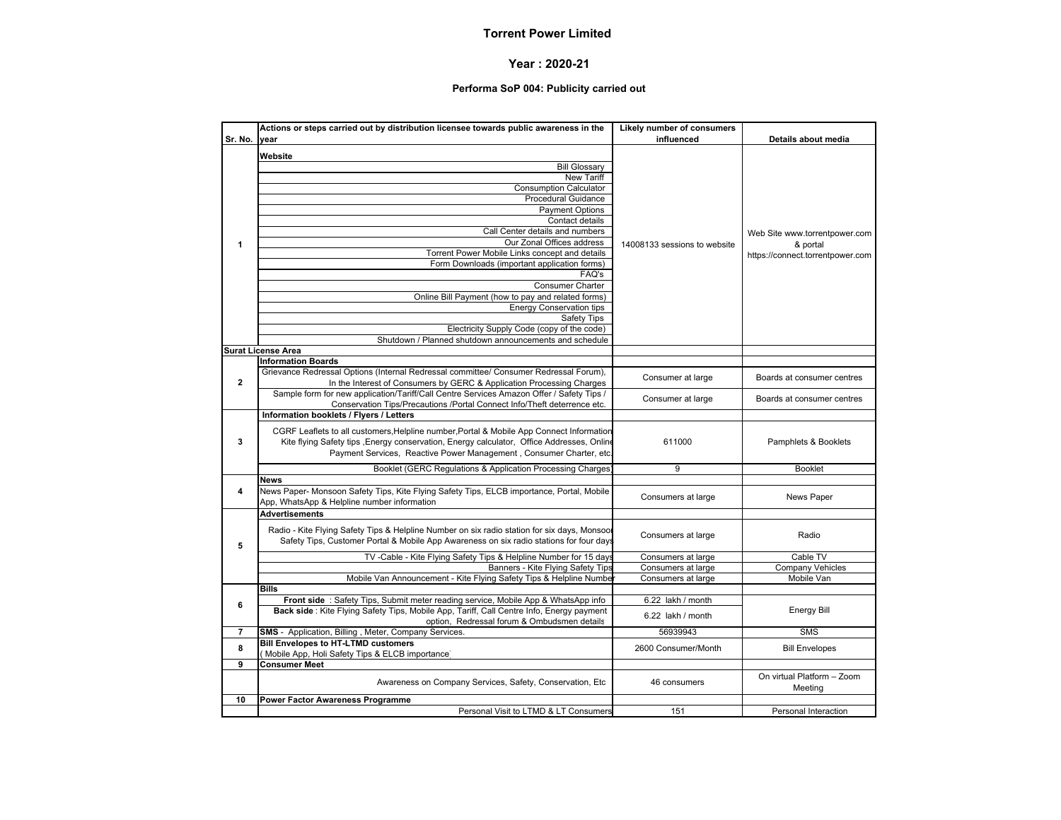# Torrent Power Limited

## Year : 2020-21

### Performa SoP 004: Publicity carried out

| Sr. No. | Actions or steps carried out by distribution licensee towards public awareness in the year | Likely number of consumers influenced | Details about media |
|---|---|---|---|
| 1 | **Website** | 14008133 sessions to website | Web Site www.torrentpower.com & portal https://connect.torrentpower.com |
| | Bill Glossary | | |
| | New Tariff | | |
| | Consumption Calculator | | |
| | Procedural Guidance | | |
| | Payment Options | | |
| | Contact details | | |
| | Call Center details and numbers | | |
| | Our Zonal Offices address | | |
| | Torrent Power Mobile Links concept and details | | |
| | Form Downloads (important application forms) | | |
| | FAQ's | | |
| | Consumer Charter | | |
| | Online Bill Payment (how to pay and related forms) | | |
| | Energy Conservation tips | | |
| | Safety Tips | | |
| | Electricity Supply Code (copy of the code) | | |
| | Shutdown / Planned shutdown announcements and schedule | | |
| **Surat License Area** | | | |
| 2 | **Information Boards** | | |
| | Grievance Redressal Options (Internal Redressal committee/ Consumer Redressal Forum), In the Interest of Consumers by GERC & Application Processing Charges | Consumer at large | Boards at consumer centres |
| | Sample form for new application/Tariff/Call Centre Services Amazon Offer / Safety Tips / Conservation Tips/Precautions /Portal Connect Info/Theft deterrence etc. | Consumer at large | Boards at consumer centres |
| 3 | **Information booklets / Flyers / Letters** | | |
| | CGRF Leaflets to all customers,Helpline number,Portal & Mobile App Connect Information Kite flying Safety tips ,Energy conservation, Energy calculator, Office Addresses, Online Payment Services, Reactive Power Management , Consumer Charter, etc. | 611000 | Pamphlets & Booklets |
| | Booklet (GERC Regulations & Application Processing Charges) | 9 | Booklet |
| 4 | **News** | | |
| | News Paper- Monsoon Safety Tips, Kite Flying Safety Tips, ELCB importance, Portal, Mobile App, WhatsApp & Helpline number information | Consumers at large | News Paper |
| 5 | **Advertisements** | | |
| | Radio - Kite Flying Safety Tips & Helpline Number on six radio station for six days, Monsoon Safety Tips, Customer Portal & Mobile App Awareness on six radio stations for four days | Consumers at large | Radio |
| | TV -Cable - Kite Flying Safety Tips & Helpline Number for 15 days | Consumers at large | Cable TV |
| | Banners - Kite Flying Safety Tips | Consumers at large | Company Vehicles |
| | Mobile Van Announcement - Kite Flying Safety Tips & Helpline Number | Consumers at large | Mobile Van |
| 6 | **Bills** | | |
| | **Front side** : Safety Tips, Submit meter reading service, Mobile App & WhatsApp info | 6.22 lakh / month | Energy Bill |
| | **Back side** : Kite Flying Safety Tips, Mobile App, Tariff, Call Centre Info, Energy payment option, Redressal forum & Ombudsmen details | 6.22 lakh / month | |
| 7 | **SMS** - Application, Billing , Meter, Company Services. | 56939943 | SMS |
| 8 | **Bill Envelopes to HT-LTMD customers** ( Mobile App, Holi Safety Tips & ELCB importance) | 2600 Consumer/Month | Bill Envelopes |
| 9 | **Consumer Meet** | | |
| | Awareness on Company Services, Safety, Conservation, Etc | 46 consumers | On virtual Platform – Zoom Meeting |
| 10 | **Power Factor Awareness Programme** | | |
| | Personal Visit to LTMD & LT Consumers | 151 | Personal Interaction |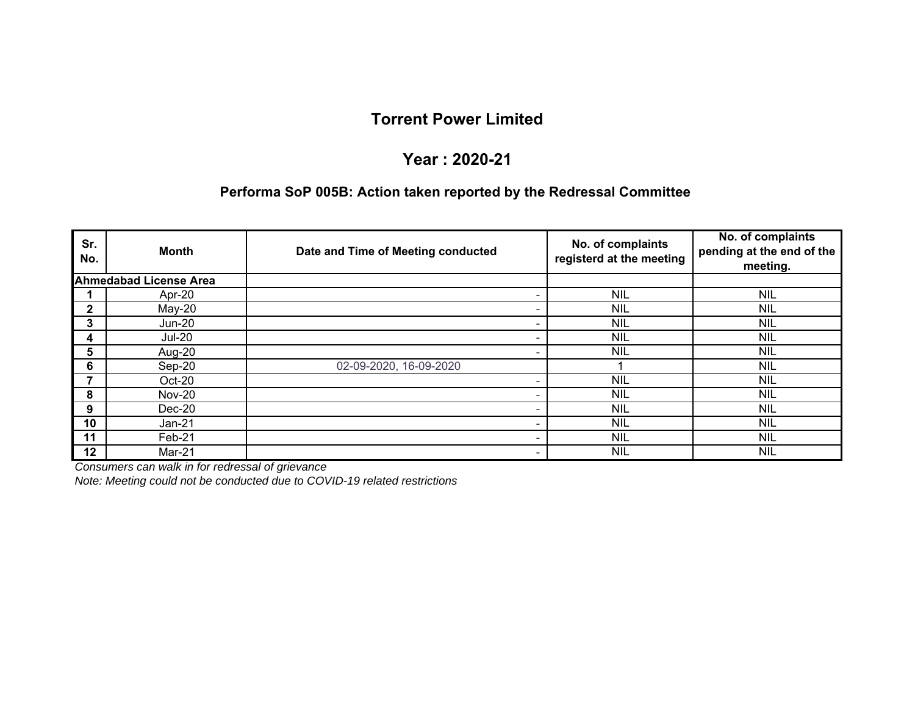# Torrent Power Limited

## Year : 2020-21

### Performa SoP 005B: Action taken reported by the Redressal Committee

| Sr. No. | Month | Date and Time of Meeting conducted | No. of complaints registerd at the meeting | No. of complaints pending at the end of the meeting. |
|---|---|---|---|---|
| **Ahmedabad License Area** | | | | |
| 1 | Apr-20 | - | NIL | NIL |
| 2 | May-20 | - | NIL | NIL |
| 3 | Jun-20 | - | NIL | NIL |
| 4 | Jul-20 | - | NIL | NIL |
| 5 | Aug-20 | - | NIL | NIL |
| 6 | Sep-20 | 02-09-2020, 16-09-2020 | 1 | NIL |
| 7 | Oct-20 | - | NIL | NIL |
| 8 | Nov-20 | - | NIL | NIL |
| 9 | Dec-20 | - | NIL | NIL |
| 10 | Jan-21 | - | NIL | NIL |
| 11 | Feb-21 | - | NIL | NIL |
| 12 | Mar-21 | - | NIL | NIL |

*Consumers can walk in for redressal of grievance*

*Note: Meeting could not be conducted due to COVID-19 related restrictions*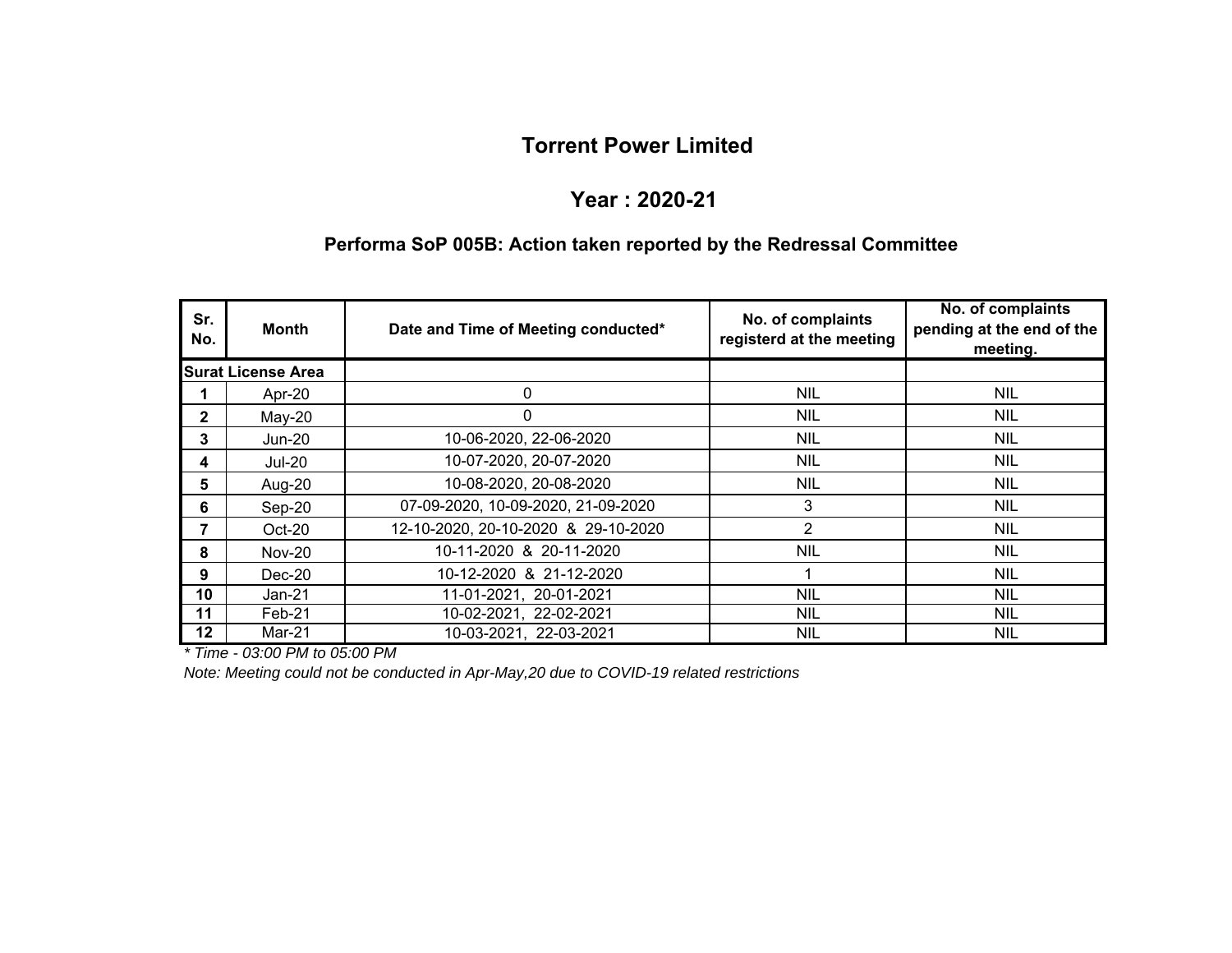# Torrent Power Limited

## Year : 2020-21

### Performa SoP 005B: Action taken reported by the Redressal Committee

| Sr. No. | Month | Date and Time of Meeting conducted* | No. of complaints registerd at the meeting | No. of complaints pending at the end of the meeting. |
|---|---|---|---|---|
| **Surat License Area** | | | | |
| **1** | Apr-20 | 0 | NIL | NIL |
| **2** | May-20 | 0 | NIL | NIL |
| **3** | Jun-20 | 10-06-2020, 22-06-2020 | NIL | NIL |
| **4** | Jul-20 | 10-07-2020, 20-07-2020 | NIL | NIL |
| **5** | Aug-20 | 10-08-2020, 20-08-2020 | NIL | NIL |
| **6** | Sep-20 | 07-09-2020, 10-09-2020, 21-09-2020 | 3 | NIL |
| **7** | Oct-20 | 12-10-2020, 20-10-2020 & 29-10-2020 | 2 | NIL |
| **8** | Nov-20 | 10-11-2020 & 20-11-2020 | NIL | NIL |
| **9** | Dec-20 | 10-12-2020 & 21-12-2020 | 1 | NIL |
| **10** | Jan-21 | 11-01-2021, 20-01-2021 | NIL | NIL |
| **11** | Feb-21 | 10-02-2021, 22-02-2021 | NIL | NIL |
| **12** | Mar-21 | 10-03-2021, 22-03-2021 | NIL | NIL |

*\* Time - 03:00 PM to 05:00 PM*

*Note: Meeting could not be conducted in Apr-May,20 due to COVID-19 related restrictions*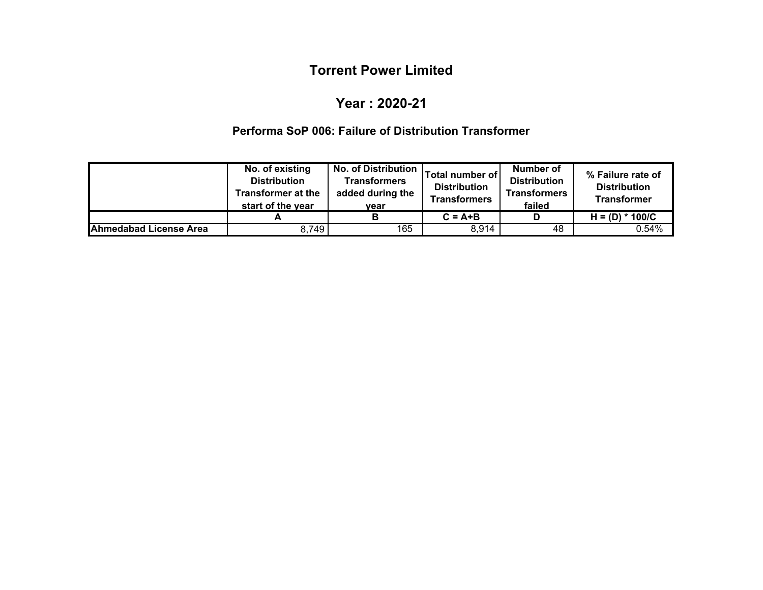# Torrent Power Limited

## Year : 2020-21

### Performa SoP 006: Failure of Distribution Transformer

| | No. of existing Distribution Transformer at the start of the year | No. of Distribution Transformers added during the year | Total number of Distribution Transformers | Number of Distribution Transformers failed | % Failure rate of Distribution Transformer |
|---|---|---|---|---|---|
| | A | B | C = A+B | D | H = (D) * 100/C |
| **Ahmedabad License Area** | 8,749 | 165 | 8,914 | 48 | 0.54% |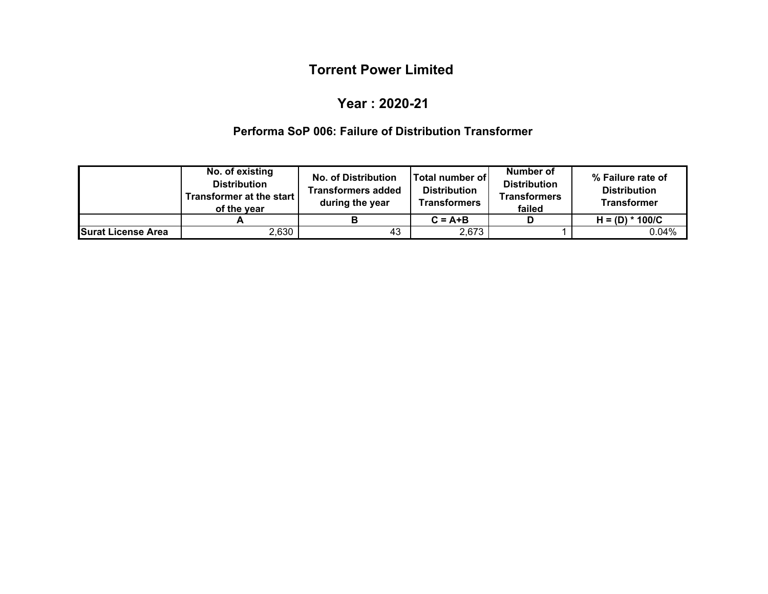# Torrent Power Limited

## Year : 2020-21

### Performa SoP 006: Failure of Distribution Transformer

| | No. of existing Distribution Transformer at the start of the year | No. of Distribution Transformers added during the year | Total number of Distribution Transformers | Number of Distribution Transformers failed | % Failure rate of Distribution Transformer |
|---|---|---|---|---|---|
| | A | B | C = A+B | D | H = (D) * 100/C |
| **Surat License Area** | 2,630 | 43 | 2,673 | 1 | 0.04% |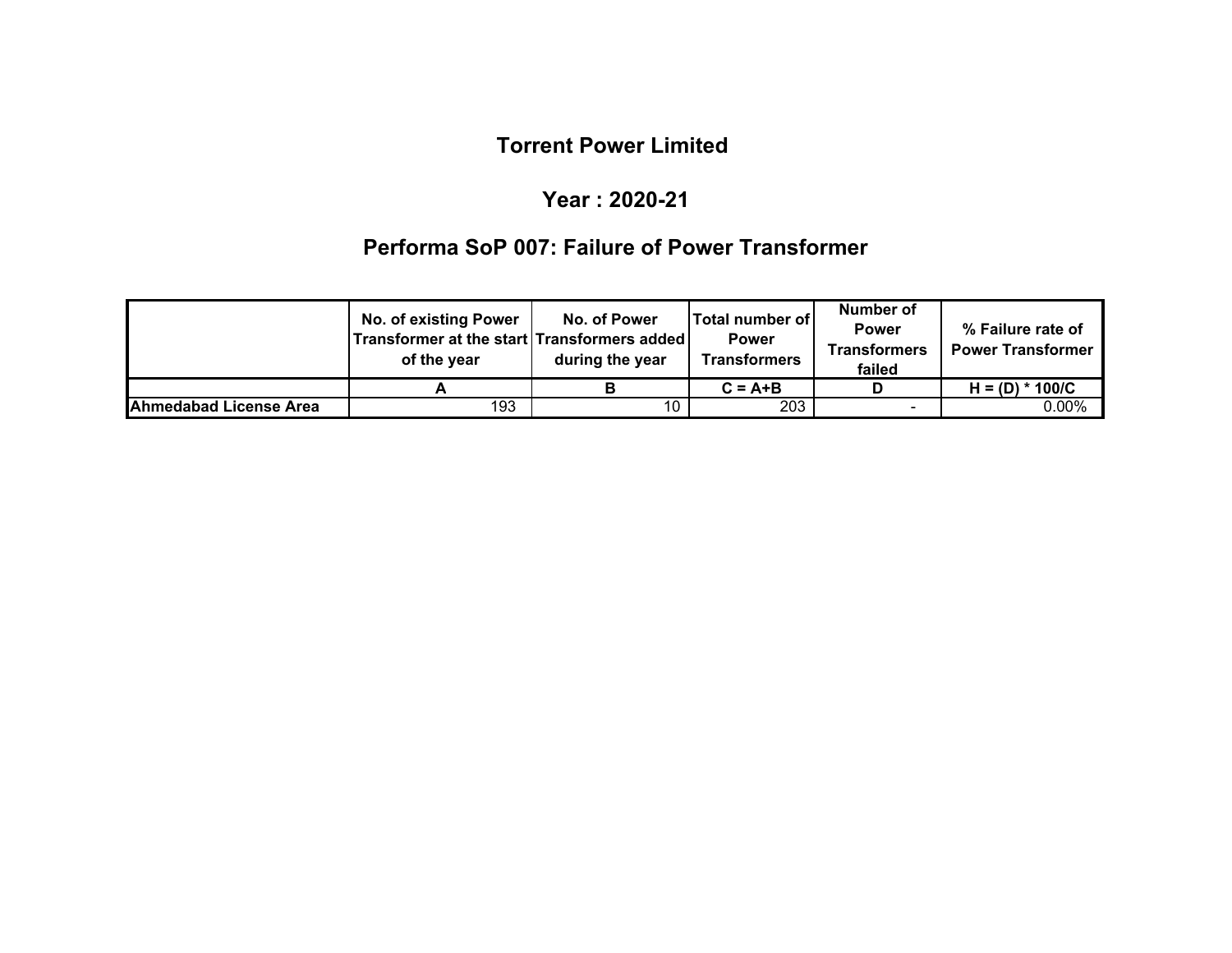# Torrent Power Limited

## Year : 2020-21

## Performa SoP 007: Failure of Power Transformer

| | No. of existing Power Transformer at the start of the year | No. of Power Transformers added during the year | Total number of Power Transformers | Number of Power Transformers failed | % Failure rate of Power Transformer |
|---|---|---|---|---|---|
| | A | B | C = A+B | D | H = (D) * 100/C |
| Ahmedabad License Area | 193 | 10 | 203 | - | 0.00% |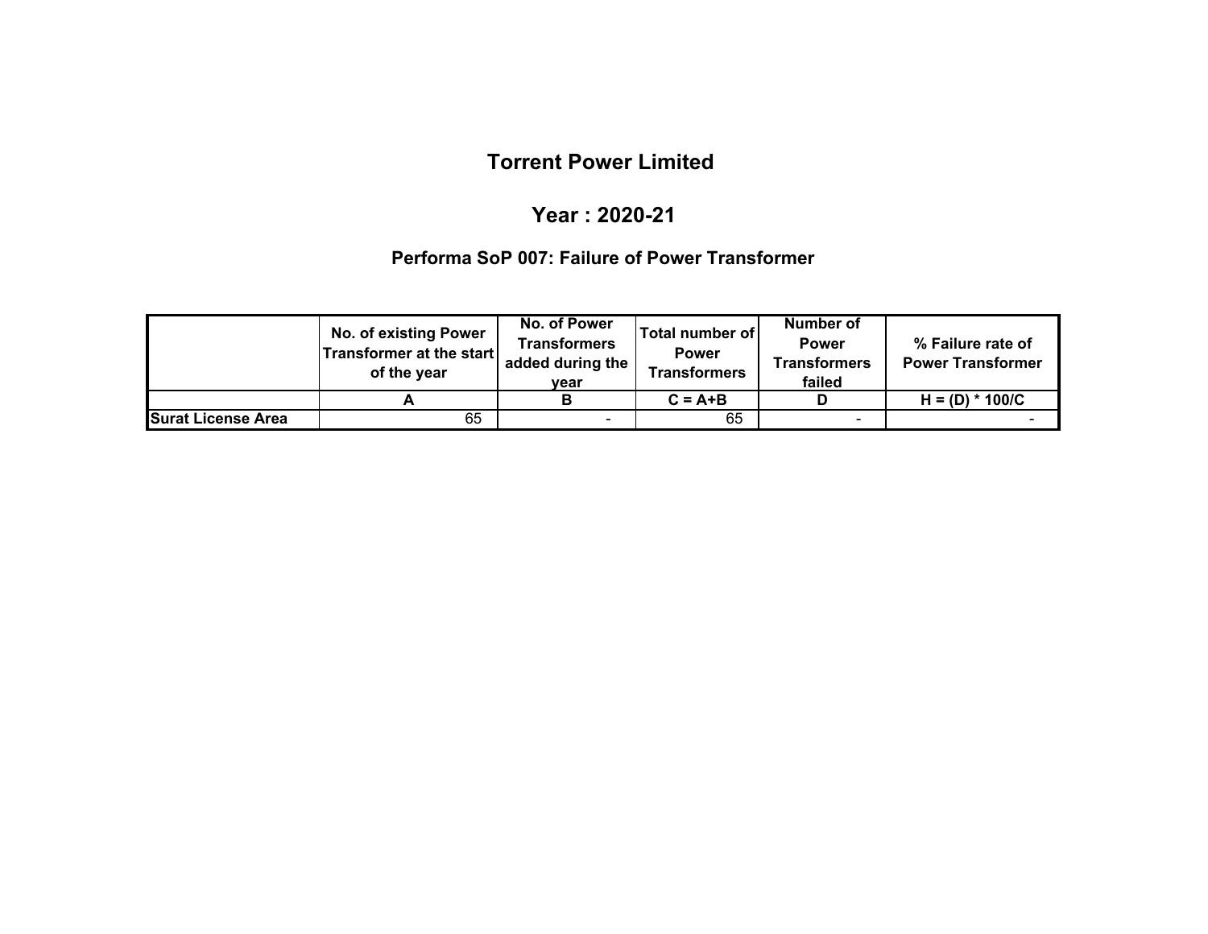# Torrent Power Limited

## Year : 2020-21

### Performa SoP 007: Failure of Power Transformer

| | No. of existing Power Transformer at the start of the year | No. of Power Transformers added during the year | Total number of Power Transformers | Number of Power Transformers failed | % Failure rate of Power Transformer |
|---|---|---|---|---|---|
| | A | B | C = A+B | D | H = (D) * 100/C |
| Surat License Area | 65 | - | 65 | - | - |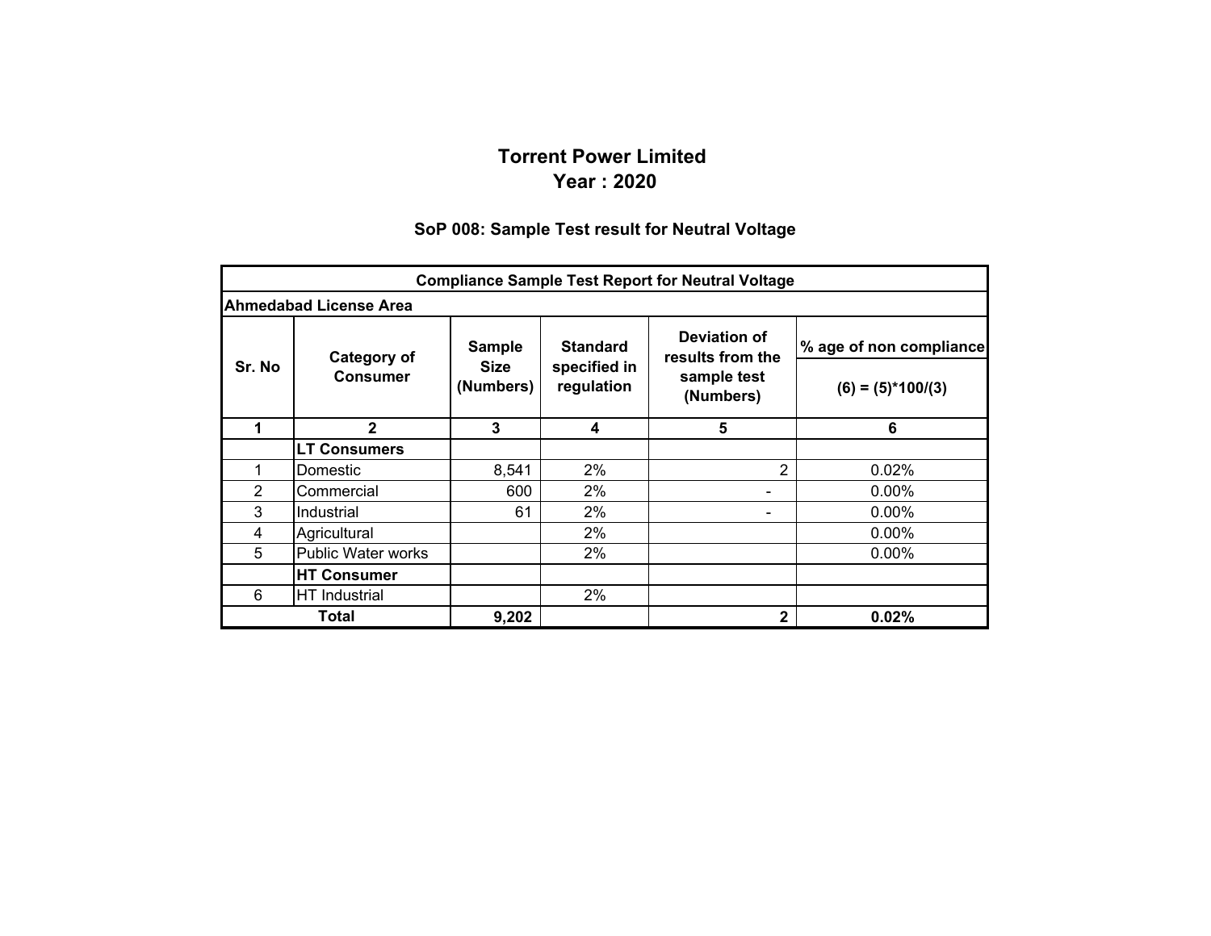# Torrent Power Limited
# Year : 2020

## SoP 008: Sample Test result for Neutral Voltage

| Compliance Sample Test Report for Neutral Voltage | | | | | |
|---|---|---|---|---|---|
| **Ahmedabad License Area** | | | | | |
| **Sr. No** | **Category of Consumer** | **Sample Size (Numbers)** | **Standard specified in regulation** | **Deviation of results from the sample test (Numbers)** | **% age of non compliance**<br>**(6) = (5)*100/(3)** |
| **1** | **2** | **3** | **4** | **5** | **6** |
| | **LT Consumers** | | | | |
| 1 | Domestic | 8,541 | 2% | 2 | 0.02% |
| 2 | Commercial | 600 | 2% | - | 0.00% |
| 3 | Industrial | 61 | 2% | - | 0.00% |
| 4 | Agricultural | | 2% | | 0.00% |
| 5 | Public Water works | | 2% | | 0.00% |
| | **HT Consumer** | | | | |
| 6 | HT Industrial | | 2% | | |
| **Total** | | **9,202** | | **2** | **0.02%** |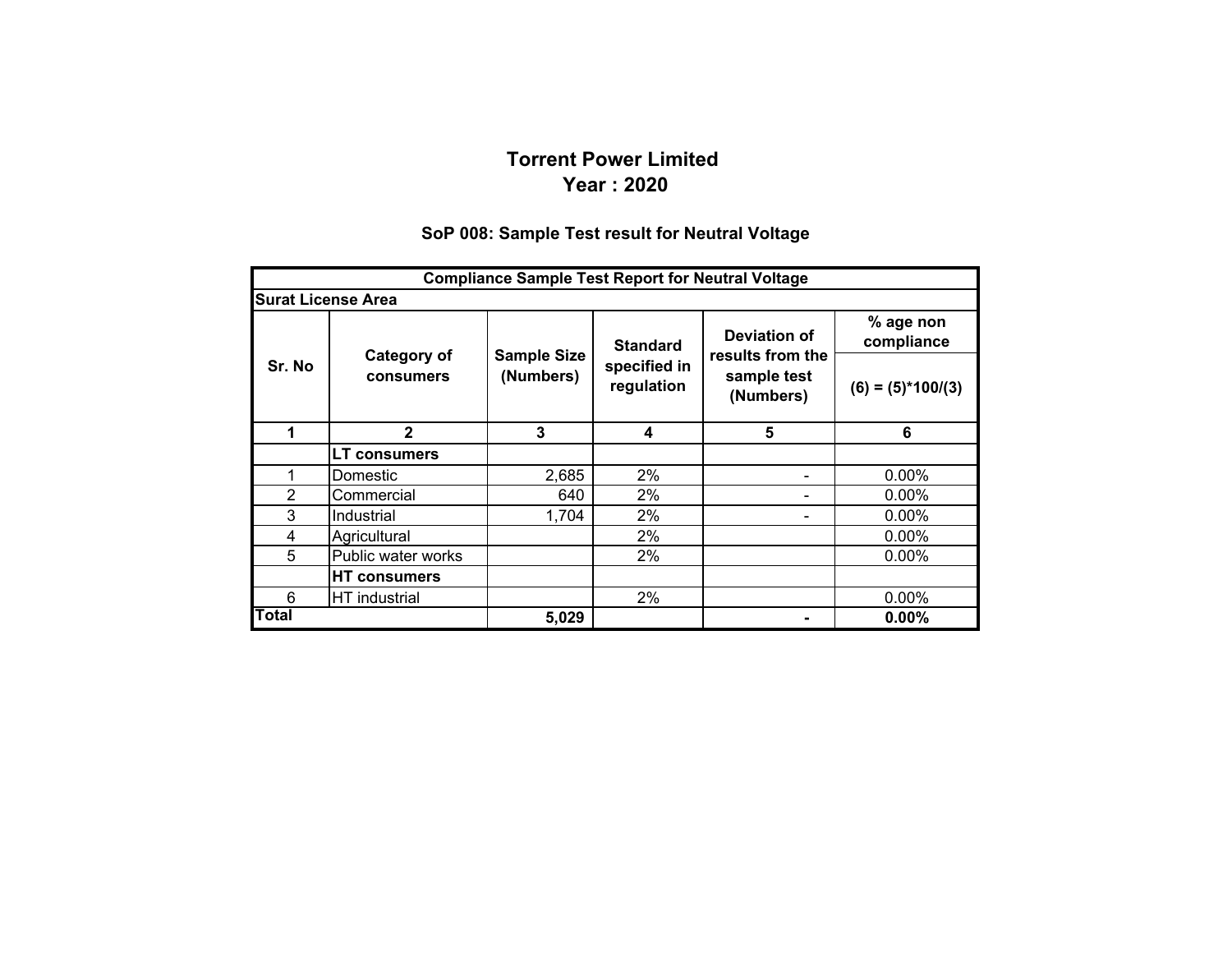# Torrent Power Limited
# Year : 2020

## SoP 008: Sample Test result for Neutral Voltage

| Compliance Sample Test Report for Neutral Voltage | | | | | |
|---|---|---|---|---|---|
| **Surat License Area** | | | | | |
| **Sr. No** | **Category of consumers** | **Sample Size (Numbers)** | **Standard specified in regulation** | **Deviation of results from the sample test (Numbers)** | **% age non compliance** (6) = (5)*100/(3) |
| **1** | **2** | **3** | **4** | **5** | **6** |
| | **LT consumers** | | | | |
| 1 | Domestic | 2,685 | 2% | - | 0.00% |
| 2 | Commercial | 640 | 2% | - | 0.00% |
| 3 | Industrial | 1,704 | 2% | - | 0.00% |
| 4 | Agricultural | | 2% | | 0.00% |
| 5 | Public water works | | 2% | | 0.00% |
| | **HT consumers** | | | | |
| 6 | HT industrial | | 2% | | 0.00% |
| **Total** | | **5,029** | | **-** | **0.00%** |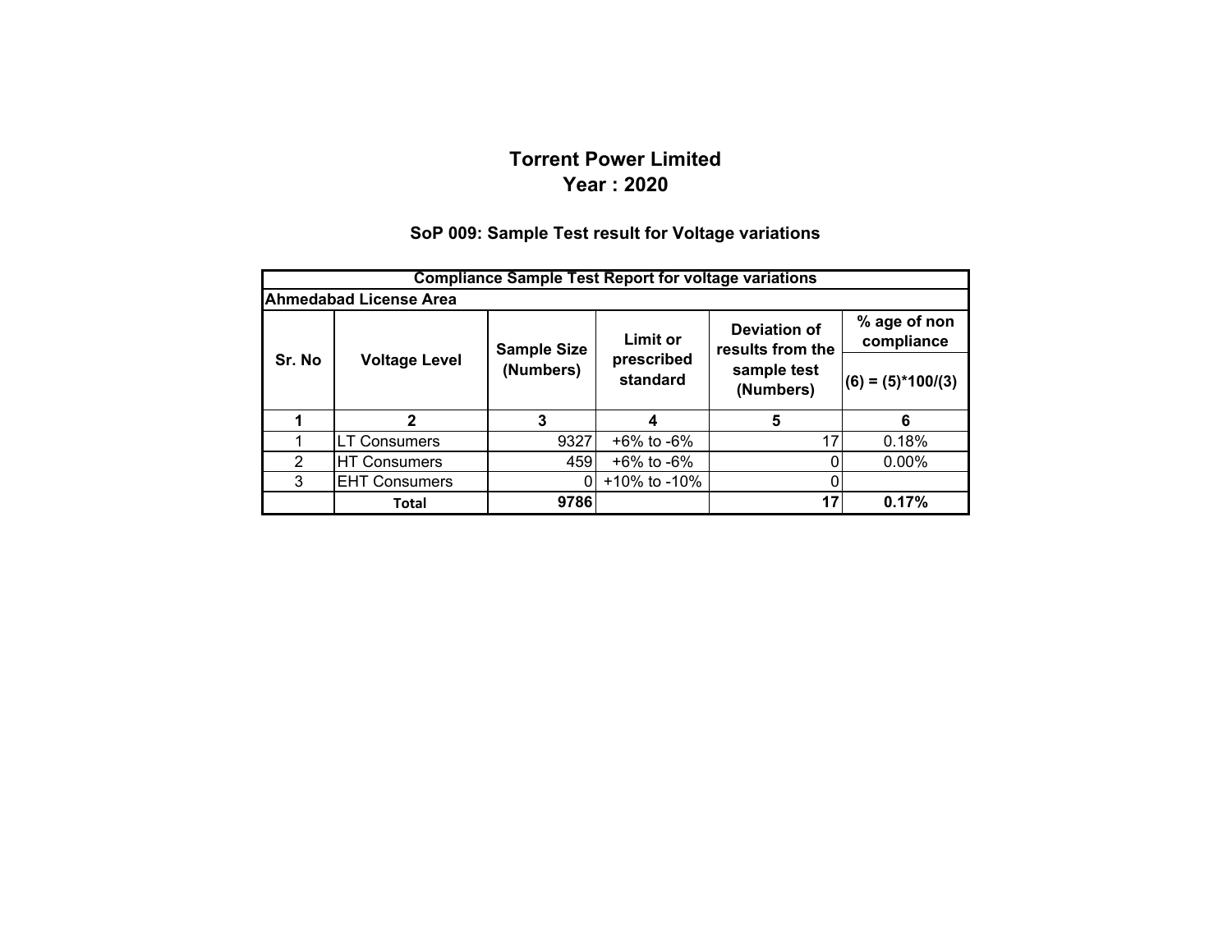# Torrent Power Limited
# Year : 2020

## SoP 009: Sample Test result for Voltage variations

| Compliance Sample Test Report for voltage variations | | | | | |
|---|---|---|---|---|---|
| **Ahmedabad License Area** | | | | | |
| **Sr. No** | **Voltage Level** | **Sample Size (Numbers)** | **Limit or prescribed standard** | **Deviation of results from the sample test (Numbers)** | **% age of non compliance (6) = (5)*100/(3)** |
| **1** | **2** | **3** | **4** | **5** | **6** |
| 1 | LT Consumers | 9327 | +6% to -6% | 17 | 0.18% |
| 2 | HT Consumers | 459 | +6% to -6% | 0 | 0.00% |
| 3 | EHT Consumers | 0 | +10% to -10% | 0 | |
| | **Total** | **9786** | | **17** | **0.17%** |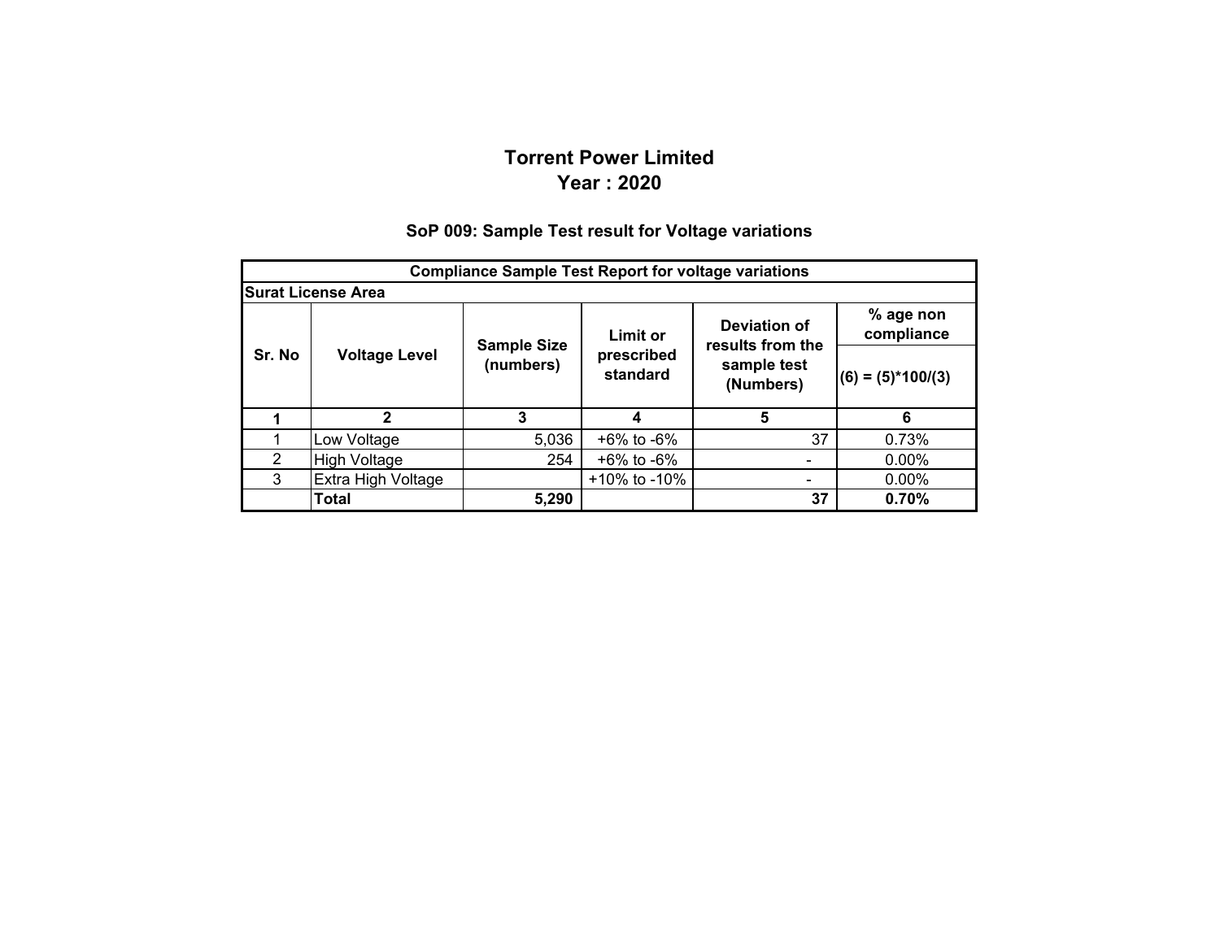# Torrent Power Limited
# Year : 2020

## SoP 009: Sample Test result for Voltage variations

| Compliance Sample Test Report for voltage variations | | | | | |
|---|---|---|---|---|---|
| **Surat License Area** | | | | | |
| **Sr. No** | **Voltage Level** | **Sample Size (numbers)** | **Limit or prescribed standard** | **Deviation of results from the sample test (Numbers)** | **% age non compliance** (6) = (5)*100/(3) |
| **1** | **2** | **3** | **4** | **5** | **6** |
| 1 | Low Voltage | 5,036 | +6% to -6% | 37 | 0.73% |
| 2 | High Voltage | 254 | +6% to -6% | - | 0.00% |
| 3 | Extra High Voltage | | +10% to -10% | - | 0.00% |
| | **Total** | **5,290** | | **37** | **0.70%** |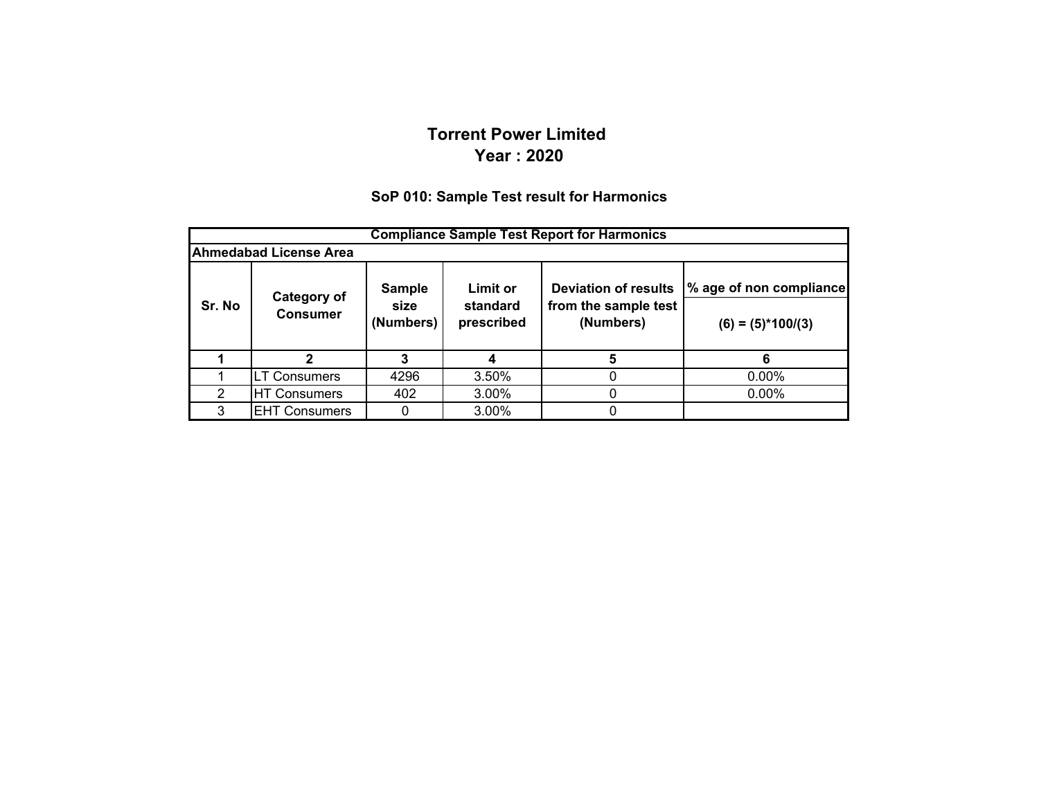# Torrent Power Limited
## Year : 2020

### SoP 010: Sample Test result for Harmonics

| Compliance Sample Test Report for Harmonics | | | | | |
|---|---|---|---|---|---|
| **Ahmedabad License Area** | | | | | |
| **Sr. No** | **Category of Consumer** | **Sample size (Numbers)** | **Limit or standard prescribed** | **Deviation of results from the sample test (Numbers)** | **% age of non compliance (6) = (5)*100/(3)** |
| **1** | **2** | **3** | **4** | **5** | **6** |
| 1 | LT Consumers | 4296 | 3.50% | 0 | 0.00% |
| 2 | HT Consumers | 402 | 3.00% | 0 | 0.00% |
| 3 | EHT Consumers | 0 | 3.00% | 0 | |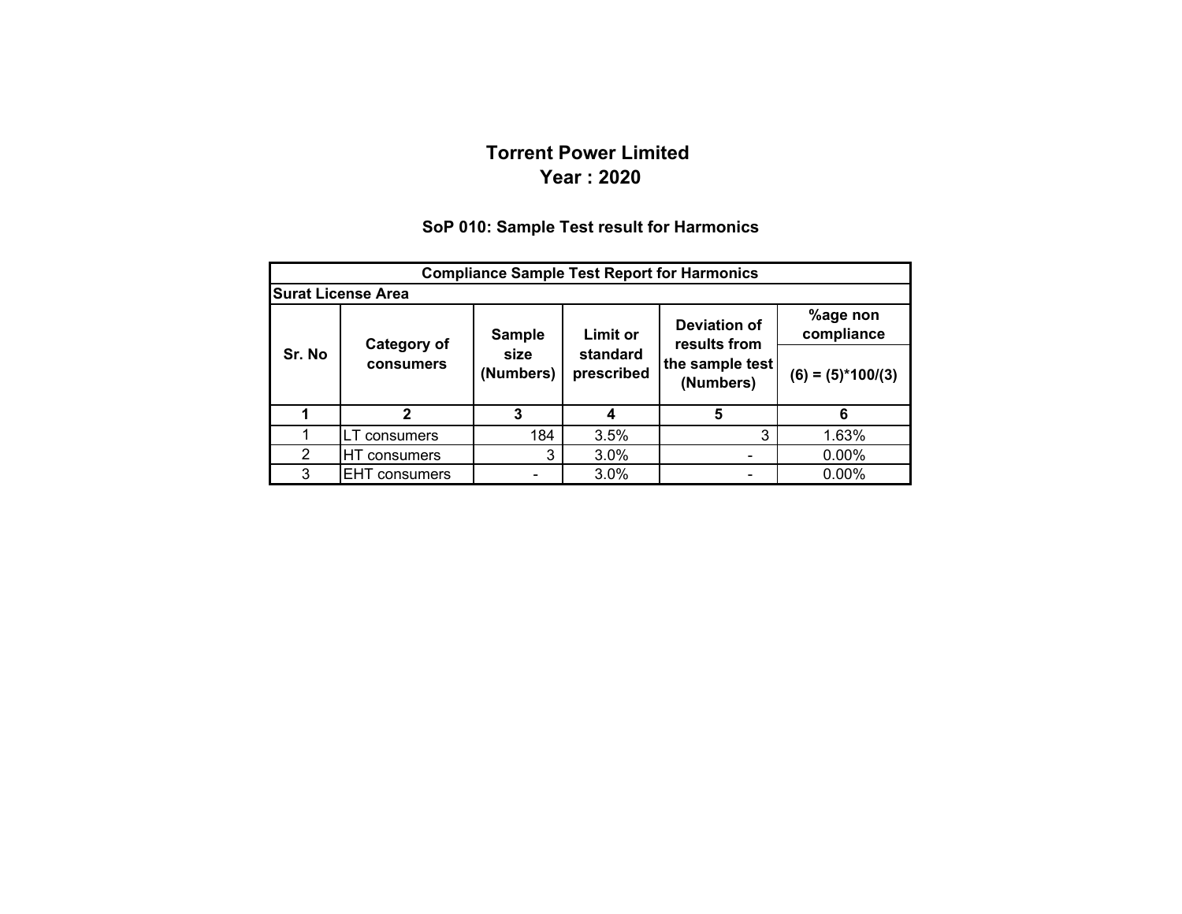# Torrent Power Limited
# Year : 2020

## SoP 010: Sample Test result for Harmonics

| Compliance Sample Test Report for Harmonics | | | | | |
|---|---|---|---|---|---|
| **Surat License Area** | | | | | |
| **Sr. No** | **Category of consumers** | **Sample size (Numbers)** | **Limit or standard prescribed** | **Deviation of results from the sample test (Numbers)** | **%age non compliance** |
| | | | | | **(6) = (5)*100/(3)** |
| **1** | **2** | **3** | **4** | **5** | **6** |
| 1 | LT consumers | 184 | 3.5% | 3 | 1.63% |
| 2 | HT consumers | 3 | 3.0% | - | 0.00% |
| 3 | EHT consumers | - | 3.0% | - | 0.00% |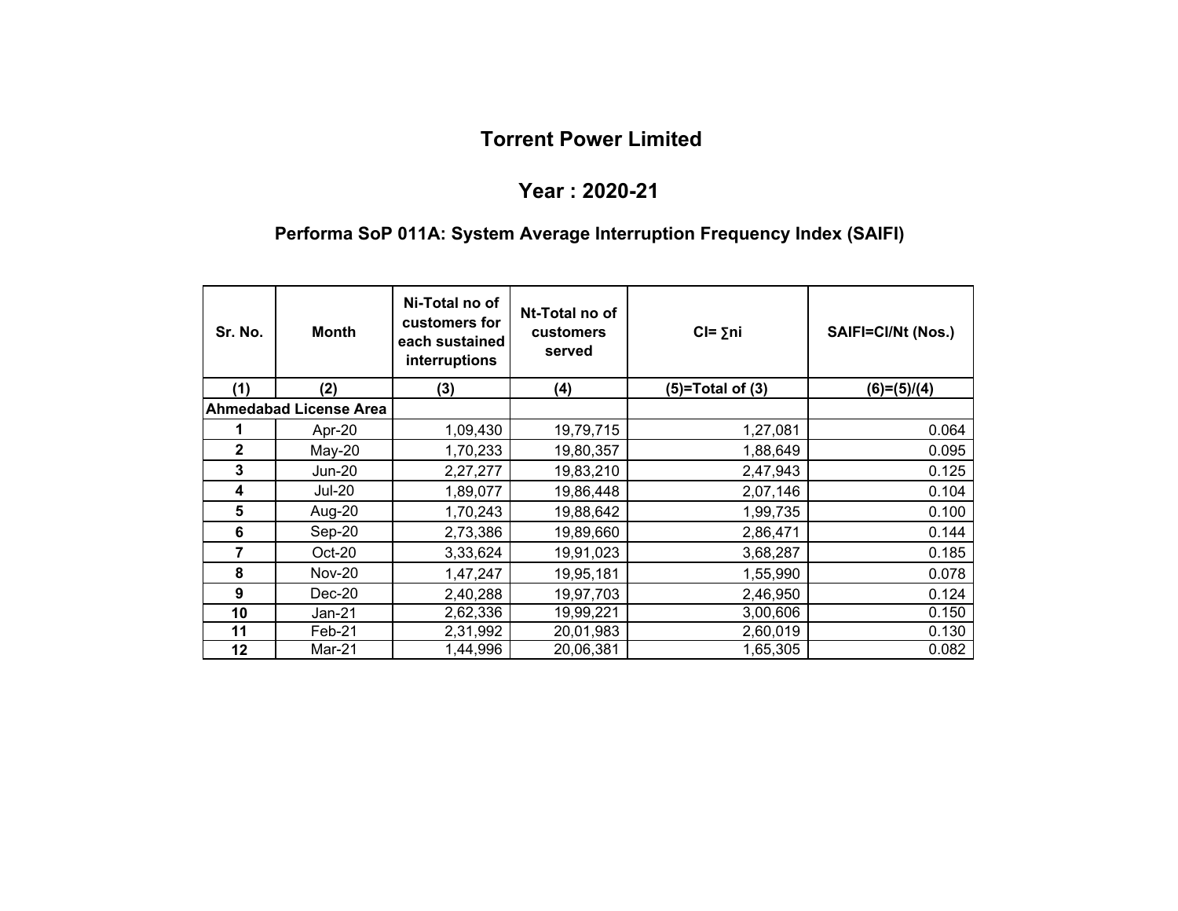# Torrent Power Limited

## Year : 2020-21

### Performa SoP 011A: System Average Interruption Frequency Index (SAIFI)

| Sr. No. | Month | Ni-Total no of customers for each sustained interruptions | Nt-Total no of customers served | CI= ∑ni | SAIFI=CI/Nt (Nos.) |
|---|---|---|---|---|---|
| (1) | (2) | (3) | (4) | (5)=Total of (3) | (6)=(5)/(4) |
| **Ahmedabad License Area** | | | | | |
| 1 | Apr-20 | 1,09,430 | 19,79,715 | 1,27,081 | 0.064 |
| 2 | May-20 | 1,70,233 | 19,80,357 | 1,88,649 | 0.095 |
| 3 | Jun-20 | 2,27,277 | 19,83,210 | 2,47,943 | 0.125 |
| 4 | Jul-20 | 1,89,077 | 19,86,448 | 2,07,146 | 0.104 |
| 5 | Aug-20 | 1,70,243 | 19,88,642 | 1,99,735 | 0.100 |
| 6 | Sep-20 | 2,73,386 | 19,89,660 | 2,86,471 | 0.144 |
| 7 | Oct-20 | 3,33,624 | 19,91,023 | 3,68,287 | 0.185 |
| 8 | Nov-20 | 1,47,247 | 19,95,181 | 1,55,990 | 0.078 |
| 9 | Dec-20 | 2,40,288 | 19,97,703 | 2,46,950 | 0.124 |
| 10 | Jan-21 | 2,62,336 | 19,99,221 | 3,00,606 | 0.150 |
| 11 | Feb-21 | 2,31,992 | 20,01,983 | 2,60,019 | 0.130 |
| 12 | Mar-21 | 1,44,996 | 20,06,381 | 1,65,305 | 0.082 |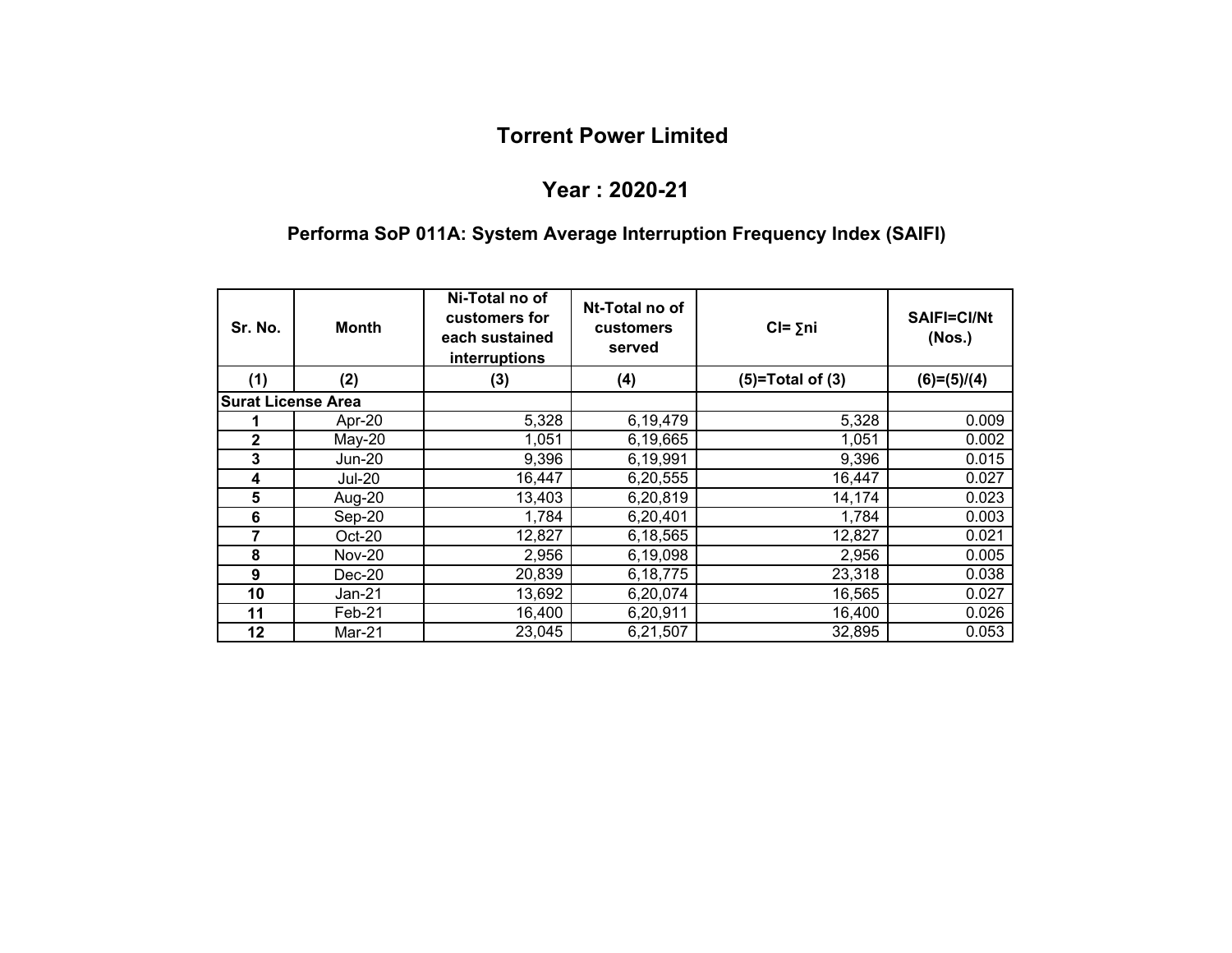# Torrent Power Limited

## Year : 2020-21

### Performa SoP 011A: System Average Interruption Frequency Index (SAIFI)

| Sr. No. | Month | Ni-Total no of customers for each sustained interruptions | Nt-Total no of customers served | CI= ∑ni | SAIFI=CI/Nt (Nos.) |
|---|---|---|---|---|---|
| (1) | (2) | (3) | (4) | (5)=Total of (3) | (6)=(5)/(4) |
| **Surat License Area** | | | | | |
| 1 | Apr-20 | 5,328 | 6,19,479 | 5,328 | 0.009 |
| 2 | May-20 | 1,051 | 6,19,665 | 1,051 | 0.002 |
| 3 | Jun-20 | 9,396 | 6,19,991 | 9,396 | 0.015 |
| 4 | Jul-20 | 16,447 | 6,20,555 | 16,447 | 0.027 |
| 5 | Aug-20 | 13,403 | 6,20,819 | 14,174 | 0.023 |
| 6 | Sep-20 | 1,784 | 6,20,401 | 1,784 | 0.003 |
| 7 | Oct-20 | 12,827 | 6,18,565 | 12,827 | 0.021 |
| 8 | Nov-20 | 2,956 | 6,19,098 | 2,956 | 0.005 |
| 9 | Dec-20 | 20,839 | 6,18,775 | 23,318 | 0.038 |
| 10 | Jan-21 | 13,692 | 6,20,074 | 16,565 | 0.027 |
| 11 | Feb-21 | 16,400 | 6,20,911 | 16,400 | 0.026 |
| 12 | Mar-21 | 23,045 | 6,21,507 | 32,895 | 0.053 |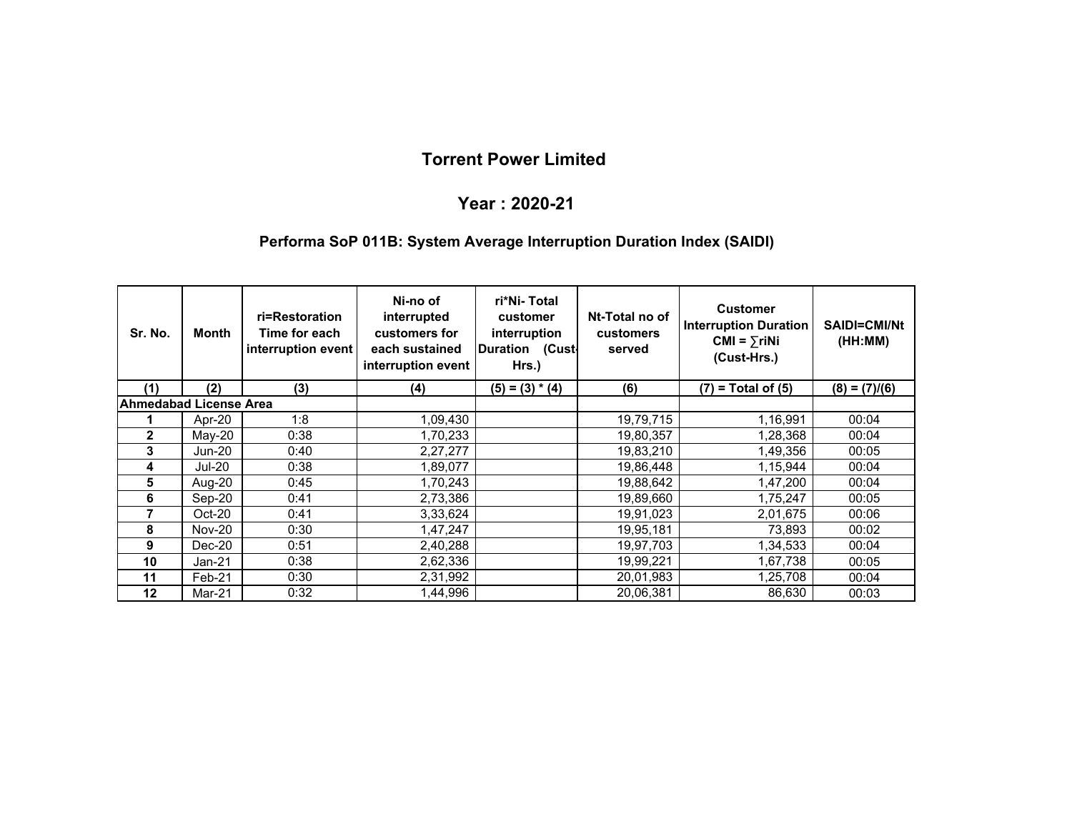# Torrent Power Limited

## Year : 2020-21

### Performa SoP 011B: System Average Interruption Duration Index (SAIDI)

| Sr. No. | Month | ri=Restoration Time for each interruption event | Ni-no of interrupted customers for each sustained interruption event | ri*Ni- Total customer interruption Duration (Cust-Hrs.) | Nt-Total no of customers served | Customer Interruption Duration CMI = ∑riNi (Cust-Hrs.) | SAIDI=CMI/Nt (HH:MM) |
|---|---|---|---|---|---|---|---|
| (1) | (2) | (3) | (4) | (5) = (3) * (4) | (6) | (7) = Total of (5) | (8) = (7)/(6) |
| **Ahmedabad License Area** | | | | | | | |
| **1** | Apr-20 | 1:8 | 1,09,430 | | 19,79,715 | 1,16,991 | 00:04 |
| **2** | May-20 | 0:38 | 1,70,233 | | 19,80,357 | 1,28,368 | 00:04 |
| **3** | Jun-20 | 0:40 | 2,27,277 | | 19,83,210 | 1,49,356 | 00:05 |
| **4** | Jul-20 | 0:38 | 1,89,077 | | 19,86,448 | 1,15,944 | 00:04 |
| **5** | Aug-20 | 0:45 | 1,70,243 | | 19,88,642 | 1,47,200 | 00:04 |
| **6** | Sep-20 | 0:41 | 2,73,386 | | 19,89,660 | 1,75,247 | 00:05 |
| **7** | Oct-20 | 0:41 | 3,33,624 | | 19,91,023 | 2,01,675 | 00:06 |
| **8** | Nov-20 | 0:30 | 1,47,247 | | 19,95,181 | 73,893 | 00:02 |
| **9** | Dec-20 | 0:51 | 2,40,288 | | 19,97,703 | 1,34,533 | 00:04 |
| **10** | Jan-21 | 0:38 | 2,62,336 | | 19,99,221 | 1,67,738 | 00:05 |
| **11** | Feb-21 | 0:30 | 2,31,992 | | 20,01,983 | 1,25,708 | 00:04 |
| **12** | Mar-21 | 0:32 | 1,44,996 | | 20,06,381 | 86,630 | 00:03 |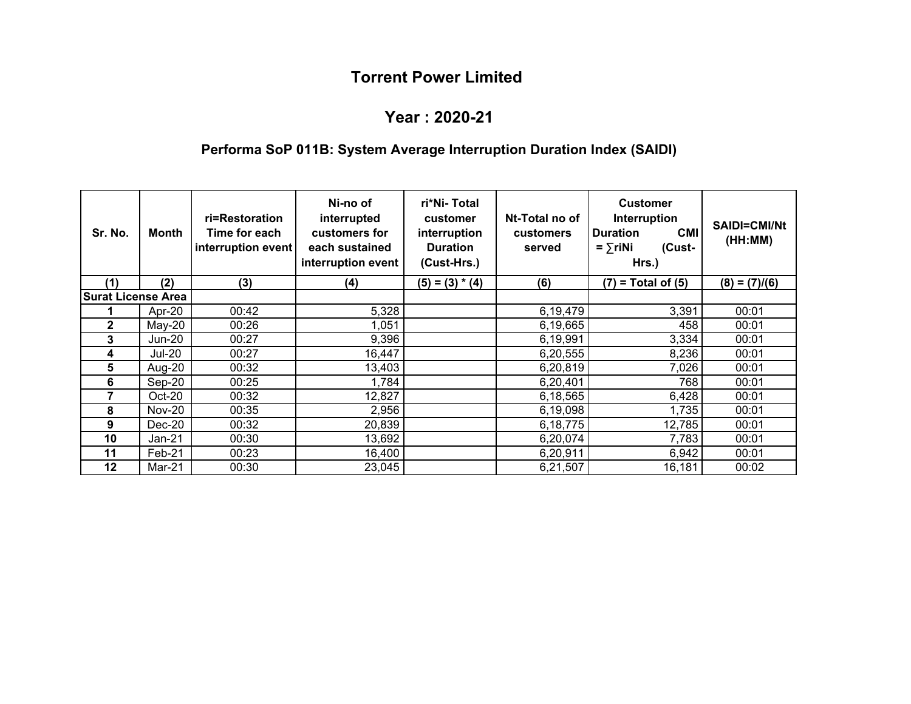# Torrent Power Limited

## Year : 2020-21

### Performa SoP 011B: System Average Interruption Duration Index (SAIDI)

| Sr. No. | Month | ri=Restoration Time for each interruption event | Ni-no of interrupted customers for each sustained interruption event | ri*Ni- Total customer interruption Duration (Cust-Hrs.) | Nt-Total no of customers served | Customer Interruption Duration CMI = ∑riNi (Cust-Hrs.) | SAIDI=CMI/Nt (HH:MM) |
|---|---|---|---|---|---|---|---|
| (1) | (2) | (3) | (4) | (5) = (3) * (4) | (6) | (7) = Total of (5) | (8) = (7)/(6) |
| Surat License Area | | | | | | | |
| 1 | Apr-20 | 00:42 | 5,328 | | 6,19,479 | 3,391 | 00:01 |
| 2 | May-20 | 00:26 | 1,051 | | 6,19,665 | 458 | 00:01 |
| 3 | Jun-20 | 00:27 | 9,396 | | 6,19,991 | 3,334 | 00:01 |
| 4 | Jul-20 | 00:27 | 16,447 | | 6,20,555 | 8,236 | 00:01 |
| 5 | Aug-20 | 00:32 | 13,403 | | 6,20,819 | 7,026 | 00:01 |
| 6 | Sep-20 | 00:25 | 1,784 | | 6,20,401 | 768 | 00:01 |
| 7 | Oct-20 | 00:32 | 12,827 | | 6,18,565 | 6,428 | 00:01 |
| 8 | Nov-20 | 00:35 | 2,956 | | 6,19,098 | 1,735 | 00:01 |
| 9 | Dec-20 | 00:32 | 20,839 | | 6,18,775 | 12,785 | 00:01 |
| 10 | Jan-21 | 00:30 | 13,692 | | 6,20,074 | 7,783 | 00:01 |
| 11 | Feb-21 | 00:23 | 16,400 | | 6,20,911 | 6,942 | 00:01 |
| 12 | Mar-21 | 00:30 | 23,045 | | 6,21,507 | 16,181 | 00:02 |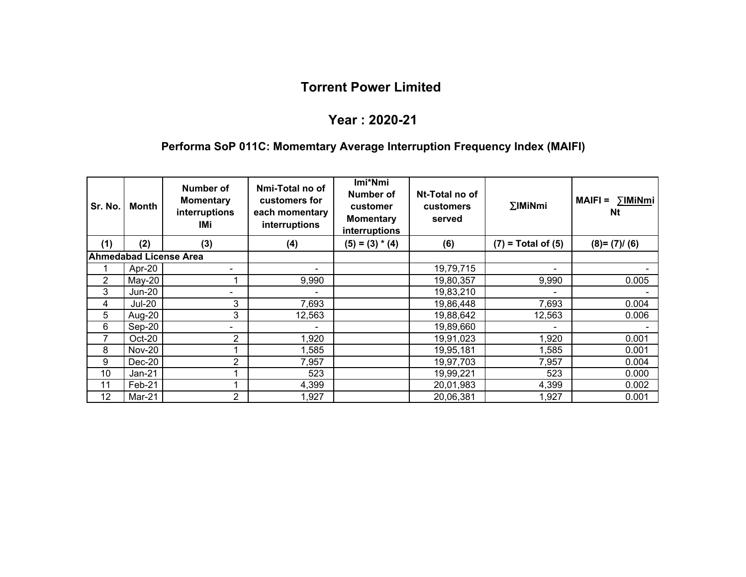# Torrent Power Limited

## Year : 2020-21

### Performa SoP 011C: Momemtary Average Interruption Frequency Index (MAIFI)

| Sr. No. | Month | Number of Momentary interruptions IMi | Nmi-Total no of customers for each momentary interruptions | Imi*Nmi Number of customer Momentary interruptions | Nt-Total no of customers served | ∑IMiNmi | MAIFI = ∑IMiNmi / Nt |
|---|---|---|---|---|---|---|---|
| (1) | (2) | (3) | (4) | (5) = (3) * (4) | (6) | (7) = Total of (5) | (8)= (7)/ (6) |
| **Ahmedabad License Area** | | | | | | | |
| 1 | Apr-20 | - | - | | 19,79,715 | - | - |
| 2 | May-20 | 1 | 9,990 | | 19,80,357 | 9,990 | 0.005 |
| 3 | Jun-20 | - | - | | 19,83,210 | - | - |
| 4 | Jul-20 | 3 | 7,693 | | 19,86,448 | 7,693 | 0.004 |
| 5 | Aug-20 | 3 | 12,563 | | 19,88,642 | 12,563 | 0.006 |
| 6 | Sep-20 | - | - | | 19,89,660 | - | - |
| 7 | Oct-20 | 2 | 1,920 | | 19,91,023 | 1,920 | 0.001 |
| 8 | Nov-20 | 1 | 1,585 | | 19,95,181 | 1,585 | 0.001 |
| 9 | Dec-20 | 2 | 7,957 | | 19,97,703 | 7,957 | 0.004 |
| 10 | Jan-21 | 1 | 523 | | 19,99,221 | 523 | 0.000 |
| 11 | Feb-21 | 1 | 4,399 | | 20,01,983 | 4,399 | 0.002 |
| 12 | Mar-21 | 2 | 1,927 | | 20,06,381 | 1,927 | 0.001 |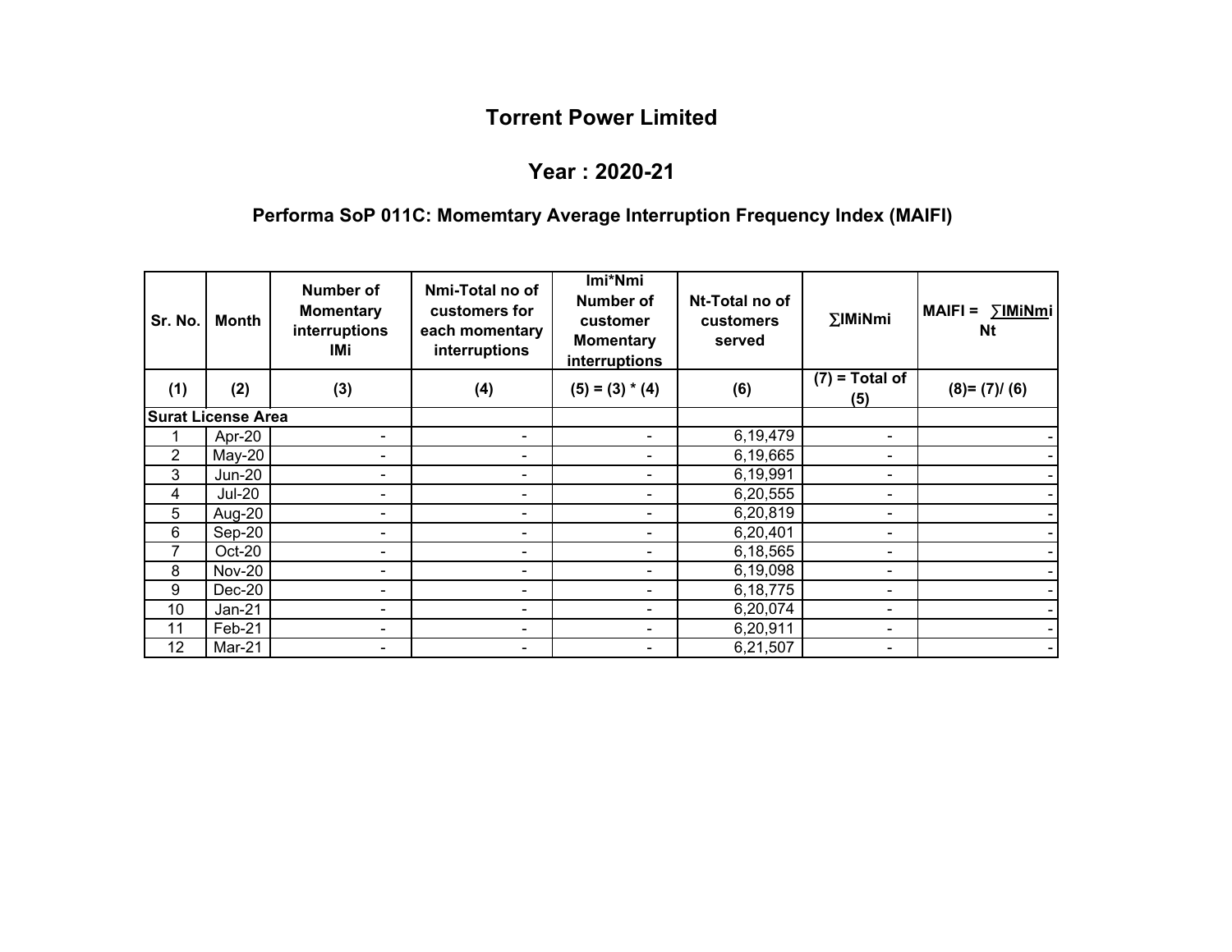# Torrent Power Limited

## Year : 2020-21

### Performa SoP 011C: Momemtary Average Interruption Frequency Index (MAIFI)

| Sr. No. | Month | Number of Momentary interruptions IMi | Nmi-Total no of customers for each momentary interruptions | Imi*Nmi Number of customer Momentary interruptions | Nt-Total no of customers served | ∑IMiNmi | MAIFI = ∑IMiNmi / Nt |
|---|---|---|---|---|---|---|---|
| (1) | (2) | (3) | (4) | (5) = (3) * (4) | (6) | (7) = Total of (5) | (8)= (7)/ (6) |
| **Surat License Area** | | | | | | | |
| 1 | Apr-20 | - | - | - | 6,19,479 | - | - |
| 2 | May-20 | - | - | - | 6,19,665 | - | - |
| 3 | Jun-20 | - | - | - | 6,19,991 | - | - |
| 4 | Jul-20 | - | - | - | 6,20,555 | - | - |
| 5 | Aug-20 | - | - | - | 6,20,819 | - | - |
| 6 | Sep-20 | - | - | - | 6,20,401 | - | - |
| 7 | Oct-20 | - | - | - | 6,18,565 | - | - |
| 8 | Nov-20 | - | - | - | 6,19,098 | - | - |
| 9 | Dec-20 | - | - | - | 6,18,775 | - | - |
| 10 | Jan-21 | - | - | - | 6,20,074 | - | - |
| 11 | Feb-21 | - | - | - | 6,20,911 | - | - |
| 12 | Mar-21 | - | - | - | 6,21,507 | - | - |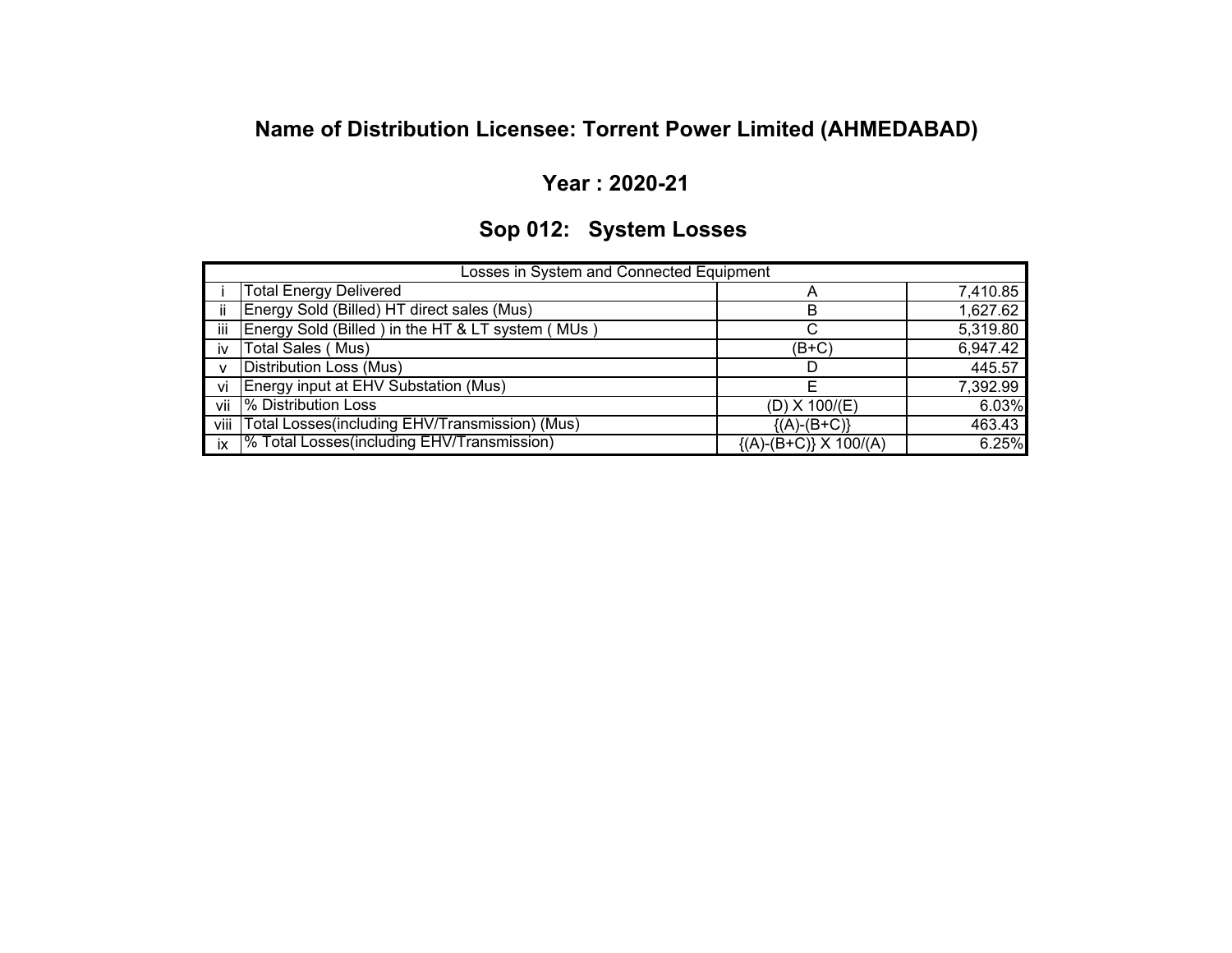## Name of Distribution Licensee: Torrent Power Limited (AHMEDABAD)

## Year : 2020-21

## Sop 012: System Losses

| Losses in System and Connected Equipment | | | |
|---|---|---|---|
| i | Total Energy Delivered | A | 7,410.85 |
| ii | Energy Sold (Billed) HT direct sales (Mus) | B | 1,627.62 |
| iii | Energy Sold (Billed ) in the HT & LT system ( MUs ) | C | 5,319.80 |
| iv | Total Sales ( Mus) | (B+C) | 6,947.42 |
| v | Distribution Loss (Mus) | D | 445.57 |
| vi | Energy input at EHV Substation (Mus) | E | 7,392.99 |
| vii | % Distribution Loss | (D) X 100/(E) | 6.03% |
| viii | Total Losses(including EHV/Transmission) (Mus) | {(A)-(B+C)} | 463.43 |
| ix | % Total Losses(including EHV/Transmission) | {(A)-(B+C)} X 100/(A) | 6.25% |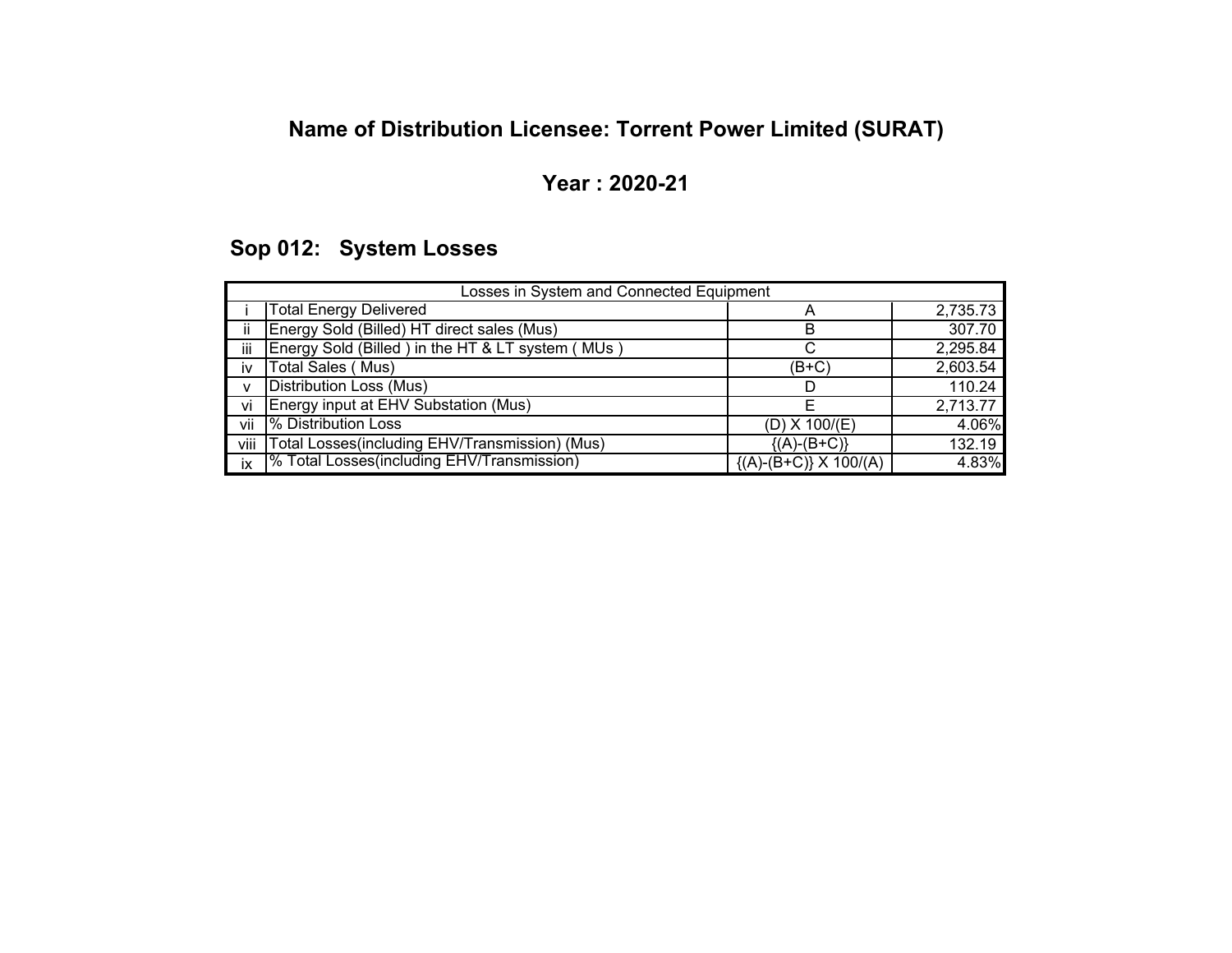## Name of Distribution Licensee: Torrent Power Limited (SURAT)

## Year : 2020-21

### Sop 012: System Losses

| Losses in System and Connected Equipment | | | |
|---|---|---|---|
| i | Total Energy Delivered | A | 2,735.73 |
| ii | Energy Sold (Billed) HT direct sales (Mus) | B | 307.70 |
| iii | Energy Sold (Billed ) in the HT & LT system ( MUs ) | C | 2,295.84 |
| iv | Total Sales ( Mus) | (B+C) | 2,603.54 |
| v | Distribution Loss (Mus) | D | 110.24 |
| vi | Energy input at EHV Substation (Mus) | E | 2,713.77 |
| vii | % Distribution Loss | (D) X 100/(E) | 4.06% |
| viii | Total Losses(including EHV/Transmission) (Mus) | {(A)-(B+C)} | 132.19 |
| ix | % Total Losses(including EHV/Transmission) | {(A)-(B+C)} X 100/(A) | 4.83% |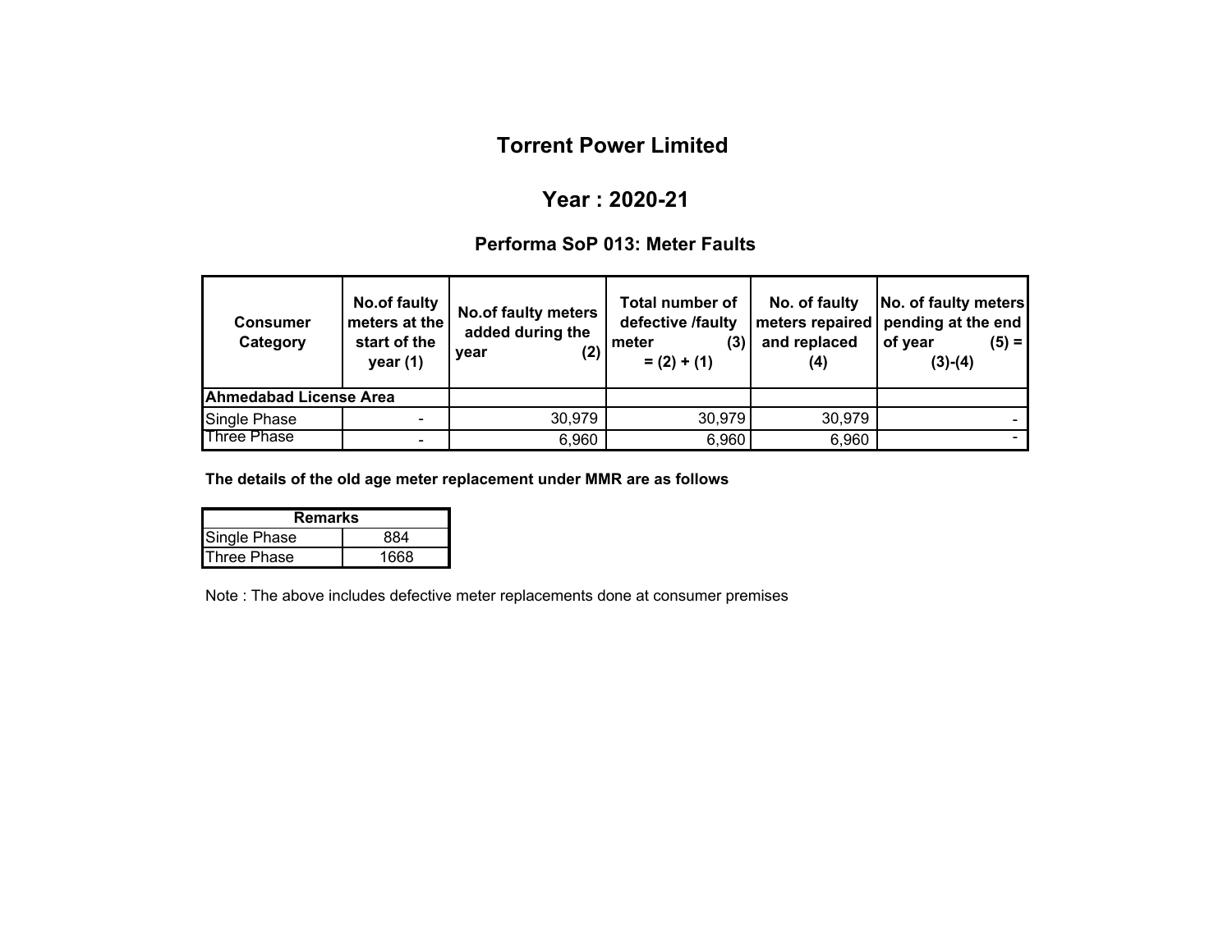# Torrent Power Limited

## Year : 2020-21

### Performa SoP 013: Meter Faults

| Consumer Category | No.of faulty meters at the start of the year (1) | No.of faulty meters added during the year (2) | Total number of defective /faulty meter (3) = (2) + (1) | No. of faulty meters repaired and replaced (4) | No. of faulty meters pending at the end of year (5) = (3)-(4) |
|---|---|---|---|---|---|
| **Ahmedabad License Area** | | | | | |
| Single Phase | - | 30,979 | 30,979 | 30,979 | - |
| Three Phase | - | 6,960 | 6,960 | 6,960 | - |

**The details of the old age meter replacement under MMR are as follows**

| Remarks | |
|---|---|
| Single Phase | 884 |
| Three Phase | 1668 |

Note : The above includes defective meter replacements done at consumer premises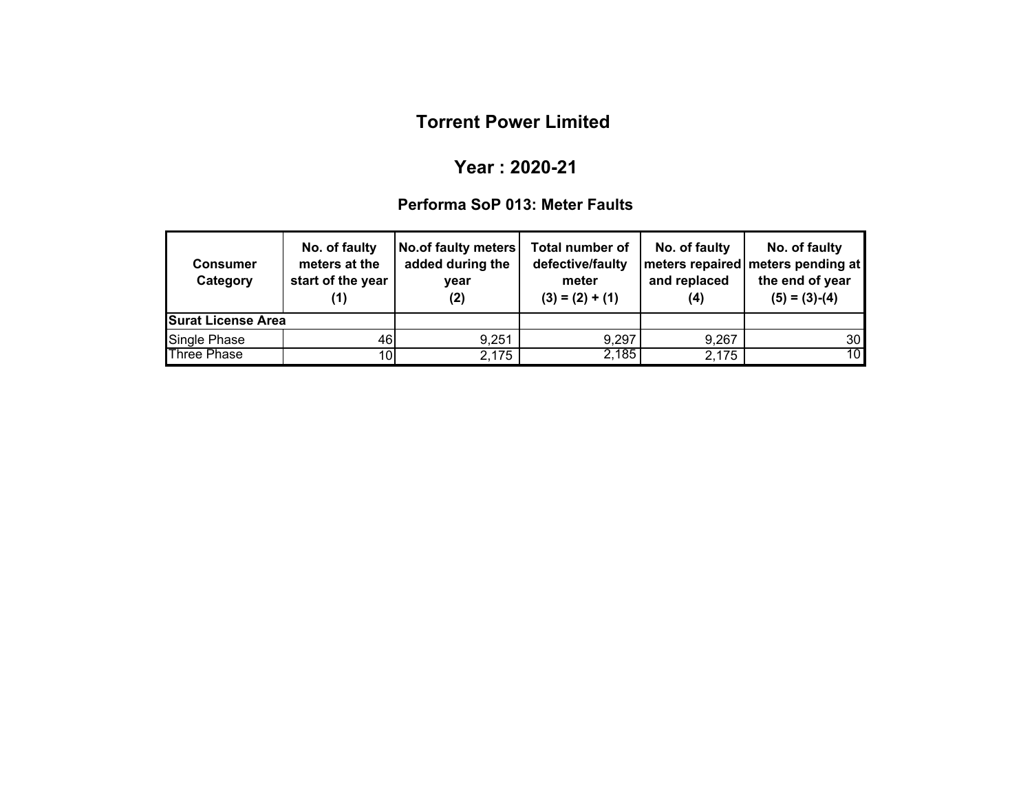# Torrent Power Limited

## Year : 2020-21

### Performa SoP 013: Meter Faults

| Consumer Category | No. of faulty meters at the start of the year (1) | No.of faulty meters added during the year (2) | Total number of defective/faulty meter (3) = (2) + (1) | No. of faulty meters repaired and replaced (4) | No. of faulty meters pending at the end of year (5) = (3)-(4) |
|---|---|---|---|---|---|
| **Surat License Area** | | | | | |
| Single Phase | 46 | 9,251 | 9,297 | 9,267 | 30 |
| Three Phase | 10 | 2,175 | 2,185 | 2,175 | 10 |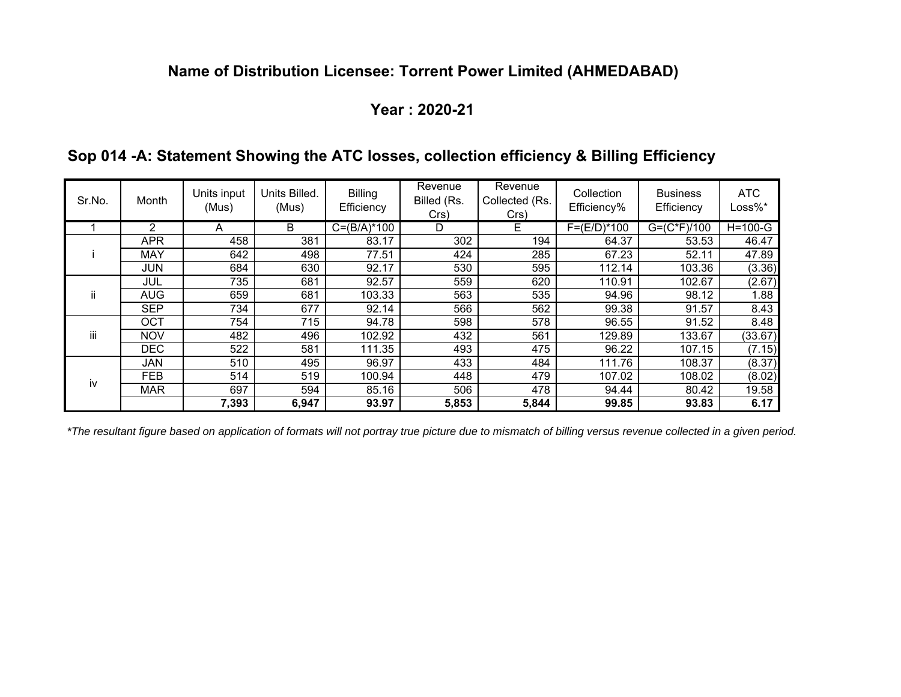## Name of Distribution Licensee: Torrent Power Limited (AHMEDABAD)

### Year : 2020-21

### Sop 014 -A: Statement Showing the ATC losses, collection efficiency & Billing Efficiency

| Sr.No. | Month | Units input (Mus) | Units Billed. (Mus) | Billing Efficiency | Revenue Billed (Rs. Crs) | Revenue Collected (Rs. Crs) | Collection Efficiency% | Business Efficiency | ATC Loss%* |
|---|---|---|---|---|---|---|---|---|---|
| 1 | 2 | A | B | C=(B/A)*100 | D | E | F=(E/D)*100 | G=(C*F)/100 | H=100-G |
| i | APR | 458 | 381 | 83.17 | 302 | 194 | 64.37 | 53.53 | 46.47 |
| | MAY | 642 | 498 | 77.51 | 424 | 285 | 67.23 | 52.11 | 47.89 |
| | JUN | 684 | 630 | 92.17 | 530 | 595 | 112.14 | 103.36 | (3.36) |
| ii | JUL | 735 | 681 | 92.57 | 559 | 620 | 110.91 | 102.67 | (2.67) |
| | AUG | 659 | 681 | 103.33 | 563 | 535 | 94.96 | 98.12 | 1.88 |
| | SEP | 734 | 677 | 92.14 | 566 | 562 | 99.38 | 91.57 | 8.43 |
| iii | OCT | 754 | 715 | 94.78 | 598 | 578 | 96.55 | 91.52 | 8.48 |
| | NOV | 482 | 496 | 102.92 | 432 | 561 | 129.89 | 133.67 | (33.67) |
| | DEC | 522 | 581 | 111.35 | 493 | 475 | 96.22 | 107.15 | (7.15) |
| iv | JAN | 510 | 495 | 96.97 | 433 | 484 | 111.76 | 108.37 | (8.37) |
| | FEB | 514 | 519 | 100.94 | 448 | 479 | 107.02 | 108.02 | (8.02) |
| | MAR | 697 | 594 | 85.16 | 506 | 478 | 94.44 | 80.42 | 19.58 |
| | | **7,393** | **6,947** | **93.97** | **5,853** | **5,844** | **99.85** | **93.83** | **6.17** |

*\*The resultant figure based on application of formats will not portray true picture due to mismatch of billing versus revenue collected in a given period.*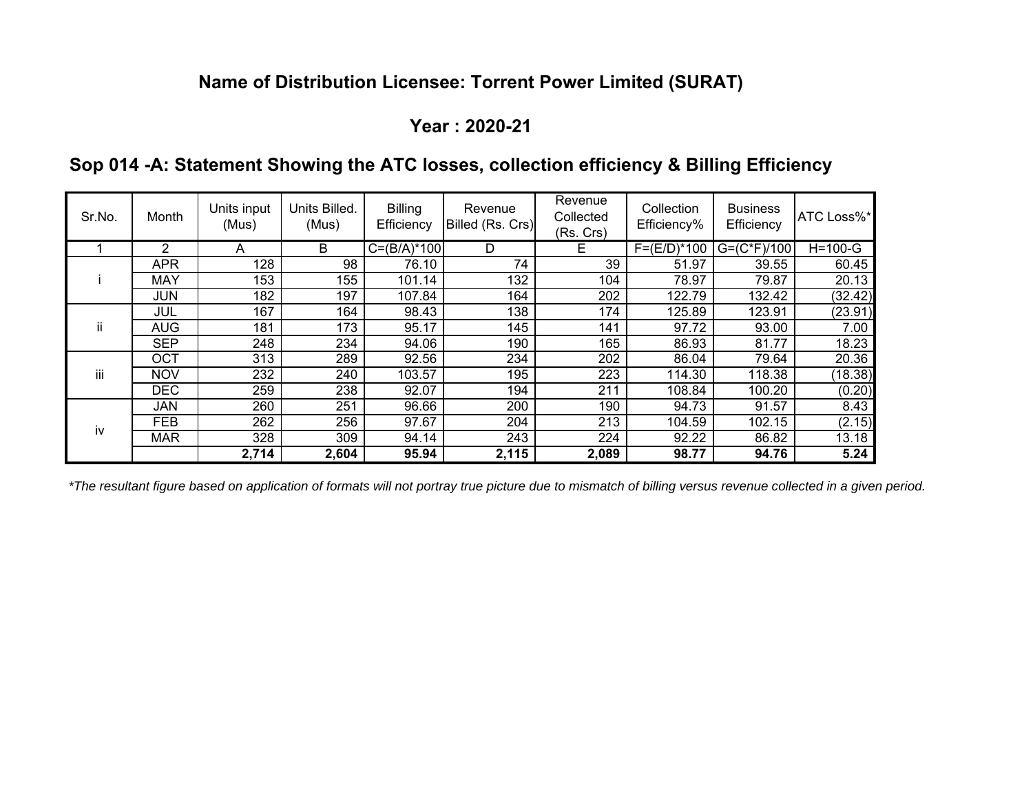## Name of Distribution Licensee: Torrent Power Limited (SURAT)

## Year : 2020-21

### Sop 014 -A: Statement Showing the ATC losses, collection efficiency & Billing Efficiency

| Sr.No. | Month | Units input (Mus) | Units Billed. (Mus) | Billing Efficiency | Revenue Billed (Rs. Crs) | Revenue Collected (Rs. Crs) | Collection Efficiency% | Business Efficiency | ATC Loss%* |
|---|---|---|---|---|---|---|---|---|---|
| 1 | 2 | A | B | C=(B/A)*100 | D | E | F=(E/D)*100 | G=(C*F)/100 | H=100-G |
| i | APR | 128 | 98 | 76.10 | 74 | 39 | 51.97 | 39.55 | 60.45 |
| | MAY | 153 | 155 | 101.14 | 132 | 104 | 78.97 | 79.87 | 20.13 |
| | JUN | 182 | 197 | 107.84 | 164 | 202 | 122.79 | 132.42 | (32.42) |
| ii | JUL | 167 | 164 | 98.43 | 138 | 174 | 125.89 | 123.91 | (23.91) |
| | AUG | 181 | 173 | 95.17 | 145 | 141 | 97.72 | 93.00 | 7.00 |
| | SEP | 248 | 234 | 94.06 | 190 | 165 | 86.93 | 81.77 | 18.23 |
| iii | OCT | 313 | 289 | 92.56 | 234 | 202 | 86.04 | 79.64 | 20.36 |
| | NOV | 232 | 240 | 103.57 | 195 | 223 | 114.30 | 118.38 | (18.38) |
| | DEC | 259 | 238 | 92.07 | 194 | 211 | 108.84 | 100.20 | (0.20) |
| iv | JAN | 260 | 251 | 96.66 | 200 | 190 | 94.73 | 91.57 | 8.43 |
| | FEB | 262 | 256 | 97.67 | 204 | 213 | 104.59 | 102.15 | (2.15) |
| | MAR | 328 | 309 | 94.14 | 243 | 224 | 92.22 | 86.82 | 13.18 |
| | | **2,714** | **2,604** | **95.94** | **2,115** | **2,089** | **98.77** | **94.76** | **5.24** |

*\*The resultant figure based on application of formats will not portray true picture due to mismatch of billing versus revenue collected in a given period.*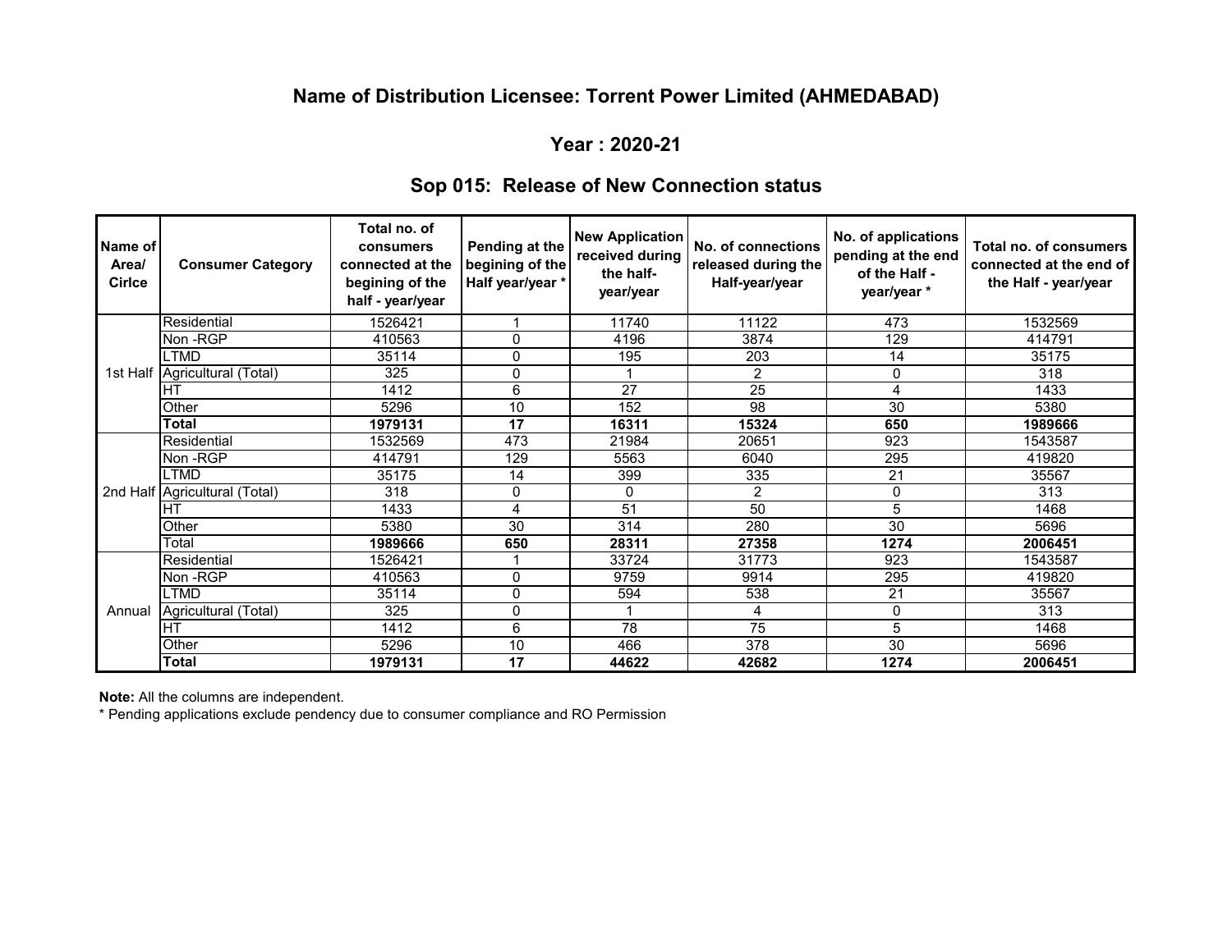## Name of Distribution Licensee: Torrent Power Limited (AHMEDABAD)

### Year : 2020-21

### Sop 015: Release of New Connection status

| Name of Area/ Cirlce | Consumer Category | Total no. of consumers connected at the begining of the half - year/year | Pending at the begining of the Half year/year * | New Application received during the half-year/year | No. of connections released during the Half-year/year | No. of applications pending at the end of the Half - year/year * | Total no. of consumers connected at the end of the Half - year/year |
|---|---|---|---|---|---|---|---|
| 1st Half | Residential | 1526421 | 1 | 11740 | 11122 | 473 | 1532569 |
| | Non -RGP | 410563 | 0 | 4196 | 3874 | 129 | 414791 |
| | LTMD | 35114 | 0 | 195 | 203 | 14 | 35175 |
| | Agricultural (Total) | 325 | 0 | 1 | 2 | 0 | 318 |
| | HT | 1412 | 6 | 27 | 25 | 4 | 1433 |
| | Other | 5296 | 10 | 152 | 98 | 30 | 5380 |
| | **Total** | **1979131** | **17** | **16311** | **15324** | **650** | **1989666** |
| 2nd Half | Residential | 1532569 | 473 | 21984 | 20651 | 923 | 1543587 |
| | Non -RGP | 414791 | 129 | 5563 | 6040 | 295 | 419820 |
| | LTMD | 35175 | 14 | 399 | 335 | 21 | 35567 |
| | Agricultural (Total) | 318 | 0 | 0 | 2 | 0 | 313 |
| | HT | 1433 | 4 | 51 | 50 | 5 | 1468 |
| | Other | 5380 | 30 | 314 | 280 | 30 | 5696 |
| | Total | **1989666** | **650** | **28311** | **27358** | **1274** | **2006451** |
| Annual | Residential | 1526421 | 1 | 33724 | 31773 | 923 | 1543587 |
| | Non -RGP | 410563 | 0 | 9759 | 9914 | 295 | 419820 |
| | LTMD | 35114 | 0 | 594 | 538 | 21 | 35567 |
| | Agricultural (Total) | 325 | 0 | 1 | 4 | 0 | 313 |
| | HT | 1412 | 6 | 78 | 75 | 5 | 1468 |
| | Other | 5296 | 10 | 466 | 378 | 30 | 5696 |
| | **Total** | **1979131** | **17** | **44622** | **42682** | **1274** | **2006451** |

**Note:** All the columns are independent.

* Pending applications exclude pendency due to consumer compliance and RO Permission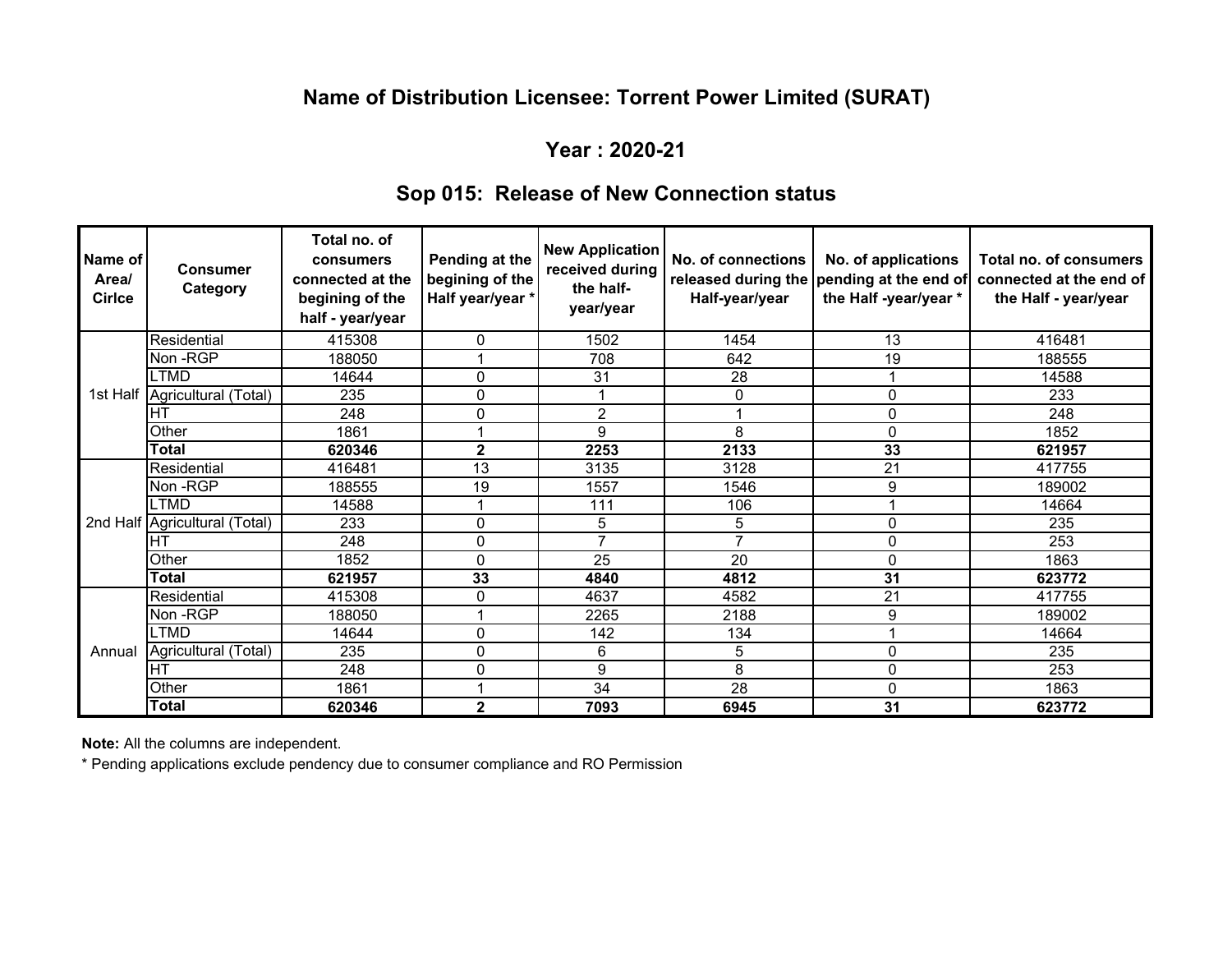## Name of Distribution Licensee: Torrent Power Limited (SURAT)

## Year : 2020-21

## Sop 015: Release of New Connection status

| Name of Area/ Cirlce | Consumer Category | Total no. of consumers connected at the begining of the half - year/year | Pending at the begining of the Half year/year * | New Application received during the half-year/year | No. of connections released during the Half-year/year | No. of applications pending at the end of the Half -year/year * | Total no. of consumers connected at the end of the Half - year/year |
|---|---|---|---|---|---|---|---|
| 1st Half | Residential | 415308 | 0 | 1502 | 1454 | 13 | 416481 |
| | Non -RGP | 188050 | 1 | 708 | 642 | 19 | 188555 |
| | LTMD | 14644 | 0 | 31 | 28 | 1 | 14588 |
| | Agricultural (Total) | 235 | 0 | 1 | 0 | 0 | 233 |
| | HT | 248 | 0 | 2 | 1 | 0 | 248 |
| | Other | 1861 | 1 | 9 | 8 | 0 | 1852 |
| | **Total** | **620346** | **2** | **2253** | **2133** | **33** | **621957** |
| 2nd Half | Residential | 416481 | 13 | 3135 | 3128 | 21 | 417755 |
| | Non -RGP | 188555 | 19 | 1557 | 1546 | 9 | 189002 |
| | LTMD | 14588 | 1 | 111 | 106 | 1 | 14664 |
| | Agricultural (Total) | 233 | 0 | 5 | 5 | 0 | 235 |
| | HT | 248 | 0 | 7 | 7 | 0 | 253 |
| | Other | 1852 | 0 | 25 | 20 | 0 | 1863 |
| | **Total** | **621957** | **33** | **4840** | **4812** | **31** | **623772** |
| Annual | Residential | 415308 | 0 | 4637 | 4582 | 21 | 417755 |
| | Non -RGP | 188050 | 1 | 2265 | 2188 | 9 | 189002 |
| | LTMD | 14644 | 0 | 142 | 134 | 1 | 14664 |
| | Agricultural (Total) | 235 | 0 | 6 | 5 | 0 | 235 |
| | HT | 248 | 0 | 9 | 8 | 0 | 253 |
| | Other | 1861 | 1 | 34 | 28 | 0 | 1863 |
| | **Total** | **620346** | **2** | **7093** | **6945** | **31** | **623772** |

**Note:** All the columns are independent.

* Pending applications exclude pendency due to consumer compliance and RO Permission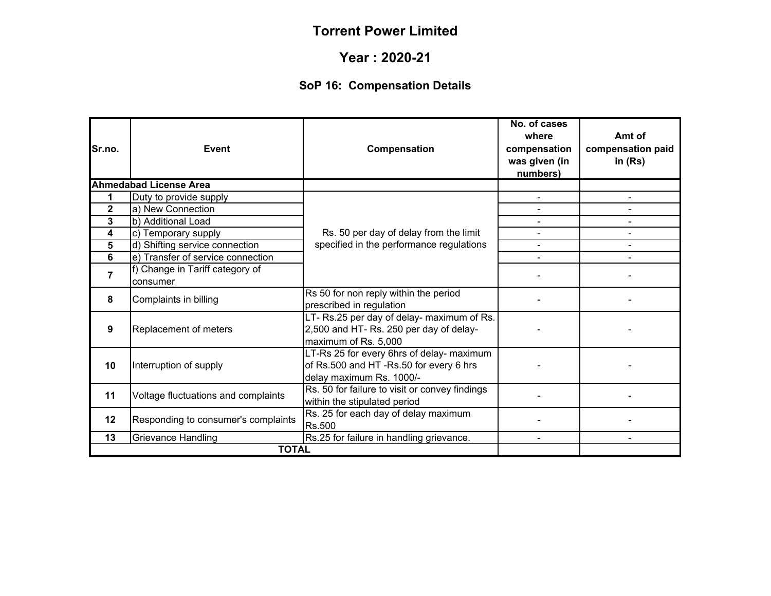# Torrent Power Limited

## Year : 2020-21

### SoP 16: Compensation Details

| Sr.no. | Event | Compensation | No. of cases where compensation was given (in numbers) | Amt of compensation paid in (Rs) |
|---|---|---|---|---|
| **Ahmedabad License Area** | | | | |
| 1 | Duty to provide supply | Rs. 50 per day of delay from the limit specified in the performance regulations | - | - |
| 2 | a) New Connection | | - | - |
| 3 | b) Additional Load | | - | - |
| 4 | c) Temporary supply | | - | - |
| 5 | d) Shifting service connection | | - | - |
| 6 | e) Transfer of service connection | | - | - |
| 7 | f) Change in Tariff category of consumer | | - | - |
| 8 | Complaints in billing | Rs 50 for non reply within the period prescribed in regulation | - | - |
| 9 | Replacement of meters | LT- Rs.25 per day of delay- maximum of Rs. 2,500 and HT- Rs. 250 per day of delay- maximum of Rs. 5,000 | - | - |
| 10 | Interruption of supply | LT-Rs 25 for every 6hrs of delay- maximum of Rs.500 and HT -Rs.50 for every 6 hrs delay maximum Rs. 1000/- | - | - |
| 11 | Voltage fluctuations and complaints | Rs. 50 for failure to visit or convey findings within the stipulated period | - | - |
| 12 | Responding to consumer's complaints | Rs. 25 for each day of delay maximum Rs.500 | - | - |
| 13 | Grievance Handling | Rs.25 for failure in handling grievance. | - | - |
| **TOTAL** | | | | |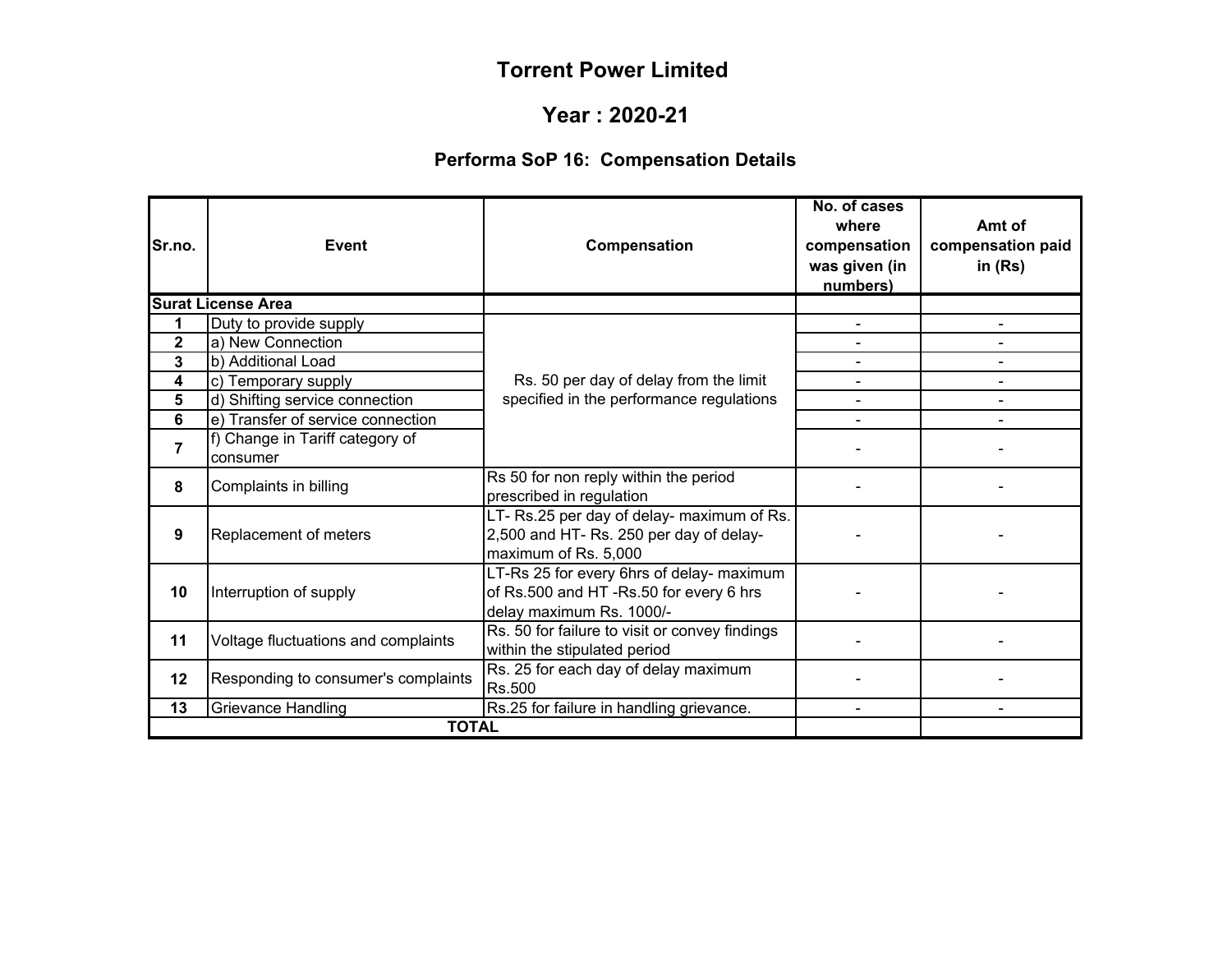# Torrent Power Limited

## Year : 2020-21

### Performa SoP 16: Compensation Details

| Sr.no. | Event | Compensation | No. of cases where compensation was given (in numbers) | Amt of compensation paid in (Rs) |
|---|---|---|---|---|
| **Surat License Area** | | | | |
| 1 | Duty to provide supply | Rs. 50 per day of delay from the limit specified in the performance regulations | - | - |
| 2 | a) New Connection | | - | - |
| 3 | b) Additional Load | | - | - |
| 4 | c) Temporary supply | | - | - |
| 5 | d) Shifting service connection | | - | - |
| 6 | e) Transfer of service connection | | - | - |
| 7 | f) Change in Tariff category of consumer | | - | - |
| 8 | Complaints in billing | Rs 50 for non reply within the period prescribed in regulation | - | - |
| 9 | Replacement of meters | LT- Rs.25 per day of delay- maximum of Rs. 2,500 and HT- Rs. 250 per day of delay- maximum of Rs. 5,000 | - | - |
| 10 | Interruption of supply | LT-Rs 25 for every 6hrs of delay- maximum of Rs.500 and HT -Rs.50 for every 6 hrs delay maximum Rs. 1000/- | - | - |
| 11 | Voltage fluctuations and complaints | Rs. 50 for failure to visit or convey findings within the stipulated period | - | - |
| 12 | Responding to consumer's complaints | Rs. 25 for each day of delay maximum Rs.500 | - | - |
| 13 | Grievance Handling | Rs.25 for failure in handling grievance. | - | - |
| **TOTAL** | | | | |